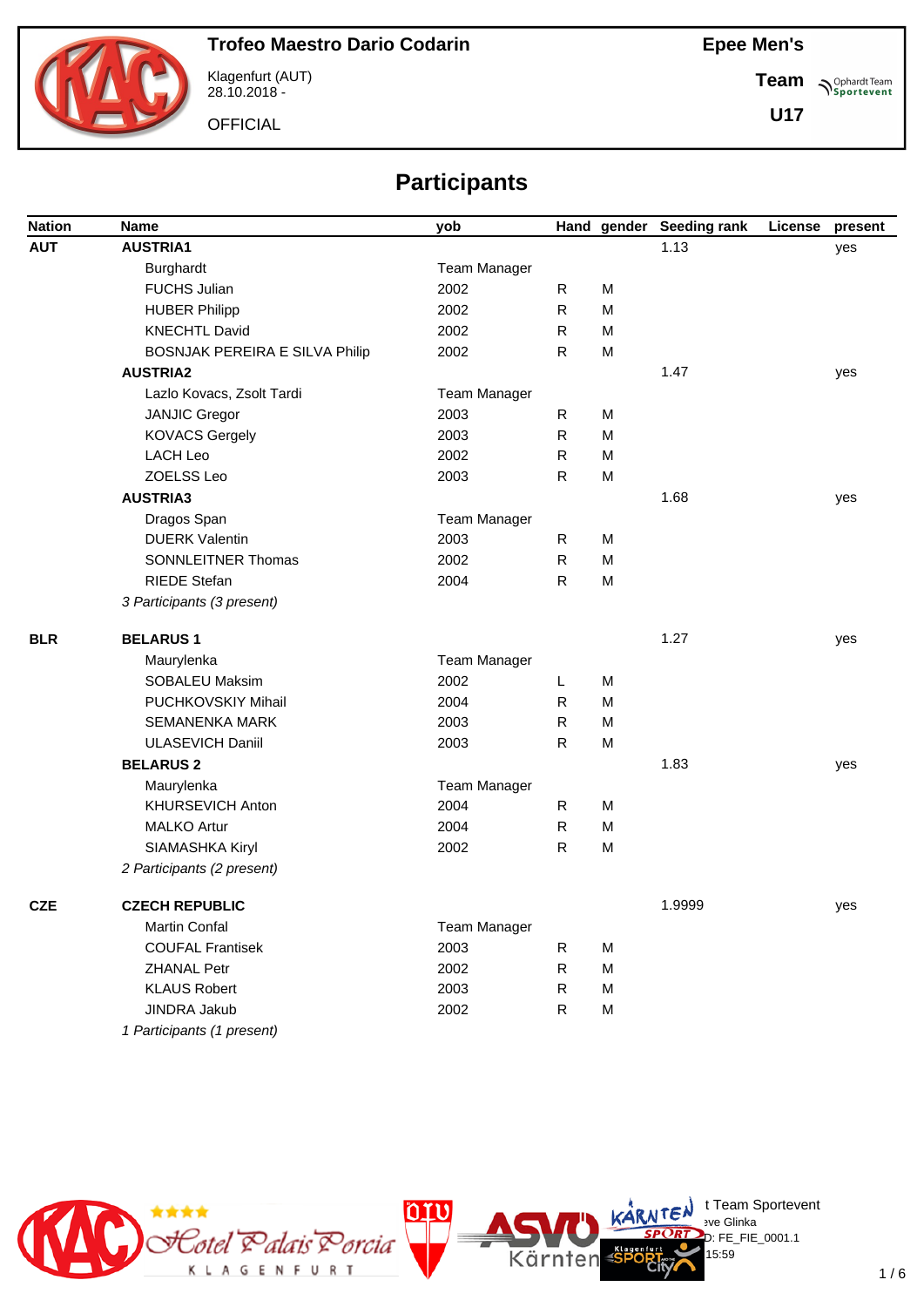**Trofeo Maestro Dario Codarin**

Klagenfurt (AUT)
28.10.2018 -

OFFICIAL

**Epee Men's**

**Team**

**U17**

# Participants

| Nation | Name | yob | Hand | gender | Seeding rank | License | present |
|---|---|---|---|---|---|---|---|
| **AUT** | **AUSTRIA1** | | | | 1.13 | | yes |
| | Burghardt | Team Manager | | | | | |
| | FUCHS Julian | 2002 | R | M | | | |
| | HUBER Philipp | 2002 | R | M | | | |
| | KNECHTL David | 2002 | R | M | | | |
| | BOSNJAK PEREIRA E SILVA Philip | 2002 | R | M | | | |
| | **AUSTRIA2** | | | | 1.47 | | yes |
| | Lazlo Kovacs, Zsolt Tardi | Team Manager | | | | | |
| | JANJIC Gregor | 2003 | R | M | | | |
| | KOVACS Gergely | 2003 | R | M | | | |
| | LACH Leo | 2002 | R | M | | | |
| | ZOELSS Leo | 2003 | R | M | | | |
| | **AUSTRIA3** | | | | 1.68 | | yes |
| | Dragos Span | Team Manager | | | | | |
| | DUERK Valentin | 2003 | R | M | | | |
| | SONNLEITNER Thomas | 2002 | R | M | | | |
| | RIEDE Stefan | 2004 | R | M | | | |
| | *3 Participants (3 present)* | | | | | | |
| **BLR** | **BELARUS 1** | | | | 1.27 | | yes |
| | Maurylenka | Team Manager | | | | | |
| | SOBALEU Maksim | 2002 | L | M | | | |
| | PUCHKOVSKIY Mihail | 2004 | R | M | | | |
| | SEMANENKA MARK | 2003 | R | M | | | |
| | ULASEVICH Daniil | 2003 | R | M | | | |
| | **BELARUS 2** | | | | 1.83 | | yes |
| | Maurylenka | Team Manager | | | | | |
| | KHURSEVICH Anton | 2004 | R | M | | | |
| | MALKO Artur | 2004 | R | M | | | |
| | SIAMASHKA Kiryl | 2002 | R | M | | | |
| | *2 Participants (2 present)* | | | | | | |
| **CZE** | **CZECH REPUBLIC** | | | | 1.9999 | | yes |
| | Martin Confal | Team Manager | | | | | |
| | COUFAL Frantisek | 2003 | R | M | | | |
| | ZHANAL Petr | 2002 | R | M | | | |
| | KLAUS Robert | 2003 | R | M | | | |
| | JINDRA Jakub | 2002 | R | M | | | |
| | *1 Participants (1 present)* | | | | | | |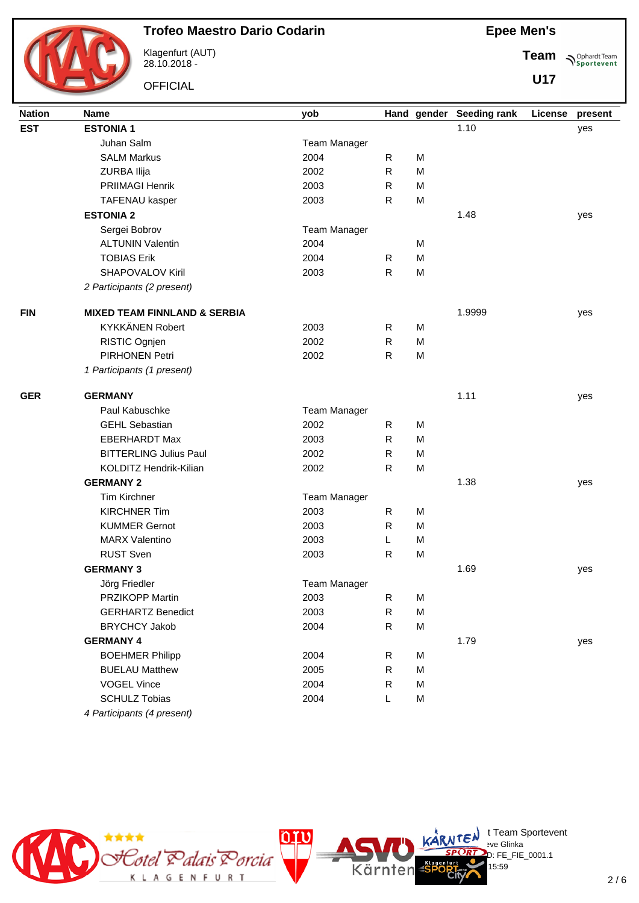# Trofeo Maestro Dario Codarin

Klagenfurt (AUT)
28.10.2018 -

OFFICIAL

**Epee Men's**

**Team**

**U17**

| Nation | Name | yob | Hand | gender | Seeding rank | License | present |
|---|---|---|---|---|---|---|---|
| **EST** | **ESTONIA 1** | | | | 1.10 | | yes |
| | Juhan Salm | Team Manager | | | | | |
| | SALM Markus | 2004 | R | M | | | |
| | ZURBA Ilija | 2002 | R | M | | | |
| | PRIIMAGI Henrik | 2003 | R | M | | | |
| | TAFENAU kasper | 2003 | R | M | | | |
| | **ESTONIA 2** | | | | 1.48 | | yes |
| | Sergei Bobrov | Team Manager | | | | | |
| | ALTUNIN Valentin | 2004 | | M | | | |
| | TOBIAS Erik | 2004 | R | M | | | |
| | SHAPOVALOV Kiril | 2003 | R | M | | | |
| | *2 Participants (2 present)* | | | | | | |
| **FIN** | **MIXED TEAM FINNLAND & SERBIA** | | | | 1.9999 | | yes |
| | KYKKÄNEN Robert | 2003 | R | M | | | |
| | RISTIC Ognjen | 2002 | R | M | | | |
| | PIRHONEN Petri | 2002 | R | M | | | |
| | *1 Participants (1 present)* | | | | | | |
| **GER** | **GERMANY** | | | | 1.11 | | yes |
| | Paul Kabuschke | Team Manager | | | | | |
| | GEHL Sebastian | 2002 | R | M | | | |
| | EBERHARDT Max | 2003 | R | M | | | |
| | BITTERLING Julius Paul | 2002 | R | M | | | |
| | KOLDITZ Hendrik-Kilian | 2002 | R | M | | | |
| | **GERMANY 2** | | | | 1.38 | | yes |
| | Tim Kirchner | Team Manager | | | | | |
| | KIRCHNER Tim | 2003 | R | M | | | |
| | KUMMER Gernot | 2003 | R | M | | | |
| | MARX Valentino | 2003 | L | M | | | |
| | RUST Sven | 2003 | R | M | | | |
| | **GERMANY 3** | | | | 1.69 | | yes |
| | Jörg Friedler | Team Manager | | | | | |
| | PRZIKOPP Martin | 2003 | R | M | | | |
| | GERHARTZ Benedict | 2003 | R | M | | | |
| | BRYCHCY Jakob | 2004 | R | M | | | |
| | **GERMANY 4** | | | | 1.79 | | yes |
| | BOEHMER Philipp | 2004 | R | M | | | |
| | BUELAU Matthew | 2005 | R | M | | | |
| | VOGEL Vince | 2004 | R | M | | | |
| | SCHULZ Tobias | 2004 | L | M | | | |
| | *4 Participants (4 present)* | | | | | | |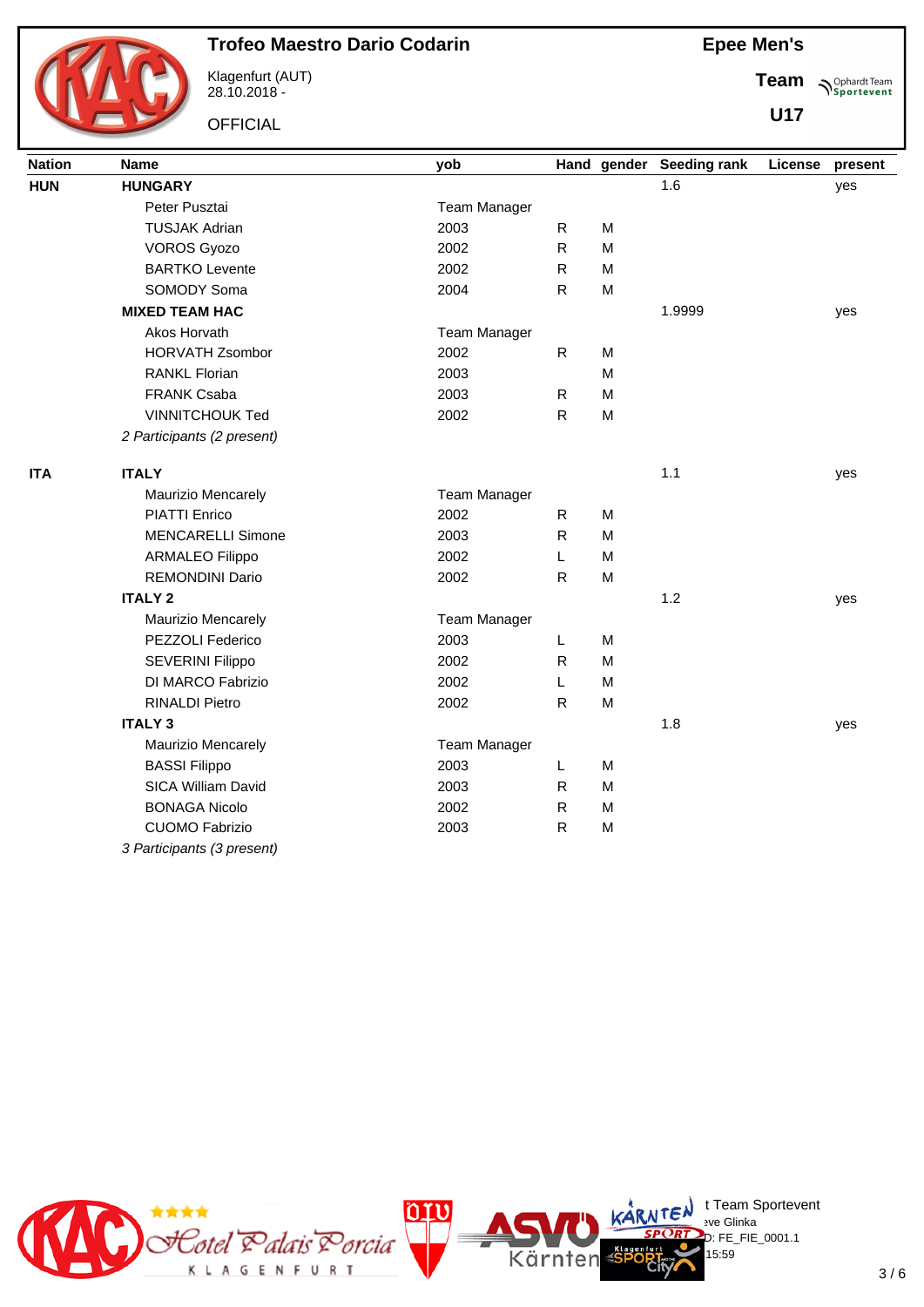# Trofeo Maestro Dario Codarin

Klagenfurt (AUT)
28.10.2018 -

OFFICIAL

**Epee Men's**

**Team**

**U17**

| Nation | Name | yob | Hand | gender | Seeding rank | License | present |
|---|---|---|---|---|---|---|---|
| **HUN** | **HUNGARY** | | | | 1.6 | | yes |
| | Peter Pusztai | Team Manager | | | | | |
| | TUSJAK Adrian | 2003 | R | M | | | |
| | VOROS Gyozo | 2002 | R | M | | | |
| | BARTKO Levente | 2002 | R | M | | | |
| | SOMODY Soma | 2004 | R | M | | | |
| | **MIXED TEAM HAC** | | | | 1.9999 | | yes |
| | Akos Horvath | Team Manager | | | | | |
| | HORVATH Zsombor | 2002 | R | M | | | |
| | RANKL Florian | 2003 | | M | | | |
| | FRANK Csaba | 2003 | R | M | | | |
| | VINNITCHOUK Ted | 2002 | R | M | | | |
| | *2 Participants (2 present)* | | | | | | |
| **ITA** | **ITALY** | | | | 1.1 | | yes |
| | Maurizio Mencarely | Team Manager | | | | | |
| | PIATTI Enrico | 2002 | R | M | | | |
| | MENCARELLI Simone | 2003 | R | M | | | |
| | ARMALEO Filippo | 2002 | L | M | | | |
| | REMONDINI Dario | 2002 | R | M | | | |
| | **ITALY 2** | | | | 1.2 | | yes |
| | Maurizio Mencarely | Team Manager | | | | | |
| | PEZZOLI Federico | 2003 | L | M | | | |
| | SEVERINI Filippo | 2002 | R | M | | | |
| | DI MARCO Fabrizio | 2002 | L | M | | | |
| | RINALDI Pietro | 2002 | R | M | | | |
| | **ITALY 3** | | | | 1.8 | | yes |
| | Maurizio Mencarely | Team Manager | | | | | |
| | BASSI Filippo | 2003 | L | M | | | |
| | SICA William David | 2003 | R | M | | | |
| | BONAGA Nicolo | 2002 | R | M | | | |
| | CUOMO Fabrizio | 2003 | R | M | | | |
| | *3 Participants (3 present)* | | | | | | |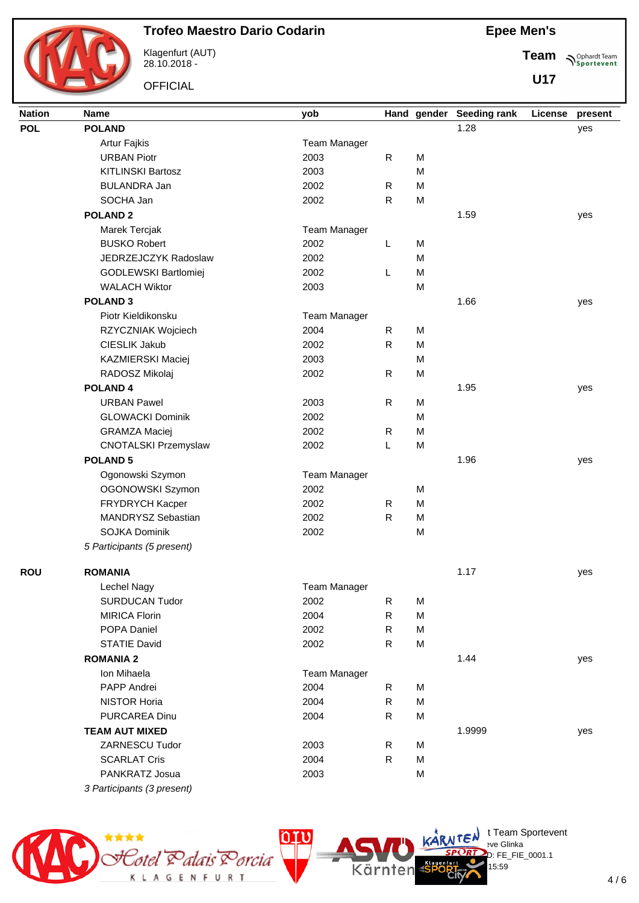# Trofeo Maestro Dario Codarin

Klagenfurt (AUT)
28.10.2018 -

OFFICIAL

**Epee Men's**

**Team**

**U17**

| Nation | Name | yob | Hand | gender | Seeding rank | License | present |
|---|---|---|---|---|---|---|---|
| **POL** | **POLAND** | | | | 1.28 | | yes |
| | Artur Fajkis | Team Manager | | | | | |
| | URBAN Piotr | 2003 | R | M | | | |
| | KITLINSKI Bartosz | 2003 | | M | | | |
| | BULANDRA Jan | 2002 | R | M | | | |
| | SOCHA Jan | 2002 | R | M | | | |
| | **POLAND 2** | | | | 1.59 | | yes |
| | Marek Tercjak | Team Manager | | | | | |
| | BUSKO Robert | 2002 | L | M | | | |
| | JEDRZEJCZYK Radoslaw | 2002 | | M | | | |
| | GODLEWSKI Bartlomiej | 2002 | L | M | | | |
| | WALACH Wiktor | 2003 | | M | | | |
| | **POLAND 3** | | | | 1.66 | | yes |
| | Piotr Kieldikonsku | Team Manager | | | | | |
| | RZYCZNIAK Wojciech | 2004 | R | M | | | |
| | CIESLIK Jakub | 2002 | R | M | | | |
| | KAZMIERSKI Maciej | 2003 | | M | | | |
| | RADOSZ Mikolaj | 2002 | R | M | | | |
| | **POLAND 4** | | | | 1.95 | | yes |
| | URBAN Pawel | 2003 | R | M | | | |
| | GLOWACKI Dominik | 2002 | | M | | | |
| | GRAMZA Maciej | 2002 | R | M | | | |
| | CNOTALSKI Przemyslaw | 2002 | L | M | | | |
| | **POLAND 5** | | | | 1.96 | | yes |
| | Ogonowski Szymon | Team Manager | | | | | |
| | OGONOWSKI Szymon | 2002 | | M | | | |
| | FRYDRYCH Kacper | 2002 | R | M | | | |
| | MANDRYSZ Sebastian | 2002 | R | M | | | |
| | SOJKA Dominik | 2002 | | M | | | |
| | *5 Participants (5 present)* | | | | | | |
| **ROU** | **ROMANIA** | | | | 1.17 | | yes |
| | Lechel Nagy | Team Manager | | | | | |
| | SURDUCAN Tudor | 2002 | R | M | | | |
| | MIRICA Florin | 2004 | R | M | | | |
| | POPA Daniel | 2002 | R | M | | | |
| | STATIE David | 2002 | R | M | | | |
| | **ROMANIA 2** | | | | 1.44 | | yes |
| | Ion Mihaela | Team Manager | | | | | |
| | PAPP Andrei | 2004 | R | M | | | |
| | NISTOR Horia | 2004 | R | M | | | |
| | PURCAREA Dinu | 2004 | R | M | | | |
| | **TEAM AUT MIXED** | | | | 1.9999 | | yes |
| | ZARNESCU Tudor | 2003 | R | M | | | |
| | SCARLAT Cris | 2004 | R | M | | | |
| | PANKRATZ Josua | 2003 | | M | | | |
| | *3 Participants (3 present)* | | | | | | |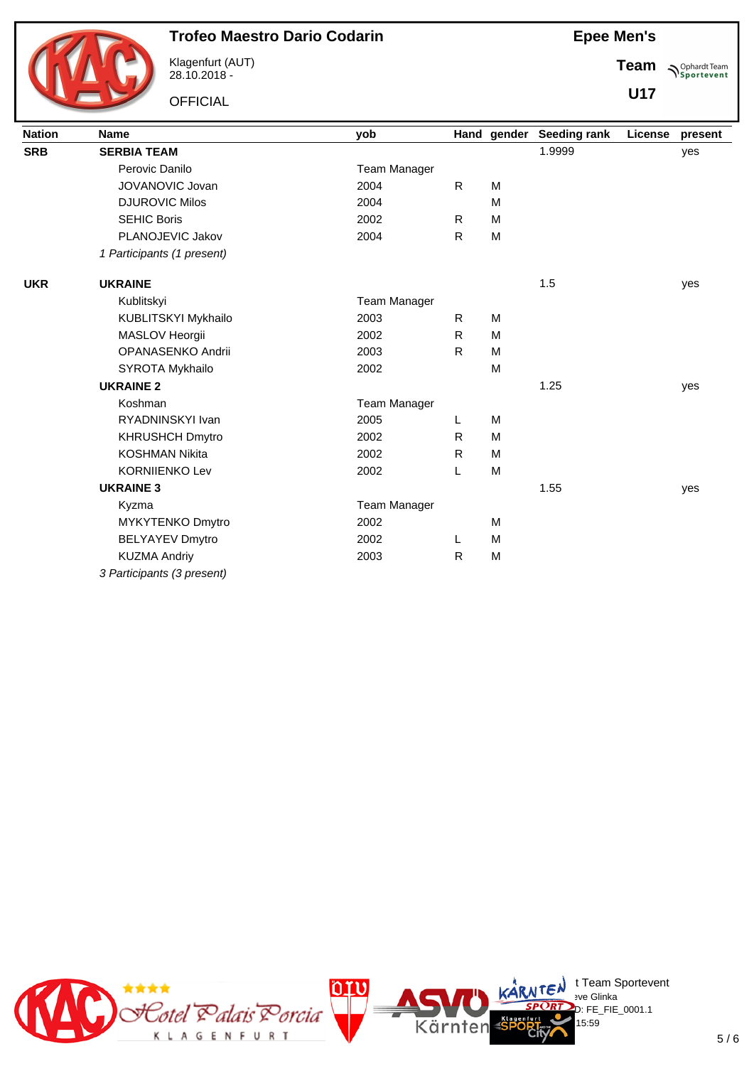# Trofeo Maestro Dario Codarin

Klagenfurt (AUT)
28.10.2018 -

OFFICIAL

**Epee Men's**

**Team**

**U17**

| Nation | Name | yob | Hand | gender | Seeding rank | License | present |
|---|---|---|---|---|---|---|---|
| **SRB** | **SERBIA TEAM** | | | | 1.9999 | | yes |
| | Perovic Danilo | Team Manager | | | | | |
| | JOVANOVIC Jovan | 2004 | R | M | | | |
| | DJUROVIC Milos | 2004 | | M | | | |
| | SEHIC Boris | 2002 | R | M | | | |
| | PLANOJEVIC Jakov | 2004 | R | M | | | |
| | *1 Participants (1 present)* | | | | | | |
| **UKR** | **UKRAINE** | | | | 1.5 | | yes |
| | Kublitskyi | Team Manager | | | | | |
| | KUBLITSKYI Mykhailo | 2003 | R | M | | | |
| | MASLOV Heorgii | 2002 | R | M | | | |
| | OPANASENKO Andrii | 2003 | R | M | | | |
| | SYROTA Mykhailo | 2002 | | M | | | |
| | **UKRAINE 2** | | | | 1.25 | | yes |
| | Koshman | Team Manager | | | | | |
| | RYADNINSKYI Ivan | 2005 | L | M | | | |
| | KHRUSHCH Dmytro | 2002 | R | M | | | |
| | KOSHMAN Nikita | 2002 | R | M | | | |
| | KORNIIENKO Lev | 2002 | L | M | | | |
| | **UKRAINE 3** | | | | 1.55 | | yes |
| | Kyzma | Team Manager | | | | | |
| | MYKYTENKO Dmytro | 2002 | | M | | | |
| | BELYAYEV Dmytro | 2002 | L | M | | | |
| | KUZMA Andriy | 2003 | R | M | | | |
| | *3 Participants (3 present)* | | | | | | |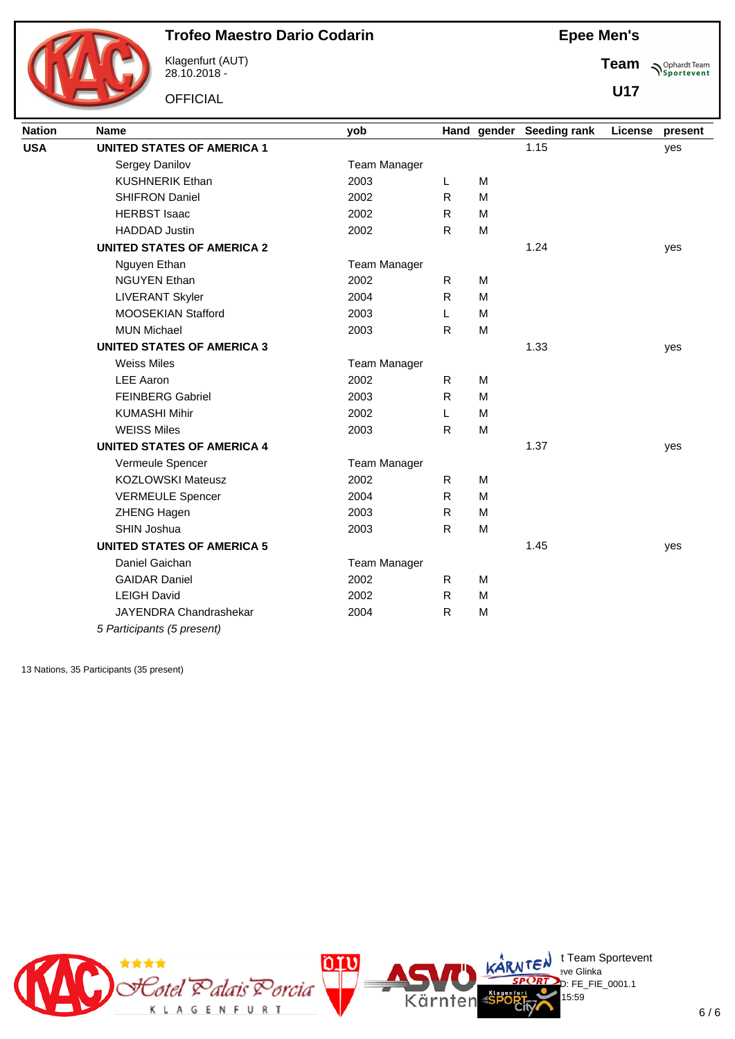# Trofeo Maestro Dario Codarin

Klagenfurt (AUT)
28.10.2018 -

OFFICIAL

**Epee Men's**

**Team**

**U17**

| Nation | Name | yob | Hand | gender | Seeding rank | License | present |
|---|---|---|---|---|---|---|---|
| **USA** | **UNITED STATES OF AMERICA 1** | | | | 1.15 | | yes |
| | Sergey Danilov | Team Manager | | | | | |
| | KUSHNERIK Ethan | 2003 | L | M | | | |
| | SHIFRON Daniel | 2002 | R | M | | | |
| | HERBST Isaac | 2002 | R | M | | | |
| | HADDAD Justin | 2002 | R | M | | | |
| | **UNITED STATES OF AMERICA 2** | | | | 1.24 | | yes |
| | Nguyen Ethan | Team Manager | | | | | |
| | NGUYEN Ethan | 2002 | R | M | | | |
| | LIVERANT Skyler | 2004 | R | M | | | |
| | MOOSEKIAN Stafford | 2003 | L | M | | | |
| | MUN Michael | 2003 | R | M | | | |
| | **UNITED STATES OF AMERICA 3** | | | | 1.33 | | yes |
| | Weiss Miles | Team Manager | | | | | |
| | LEE Aaron | 2002 | R | M | | | |
| | FEINBERG Gabriel | 2003 | R | M | | | |
| | KUMASHI Mihir | 2002 | L | M | | | |
| | WEISS Miles | 2003 | R | M | | | |
| | **UNITED STATES OF AMERICA 4** | | | | 1.37 | | yes |
| | Vermeule Spencer | Team Manager | | | | | |
| | KOZLOWSKI Mateusz | 2002 | R | M | | | |
| | VERMEULE Spencer | 2004 | R | M | | | |
| | ZHENG Hagen | 2003 | R | M | | | |
| | SHIN Joshua | 2003 | R | M | | | |
| | **UNITED STATES OF AMERICA 5** | | | | 1.45 | | yes |
| | Daniel Gaichan | Team Manager | | | | | |
| | GAIDAR Daniel | 2002 | R | M | | | |
| | LEIGH David | 2002 | R | M | | | |
| | JAYENDRA Chandrashekar | 2004 | R | M | | | |

*5 Participants (5 present)*

13 Nations, 35 Participants (35 present)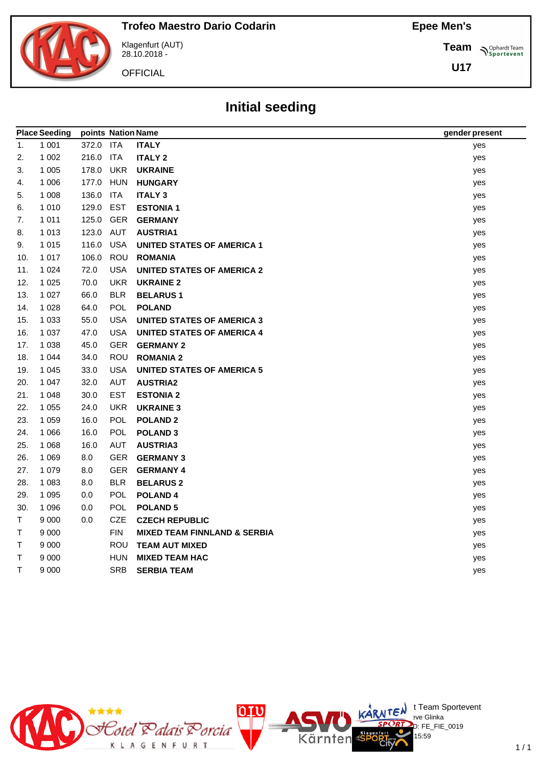Trofeo Maestro Dario Codarin

Klagenfurt (AUT)
28.10.2018 -

OFFICIAL

Epee Men's

Team

U17

# Initial seeding

| Place | Seeding | points | Nation | Name | gender | present |
|---|---|---|---|---|---|---|
| 1. | 1 001 | 372.0 | ITA | **ITALY** | | yes |
| 2. | 1 002 | 216.0 | ITA | **ITALY 2** | | yes |
| 3. | 1 005 | 178.0 | UKR | **UKRAINE** | | yes |
| 4. | 1 006 | 177.0 | HUN | **HUNGARY** | | yes |
| 5. | 1 008 | 136.0 | ITA | **ITALY 3** | | yes |
| 6. | 1 010 | 129.0 | EST | **ESTONIA 1** | | yes |
| 7. | 1 011 | 125.0 | GER | **GERMANY** | | yes |
| 8. | 1 013 | 123.0 | AUT | **AUSTRIA1** | | yes |
| 9. | 1 015 | 116.0 | USA | **UNITED STATES OF AMERICA 1** | | yes |
| 10. | 1 017 | 106.0 | ROU | **ROMANIA** | | yes |
| 11. | 1 024 | 72.0 | USA | **UNITED STATES OF AMERICA 2** | | yes |
| 12. | 1 025 | 70.0 | UKR | **UKRAINE 2** | | yes |
| 13. | 1 027 | 66.0 | BLR | **BELARUS 1** | | yes |
| 14. | 1 028 | 64.0 | POL | **POLAND** | | yes |
| 15. | 1 033 | 55.0 | USA | **UNITED STATES OF AMERICA 3** | | yes |
| 16. | 1 037 | 47.0 | USA | **UNITED STATES OF AMERICA 4** | | yes |
| 17. | 1 038 | 45.0 | GER | **GERMANY 2** | | yes |
| 18. | 1 044 | 34.0 | ROU | **ROMANIA 2** | | yes |
| 19. | 1 045 | 33.0 | USA | **UNITED STATES OF AMERICA 5** | | yes |
| 20. | 1 047 | 32.0 | AUT | **AUSTRIA2** | | yes |
| 21. | 1 048 | 30.0 | EST | **ESTONIA 2** | | yes |
| 22. | 1 055 | 24.0 | UKR | **UKRAINE 3** | | yes |
| 23. | 1 059 | 16.0 | POL | **POLAND 2** | | yes |
| 24. | 1 066 | 16.0 | POL | **POLAND 3** | | yes |
| 25. | 1 068 | 16.0 | AUT | **AUSTRIA3** | | yes |
| 26. | 1 069 | 8.0 | GER | **GERMANY 3** | | yes |
| 27. | 1 079 | 8.0 | GER | **GERMANY 4** | | yes |
| 28. | 1 083 | 8.0 | BLR | **BELARUS 2** | | yes |
| 29. | 1 095 | 0.0 | POL | **POLAND 4** | | yes |
| 30. | 1 096 | 0.0 | POL | **POLAND 5** | | yes |
| T | 9 000 | 0.0 | CZE | **CZECH REPUBLIC** | | yes |
| T | 9 000 | | FIN | **MIXED TEAM FINNLAND & SERBIA** | | yes |
| T | 9 000 | | ROU | **TEAM AUT MIXED** | | yes |
| T | 9 000 | | HUN | **MIXED TEAM HAC** | | yes |
| T | 9 000 | | SRB | **SERBIA TEAM** | | yes |

t Team Sportevent
eve Glinka
D: FE_FIE_0019
15:59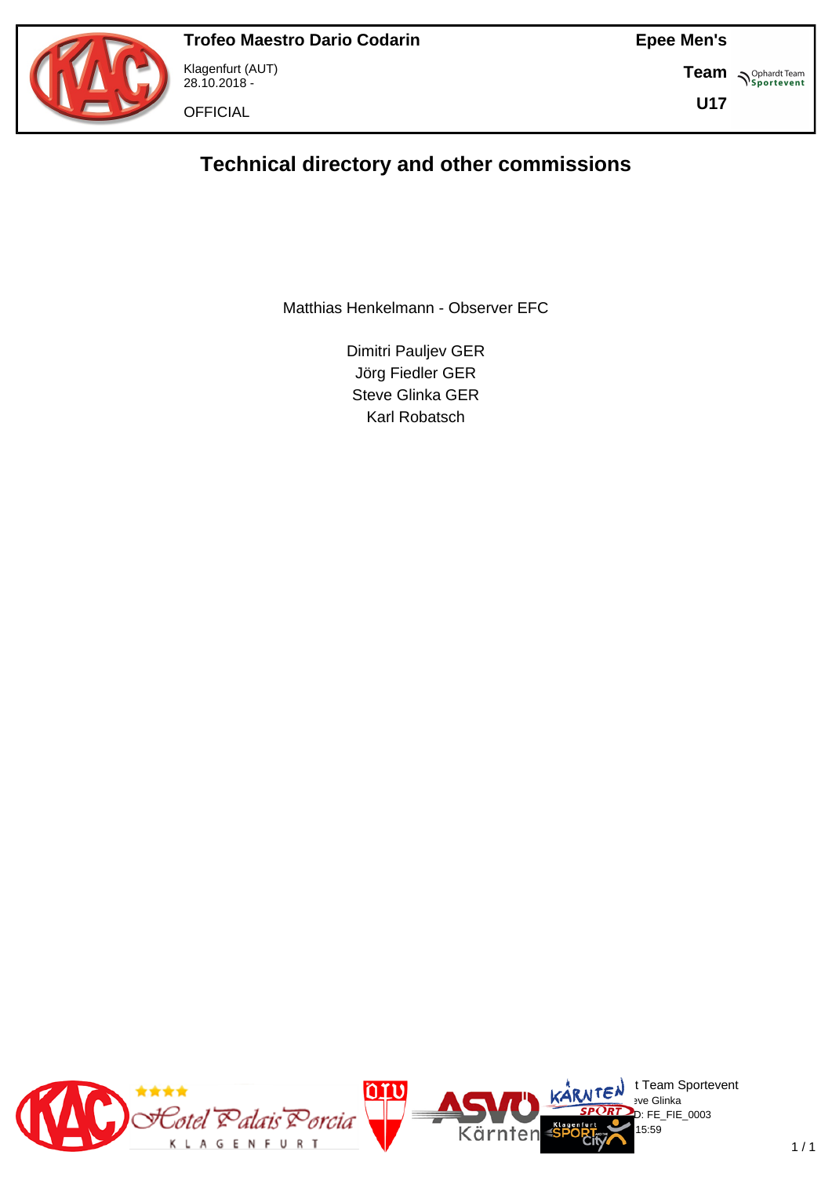# Technical directory and other commissions

Matthias Henkelmann - Observer EFC

Dimitri Pauljev GER
Jörg Fiedler GER
Steve Glinka GER
Karl Robatsch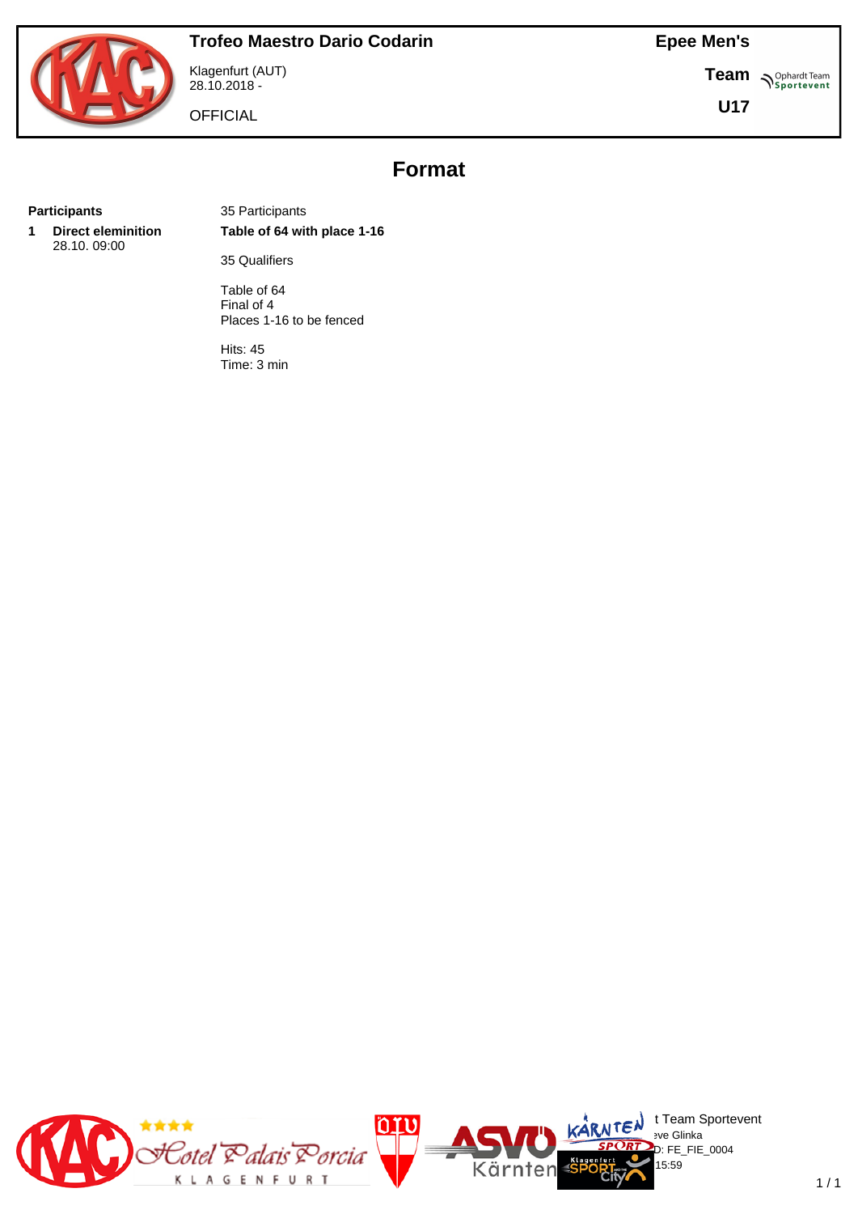**Trofeo Maestro Dario Codarin**

Klagenfurt (AUT)
28.10.2018 -

OFFICIAL

**Epee Men's**

**Team**

**U17**

# Format

**Participants**

**1 Direct eleminition**
28.10. 09:00

35 Participants

**Table of 64 with place 1-16**

35 Qualifiers

Table of 64
Final of 4
Places 1-16 to be fenced

Hits: 45
Time: 3 min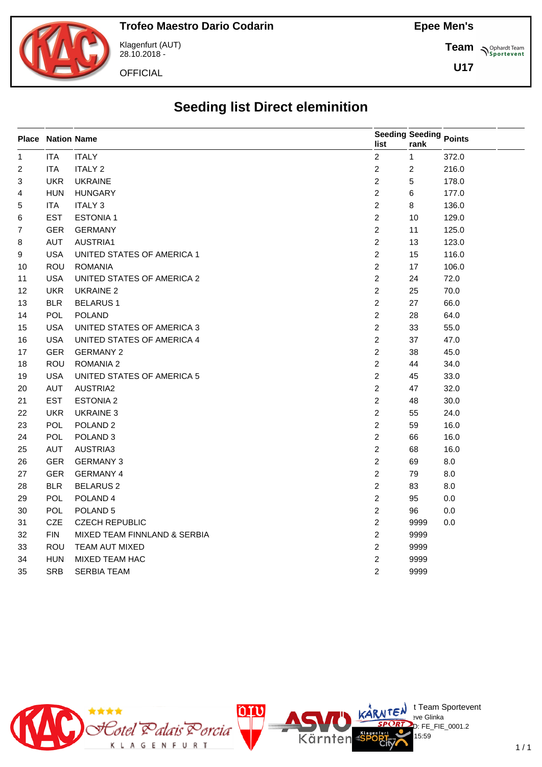**Trofeo Maestro Dario Codarin**

Klagenfurt (AUT)
28.10.2018 -

OFFICIAL

**Epee Men's**

**Team**

**U17**

# Seeding list Direct eleminition

| Place | Nation | Name | Seeding list | Seeding rank | Points |
|---|---|---|---|---|---|
| 1 | ITA | ITALY | 2 | 1 | 372.0 |
| 2 | ITA | ITALY 2 | 2 | 2 | 216.0 |
| 3 | UKR | UKRAINE | 2 | 5 | 178.0 |
| 4 | HUN | HUNGARY | 2 | 6 | 177.0 |
| 5 | ITA | ITALY 3 | 2 | 8 | 136.0 |
| 6 | EST | ESTONIA 1 | 2 | 10 | 129.0 |
| 7 | GER | GERMANY | 2 | 11 | 125.0 |
| 8 | AUT | AUSTRIA1 | 2 | 13 | 123.0 |
| 9 | USA | UNITED STATES OF AMERICA 1 | 2 | 15 | 116.0 |
| 10 | ROU | ROMANIA | 2 | 17 | 106.0 |
| 11 | USA | UNITED STATES OF AMERICA 2 | 2 | 24 | 72.0 |
| 12 | UKR | UKRAINE 2 | 2 | 25 | 70.0 |
| 13 | BLR | BELARUS 1 | 2 | 27 | 66.0 |
| 14 | POL | POLAND | 2 | 28 | 64.0 |
| 15 | USA | UNITED STATES OF AMERICA 3 | 2 | 33 | 55.0 |
| 16 | USA | UNITED STATES OF AMERICA 4 | 2 | 37 | 47.0 |
| 17 | GER | GERMANY 2 | 2 | 38 | 45.0 |
| 18 | ROU | ROMANIA 2 | 2 | 44 | 34.0 |
| 19 | USA | UNITED STATES OF AMERICA 5 | 2 | 45 | 33.0 |
| 20 | AUT | AUSTRIA2 | 2 | 47 | 32.0 |
| 21 | EST | ESTONIA 2 | 2 | 48 | 30.0 |
| 22 | UKR | UKRAINE 3 | 2 | 55 | 24.0 |
| 23 | POL | POLAND 2 | 2 | 59 | 16.0 |
| 24 | POL | POLAND 3 | 2 | 66 | 16.0 |
| 25 | AUT | AUSTRIA3 | 2 | 68 | 16.0 |
| 26 | GER | GERMANY 3 | 2 | 69 | 8.0 |
| 27 | GER | GERMANY 4 | 2 | 79 | 8.0 |
| 28 | BLR | BELARUS 2 | 2 | 83 | 8.0 |
| 29 | POL | POLAND 4 | 2 | 95 | 0.0 |
| 30 | POL | POLAND 5 | 2 | 96 | 0.0 |
| 31 | CZE | CZECH REPUBLIC | 2 | 9999 | 0.0 |
| 32 | FIN | MIXED TEAM FINNLAND & SERBIA | 2 | 9999 | |
| 33 | ROU | TEAM AUT MIXED | 2 | 9999 | |
| 34 | HUN | MIXED TEAM HAC | 2 | 9999 | |
| 35 | SRB | SERBIA TEAM | 2 | 9999 | |

t Team Sportevent
eve Glinka
D: FE_FIE_0001.2
15:59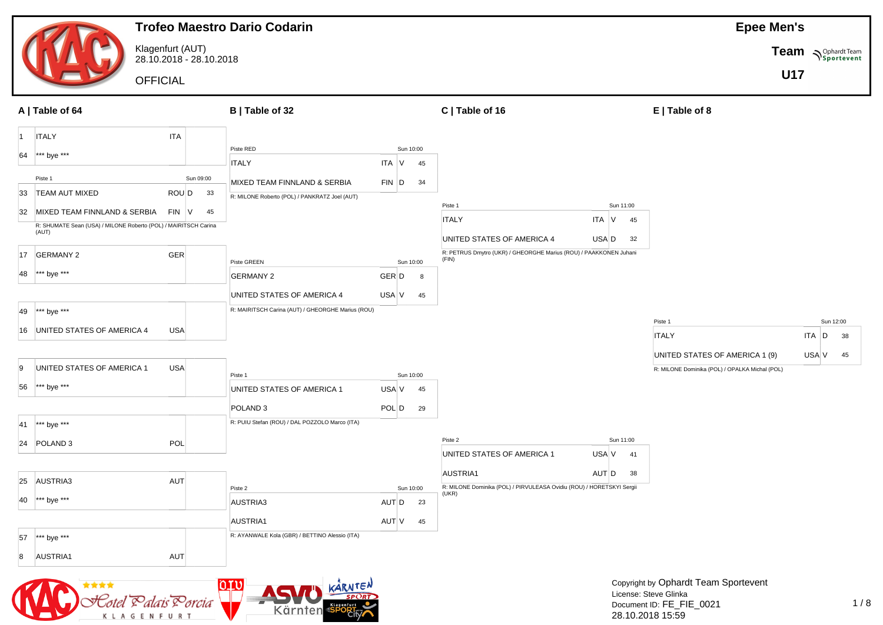# Trofeo Maestro Dario Codarin

Klagenfurt (AUT)
28.10.2018 - 28.10.2018

OFFICIAL

**Epee Men's**

**Team**

**U17**

## A | Table of 64

| Seed | Team | Nation | Result | Score |
|---|---|---|---|---|
| 1 | ITALY | ITA | | |
| 64 | *** bye *** | | | |

Piste 1 — Sun 09:00

| Seed | Team | Nation | Result | Score |
|---|---|---|---|---|
| 33 | TEAM AUT MIXED | ROU | D | 33 |
| 32 | MIXED TEAM FINNLAND & SERBIA | FIN | V | 45 |

R: SHUMATE Sean (USA) / MILONE Roberto (POL) / MAIRITSCH Carina (AUT)

| Seed | Team | Nation | Result | Score |
|---|---|---|---|---|
| 17 | GERMANY 2 | GER | | |
| 48 | *** bye *** | | | |
| 49 | *** bye *** | | | |
| 16 | UNITED STATES OF AMERICA 4 | USA | | |
| 9 | UNITED STATES OF AMERICA 1 | USA | | |
| 56 | *** bye *** | | | |
| 41 | *** bye *** | | | |
| 24 | POLAND 3 | POL | | |
| 25 | AUSTRIA3 | AUT | | |
| 40 | *** bye *** | | | |
| 57 | *** bye *** | | | |
| 8 | AUSTRIA1 | AUT | | |

## B | Table of 32

Piste RED — Sun 10:00

| Team | Nation | Result | Score |
|---|---|---|---|
| ITALY | ITA | V | 45 |
| MIXED TEAM FINNLAND & SERBIA | FIN | D | 34 |

R: MILONE Roberto (POL) / PANKRATZ Joel (AUT)

Piste GREEN — Sun 10:00

| Team | Nation | Result | Score |
|---|---|---|---|
| GERMANY 2 | GER | D | 8 |
| UNITED STATES OF AMERICA 4 | USA | V | 45 |

R: MAIRITSCH Carina (AUT) / GHEORGHE Marius (ROU)

Piste 1 — Sun 10:00

| Team | Nation | Result | Score |
|---|---|---|---|
| UNITED STATES OF AMERICA 1 | USA | V | 45 |
| POLAND 3 | POL | D | 29 |

R: PUIU Stefan (ROU) / DAL POZZOLO Marco (ITA)

Piste 2 — Sun 10:00

| Team | Nation | Result | Score |
|---|---|---|---|
| AUSTRIA3 | AUT | D | 23 |
| AUSTRIA1 | AUT | V | 45 |

R: AYANWALE Kola (GBR) / BETTINO Alessio (ITA)

## C | Table of 16

Piste 1 — Sun 11:00

| Team | Nation | Result | Score |
|---|---|---|---|
| ITALY | ITA | V | 45 |
| UNITED STATES OF AMERICA 4 | USA | D | 32 |

R: PETRUS Dmytro (UKR) / GHEORGHE Marius (ROU) / PAAKKONEN Juhani (FIN)

Piste 2 — Sun 11:00

| Team | Nation | Result | Score |
|---|---|---|---|
| UNITED STATES OF AMERICA 1 | USA | V | 41 |
| AUSTRIA1 | AUT | D | 38 |

R: MILONE Dominika (POL) / PIRVULEASA Ovidiu (ROU) / HORETSKYI Sergii (UKR)

## E | Table of 8

Piste 1 — Sun 12:00

| Team | Nation | Result | Score |
|---|---|---|---|
| ITALY | ITA | D | 38 |
| UNITED STATES OF AMERICA 1 (9) | USA | V | 45 |

R: MILONE Dominika (POL) / OPALKA Michal (POL)

Copyright by Ophardt Team Sportevent
License: Steve Glinka
Document ID: FE_FIE_0021
28.10.2018 15:59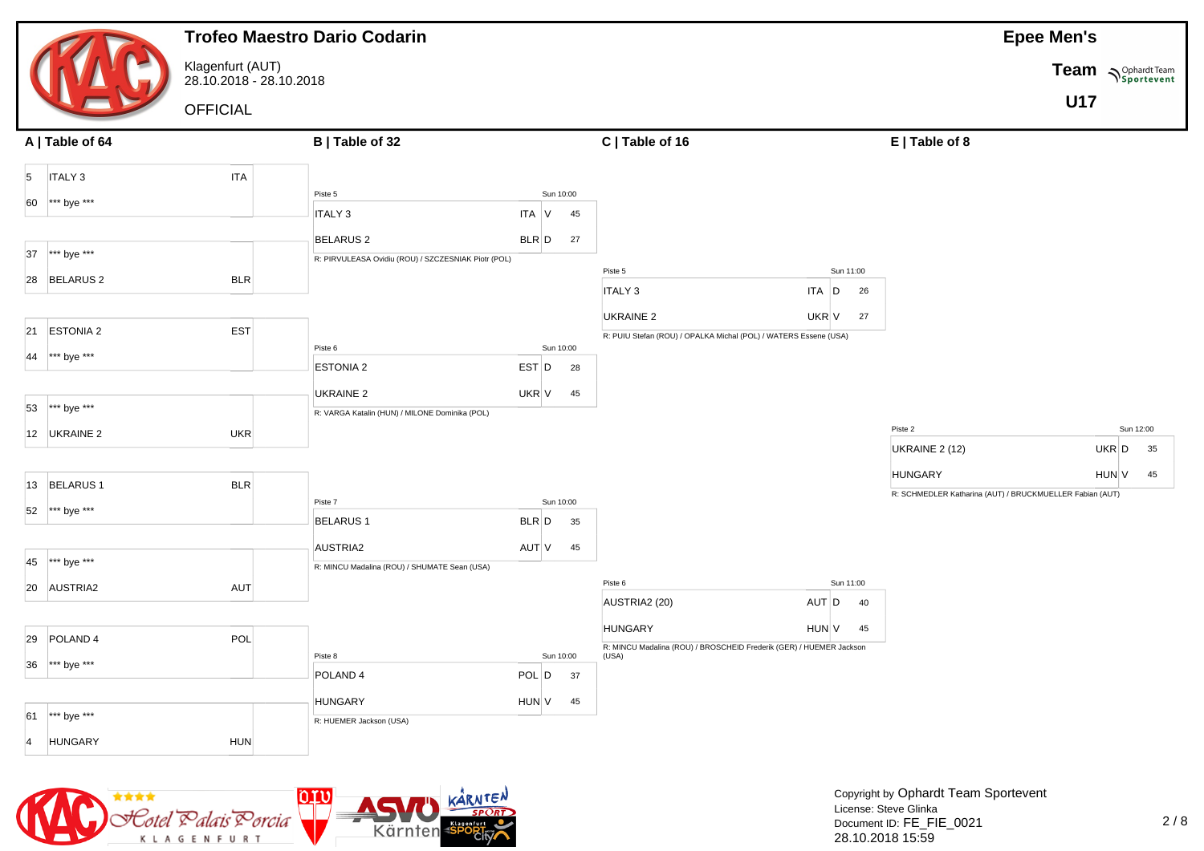# Trofeo Maestro Dario Codarin

Klagenfurt (AUT)
28.10.2018 - 28.10.2018

OFFICIAL

**Epee Men's**

**Team**

**U17**

## A | Table of 64

| Seed | Team | Nation |
|---|---|---|
| 5 | ITALY 3 | ITA |
| 60 | *** bye *** | |
| 37 | *** bye *** | |
| 28 | BELARUS 2 | BLR |
| 21 | ESTONIA 2 | EST |
| 44 | *** bye *** | |
| 53 | *** bye *** | |
| 12 | UKRAINE 2 | UKR |
| 13 | BELARUS 1 | BLR |
| 52 | *** bye *** | |
| 45 | *** bye *** | |
| 20 | AUSTRIA2 | AUT |
| 29 | POLAND 4 | POL |
| 36 | *** bye *** | |
| 61 | *** bye *** | |
| 4 | HUNGARY | HUN |

## B | Table of 32

Piste 5 — Sun 10:00

| Team | Nation | V/D | Score |
|---|---|---|---|
| ITALY 3 | ITA | V | 45 |
| BELARUS 2 | BLR | D | 27 |

R: PIRVULEASA Ovidiu (ROU) / SZCZESNIAK Piotr (POL)

Piste 6 — Sun 10:00

| Team | Nation | V/D | Score |
|---|---|---|---|
| ESTONIA 2 | EST | D | 28 |
| UKRAINE 2 | UKR | V | 45 |

R: VARGA Katalin (HUN) / MILONE Dominika (POL)

Piste 7 — Sun 10:00

| Team | Nation | V/D | Score |
|---|---|---|---|
| BELARUS 1 | BLR | D | 35 |
| AUSTRIA2 | AUT | V | 45 |

R: MINCU Madalina (ROU) / SHUMATE Sean (USA)

Piste 8 — Sun 10:00

| Team | Nation | V/D | Score |
|---|---|---|---|
| POLAND 4 | POL | D | 37 |
| HUNGARY | HUN | V | 45 |

R: HUEMER Jackson (USA)

## C | Table of 16

Piste 5 — Sun 11:00

| Team | Nation | V/D | Score |
|---|---|---|---|
| ITALY 3 | ITA | D | 26 |
| UKRAINE 2 | UKR | V | 27 |

R: PUIU Stefan (ROU) / OPALKA Michal (POL) / WATERS Essene (USA)

Piste 6 — Sun 11:00

| Team | Nation | V/D | Score |
|---|---|---|---|
| AUSTRIA2 (20) | AUT | D | 40 |
| HUNGARY | HUN | V | 45 |

R: MINCU Madalina (ROU) / BROSCHEID Frederik (GER) / HUEMER Jackson (USA)

## E | Table of 8

Piste 2 — Sun 12:00

| Team | Nation | V/D | Score |
|---|---|---|---|
| UKRAINE 2 (12) | UKR | D | 35 |
| HUNGARY | HUN | V | 45 |

R: SCHMEDLER Katharina (AUT) / BRUCKMUELLER Fabian (AUT)

Copyright by Ophardt Team Sportevent
License: Steve Glinka
Document ID: FE_FIE_0021
28.10.2018 15:59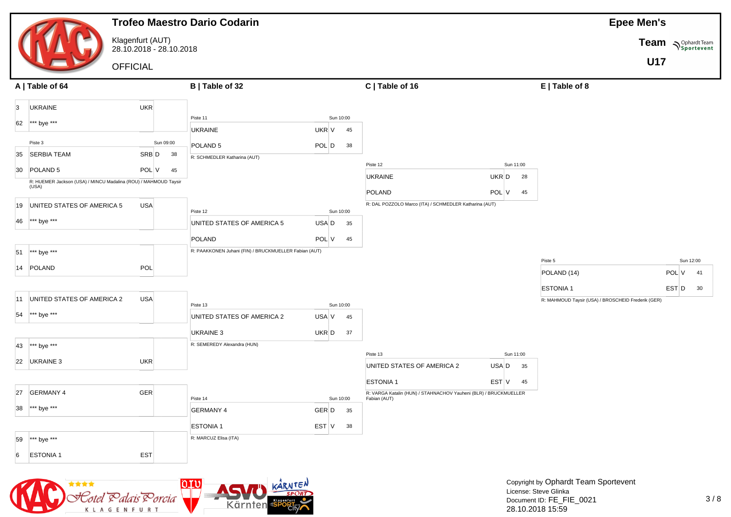# Trofeo Maestro Dario Codarin

Klagenfurt (AUT)
28.10.2018 - 28.10.2018

OFFICIAL

**Epee Men's**
**Team**
**U17**

## A | Table of 64

| Seed | Team | Nation | Result | Score |
|---|---|---|---|---|
| 3 | UKRAINE | UKR | | |
| 62 | *** bye *** | | | |

Piste 3 — Sun 09:00

| Seed | Team | Nation | Result | Score |
|---|---|---|---|---|
| 35 | SERBIA TEAM | SRB | D | 38 |
| 30 | POLAND 5 | POL | V | 45 |

R: HUEMER Jackson (USA) / MINCU Madalina (ROU) / MAHMOUD Taysir (USA)

| Seed | Team | Nation | Result | Score |
|---|---|---|---|---|
| 19 | UNITED STATES OF AMERICA 5 | USA | | |
| 46 | *** bye *** | | | |

| Seed | Team | Nation | Result | Score |
|---|---|---|---|---|
| 51 | *** bye *** | | | |
| 14 | POLAND | POL | | |

| Seed | Team | Nation | Result | Score |
|---|---|---|---|---|
| 11 | UNITED STATES OF AMERICA 2 | USA | | |
| 54 | *** bye *** | | | |

| Seed | Team | Nation | Result | Score |
|---|---|---|---|---|
| 43 | *** bye *** | | | |
| 22 | UKRAINE 3 | UKR | | |

| Seed | Team | Nation | Result | Score |
|---|---|---|---|---|
| 27 | GERMANY 4 | GER | | |
| 38 | *** bye *** | | | |

| Seed | Team | Nation | Result | Score |
|---|---|---|---|---|
| 59 | *** bye *** | | | |
| 6 | ESTONIA 1 | EST | | |

## B | Table of 32

Piste 11 — Sun 10:00

| Team | Nation | Result | Score |
|---|---|---|---|
| UKRAINE | UKR | V | 45 |
| POLAND 5 | POL | D | 38 |

R: SCHMEDLER Katharina (AUT)

Piste 12 — Sun 10:00

| Team | Nation | Result | Score |
|---|---|---|---|
| UNITED STATES OF AMERICA 5 | USA | D | 35 |
| POLAND | POL | V | 45 |

R: PAAKKONEN Juhani (FIN) / BRUCKMUELLER Fabian (AUT)

Piste 13 — Sun 10:00

| Team | Nation | Result | Score |
|---|---|---|---|
| UNITED STATES OF AMERICA 2 | USA | V | 45 |
| UKRAINE 3 | UKR | D | 37 |

R: SEMEREDY Alexandra (HUN)

Piste 14 — Sun 10:00

| Team | Nation | Result | Score |
|---|---|---|---|
| GERMANY 4 | GER | D | 35 |
| ESTONIA 1 | EST | V | 38 |

R: MARCUZ Elisa (ITA)

## C | Table of 16

Piste 12 — Sun 11:00

| Team | Nation | Result | Score |
|---|---|---|---|
| UKRAINE | UKR | D | 28 |
| POLAND | POL | V | 45 |

R: DAL POZZOLO Marco (ITA) / SCHMEDLER Katharina (AUT)

Piste 13 — Sun 11:00

| Team | Nation | Result | Score |
|---|---|---|---|
| UNITED STATES OF AMERICA 2 | USA | D | 35 |
| ESTONIA 1 | EST | V | 45 |

R: VARGA Katalin (HUN) / STAHNACHOV Yauheni (BLR) / BRUCKMUELLER Fabian (AUT)

## E | Table of 8

Piste 5 — Sun 12:00

| Team | Nation | Result | Score |
|---|---|---|---|
| POLAND (14) | POL | V | 41 |
| ESTONIA 1 | EST | D | 30 |

R: MAHMOUD Taysir (USA) / BROSCHEID Frederik (GER)

Copyright by Ophardt Team Sportevent
License: Steve Glinka
Document ID: FE_FIE_0021
28.10.2018 15:59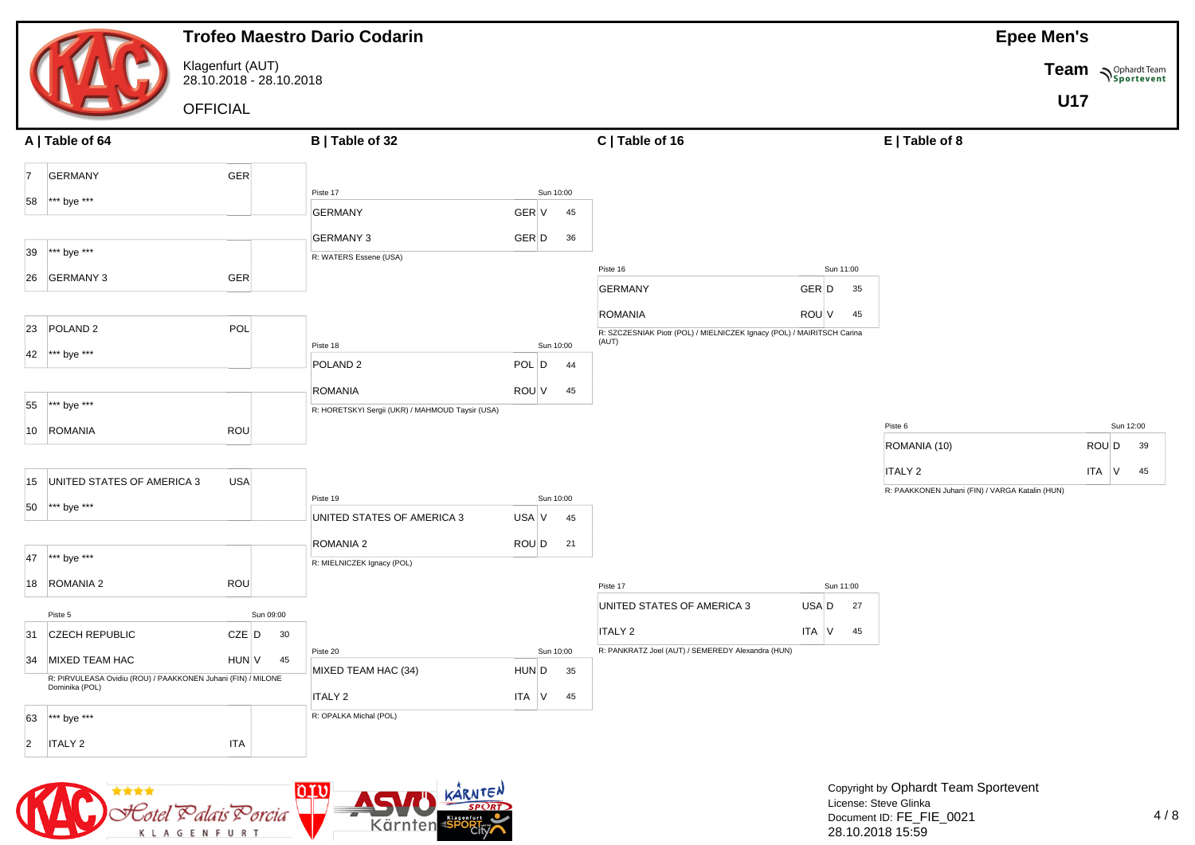# Trofeo Maestro Dario Codarin

Klagenfurt (AUT)
28.10.2018 - 28.10.2018

OFFICIAL

**Epee Men's**

**Team**

**U17**

## A | Table of 64

| Seed | Team | Nation | Result |
|---|---|---|---|
| 7 | GERMANY | GER | |
| 58 | *** bye *** | | |
| 39 | *** bye *** | | |
| 26 | GERMANY 3 | GER | |
| 23 | POLAND 2 | POL | |
| 42 | *** bye *** | | |
| 55 | *** bye *** | | |
| 10 | ROMANIA | ROU | |
| 15 | UNITED STATES OF AMERICA 3 | USA | |
| 50 | *** bye *** | | |
| 47 | *** bye *** | | |
| 18 | ROMANIA 2 | ROU | |
| 31 | CZECH REPUBLIC | CZE | D 30 |
| 34 | MIXED TEAM HAC | HUN | V 45 |
| 63 | *** bye *** | | |
| 2 | ITALY 2 | ITA | |

Piste 5 – Sun 09:00: CZECH REPUBLIC vs MIXED TEAM HAC — R: PIRVULEASA Ovidiu (ROU) / PAAKKONEN Juhani (FIN) / MILONE Dominika (POL)

## B | Table of 32

| Piste | Time | Team | Nation | Result | Score |
|---|---|---|---|---|---|
| Piste 17 | Sun 10:00 | GERMANY | GER | V | 45 |
| | | GERMANY 3 | GER | D | 36 |
| Piste 18 | Sun 10:00 | POLAND 2 | POL | D | 44 |
| | | ROMANIA | ROU | V | 45 |
| Piste 19 | Sun 10:00 | UNITED STATES OF AMERICA 3 | USA | V | 45 |
| | | ROMANIA 2 | ROU | D | 21 |
| Piste 20 | Sun 10:00 | MIXED TEAM HAC (34) | HUN | D | 35 |
| | | ITALY 2 | ITA | V | 45 |

- Piste 17 – R: WATERS Essene (USA)
- Piste 18 – R: HORETSKYI Sergii (UKR) / MAHMOUD Taysir (USA)
- Piste 19 – R: MIELNICZEK Ignacy (POL)
- Piste 20 – R: OPALKA Michal (POL)

## C | Table of 16

| Piste | Time | Team | Nation | Result | Score |
|---|---|---|---|---|---|
| Piste 16 | Sun 11:00 | GERMANY | GER | D | 35 |
| | | ROMANIA | ROU | V | 45 |
| Piste 17 | Sun 11:00 | UNITED STATES OF AMERICA 3 | USA | D | 27 |
| | | ITALY 2 | ITA | V | 45 |

- Piste 16 – R: SZCZESNIAK Piotr (POL) / MIELNICZEK Ignacy (POL) / MAIRITSCH Carina (AUT)
- Piste 17 – R: PANKRATZ Joel (AUT) / SEMEREDY Alexandra (HUN)

## E | Table of 8

| Piste | Time | Team | Nation | Result | Score |
|---|---|---|---|---|---|
| Piste 6 | Sun 12:00 | ROMANIA (10) | ROU | D | 39 |
| | | ITALY 2 | ITA | V | 45 |

- Piste 6 – R: PAAKKONEN Juhani (FIN) / VARGA Katalin (HUN)

Copyright by Ophardt Team Sportevent
License: Steve Glinka
Document ID: FE_FIE_0021
28.10.2018 15:59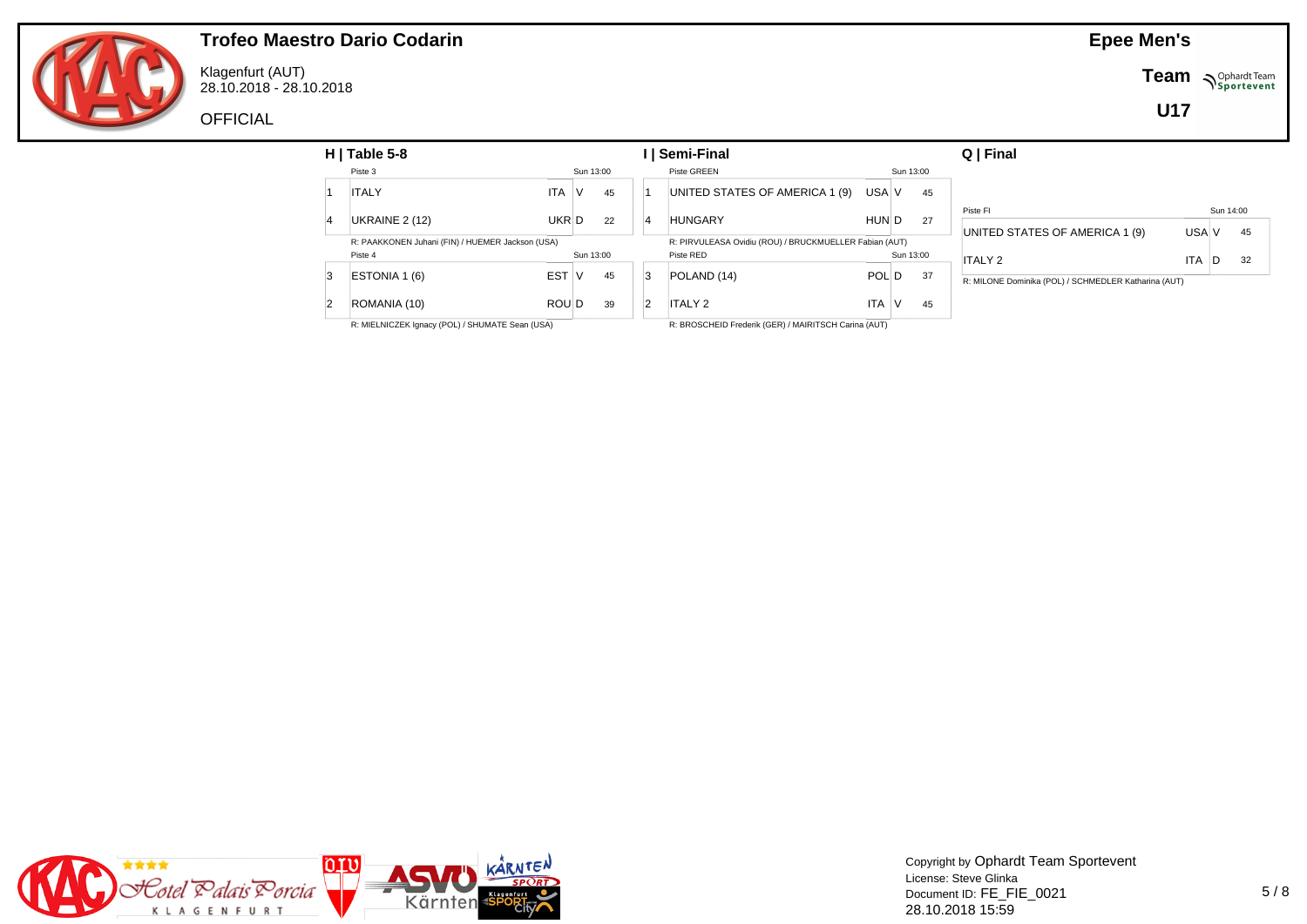# Trofeo Maestro Dario Codarin

Klagenfurt (AUT)
28.10.2018 - 28.10.2018

OFFICIAL

**Epee Men's**

**Team**

**U17**

## H | Table 5-8

Piste 3 — Sun 13:00

| Seed | Team | Nation | Result | Score |
|---|---|---|---|---|
| 1 | ITALY | ITA | V | 45 |
| 4 | UKRAINE 2 (12) | UKR | D | 22 |

R: PAAKKONEN Juhani (FIN) / HUEMER Jackson (USA)

Piste 4 — Sun 13:00

| Seed | Team | Nation | Result | Score |
|---|---|---|---|---|
| 3 | ESTONIA 1 (6) | EST | V | 45 |
| 2 | ROMANIA (10) | ROU | D | 39 |

R: MIELNICZEK Ignacy (POL) / SHUMATE Sean (USA)

## I | Semi-Final

Piste GREEN — Sun 13:00

| Seed | Team | Nation | Result | Score |
|---|---|---|---|---|
| 1 | UNITED STATES OF AMERICA 1 (9) | USA | V | 45 |
| 4 | HUNGARY | HUN | D | 27 |

R: PIRVULEASA Ovidiu (ROU) / BRUCKMUELLER Fabian (AUT)

Piste RED — Sun 13:00

| Seed | Team | Nation | Result | Score |
|---|---|---|---|---|
| 3 | POLAND (14) | POL | D | 37 |
| 2 | ITALY 2 | ITA | V | 45 |

R: BROSCHEID Frederik (GER) / MAIRITSCH Carina (AUT)

## Q | Final

Piste FI — Sun 14:00

| Team | Nation | Result | Score |
|---|---|---|---|
| UNITED STATES OF AMERICA 1 (9) | USA | V | 45 |
| ITALY 2 | ITA | D | 32 |

R: MILONE Dominika (POL) / SCHMEDLER Katharina (AUT)

Copyright by Ophardt Team Sportevent
License: Steve Glinka
Document ID: FE_FIE_0021
28.10.2018 15:59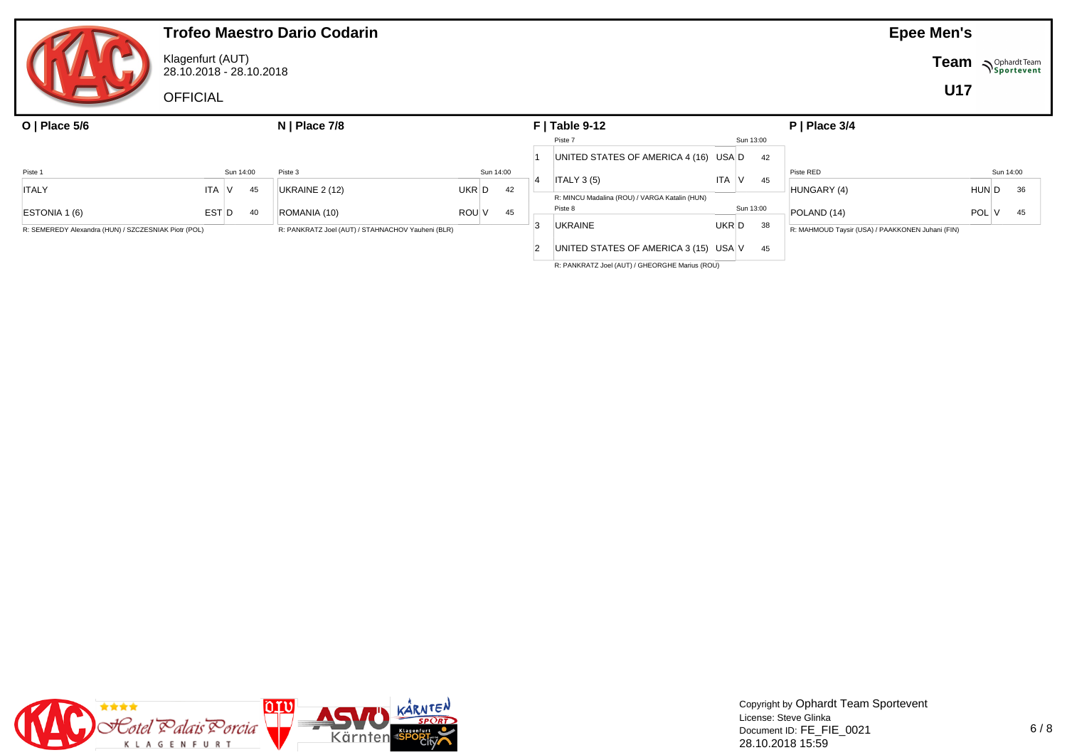# Trofeo Maestro Dario Codarin

Klagenfurt (AUT)
28.10.2018 - 28.10.2018

OFFICIAL

**Epee Men's**
**Team**
**U17**

## O | Place 5/6

Piste 1 — Sun 14:00

| Team | Nat | | Score |
|---|---|---|---|
| ITALY | ITA | V | 45 |
| ESTONIA 1 (6) | EST | D | 40 |

R: SEMEREDY Alexandra (HUN) / SZCZESNIAK Piotr (POL)

## N | Place 7/8

Piste 3 — Sun 14:00

| Team | Nat | | Score |
|---|---|---|---|
| UKRAINE 2 (12) | UKR | D | 42 |
| ROMANIA (10) | ROU | V | 45 |

R: PANKRATZ Joel (AUT) / STAHNACHOV Yauheni (BLR)

## F | Table 9-12

Piste 7 — Sun 13:00

| Seed | Team | Nat | | Score |
|---|---|---|---|---|
| 1 | UNITED STATES OF AMERICA 4 (16) | USA | D | 42 |
| 4 | ITALY 3 (5) | ITA | V | 45 |

R: MINCU Madalina (ROU) / VARGA Katalin (HUN)

Piste 8 — Sun 13:00

| Seed | Team | Nat | | Score |
|---|---|---|---|---|
| 3 | UKRAINE | UKR | D | 38 |
| 2 | UNITED STATES OF AMERICA 3 (15) | USA | V | 45 |

R: PANKRATZ Joel (AUT) / GHEORGHE Marius (ROU)

## P | Place 3/4

Piste RED — Sun 14:00

| Team | Nat | | Score |
|---|---|---|---|
| HUNGARY (4) | HUN | D | 36 |
| POLAND (14) | POL | V | 45 |

R: MAHMOUD Taysir (USA) / PAAKKONEN Juhani (FIN)

Copyright by Ophardt Team Sportevent
License: Steve Glinka
Document ID: FE_FIE_0021
28.10.2018 15:59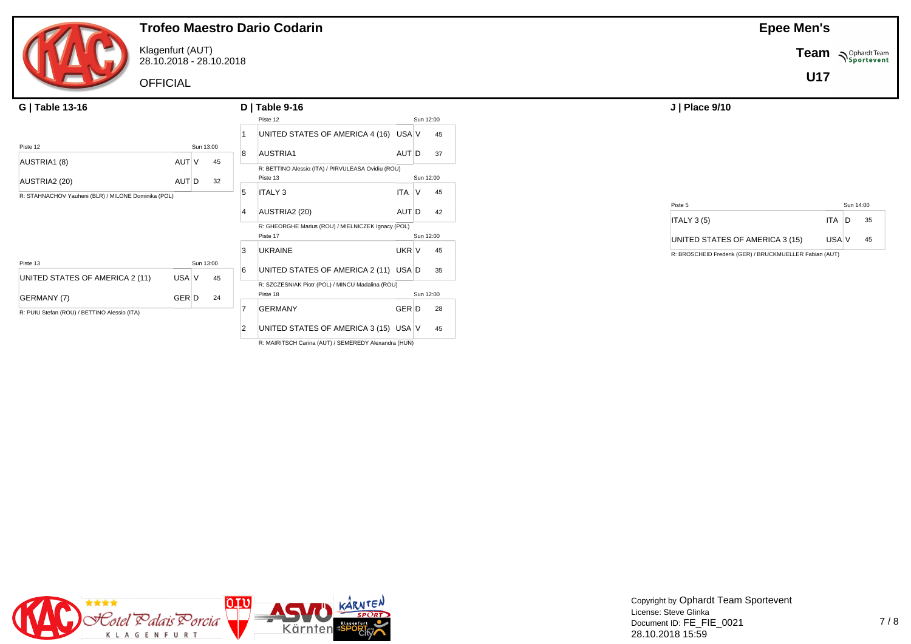# Trofeo Maestro Dario Codarin

Klagenfurt (AUT)
28.10.2018 - 28.10.2018

OFFICIAL

**Epee Men's**

**Team**

**U17**

## G | Table 13-16

Piste 12 — Sun 13:00

| Team | Nation | Result | Score |
|---|---|---|---|
| AUSTRIA1 (8) | AUT | V | 45 |
| AUSTRIA2 (20) | AUT | D | 32 |

R: STAHNACHOV Yauheni (BLR) / MILONE Dominika (POL)

Piste 13 — Sun 13:00

| Team | Nation | Result | Score |
|---|---|---|---|
| UNITED STATES OF AMERICA 2 (11) | USA | V | 45 |
| GERMANY (7) | GER | D | 24 |

R: PUIU Stefan (ROU) / BETTINO Alessio (ITA)

## D | Table 9-16

Piste 12 — Sun 12:00

| Seed | Team | Nation | Result | Score |
|---|---|---|---|---|
| 1 | UNITED STATES OF AMERICA 4 (16) | USA | V | 45 |
| 8 | AUSTRIA1 | AUT | D | 37 |

R: BETTINO Alessio (ITA) / PIRVULEASA Ovidiu (ROU)

Piste 13 — Sun 12:00

| Seed | Team | Nation | Result | Score |
|---|---|---|---|---|
| 5 | ITALY 3 | ITA | V | 45 |
| 4 | AUSTRIA2 (20) | AUT | D | 42 |

R: GHEORGHE Marius (ROU) / MIELNICZEK Ignacy (POL)

Piste 17 — Sun 12:00

| Seed | Team | Nation | Result | Score |
|---|---|---|---|---|
| 3 | UKRAINE | UKR | V | 45 |
| 6 | UNITED STATES OF AMERICA 2 (11) | USA | D | 35 |

R: SZCZESNIAK Piotr (POL) / MINCU Madalina (ROU)

Piste 18 — Sun 12:00

| Seed | Team | Nation | Result | Score |
|---|---|---|---|---|
| 7 | GERMANY | GER | D | 28 |
| 2 | UNITED STATES OF AMERICA 3 (15) | USA | V | 45 |

R: MAIRITSCH Carina (AUT) / SEMEREDY Alexandra (HUN)

## J | Place 9/10

Piste 5 — Sun 14:00

| Team | Nation | Result | Score |
|---|---|---|---|
| ITALY 3 (5) | ITA | D | 35 |
| UNITED STATES OF AMERICA 3 (15) | USA | V | 45 |

R: BROSCHEID Frederik (GER) / BRUCKMUELLER Fabian (AUT)

Copyright by Ophardt Team Sportevent
License: Steve Glinka
Document ID: FE_FIE_0021
28.10.2018 15:59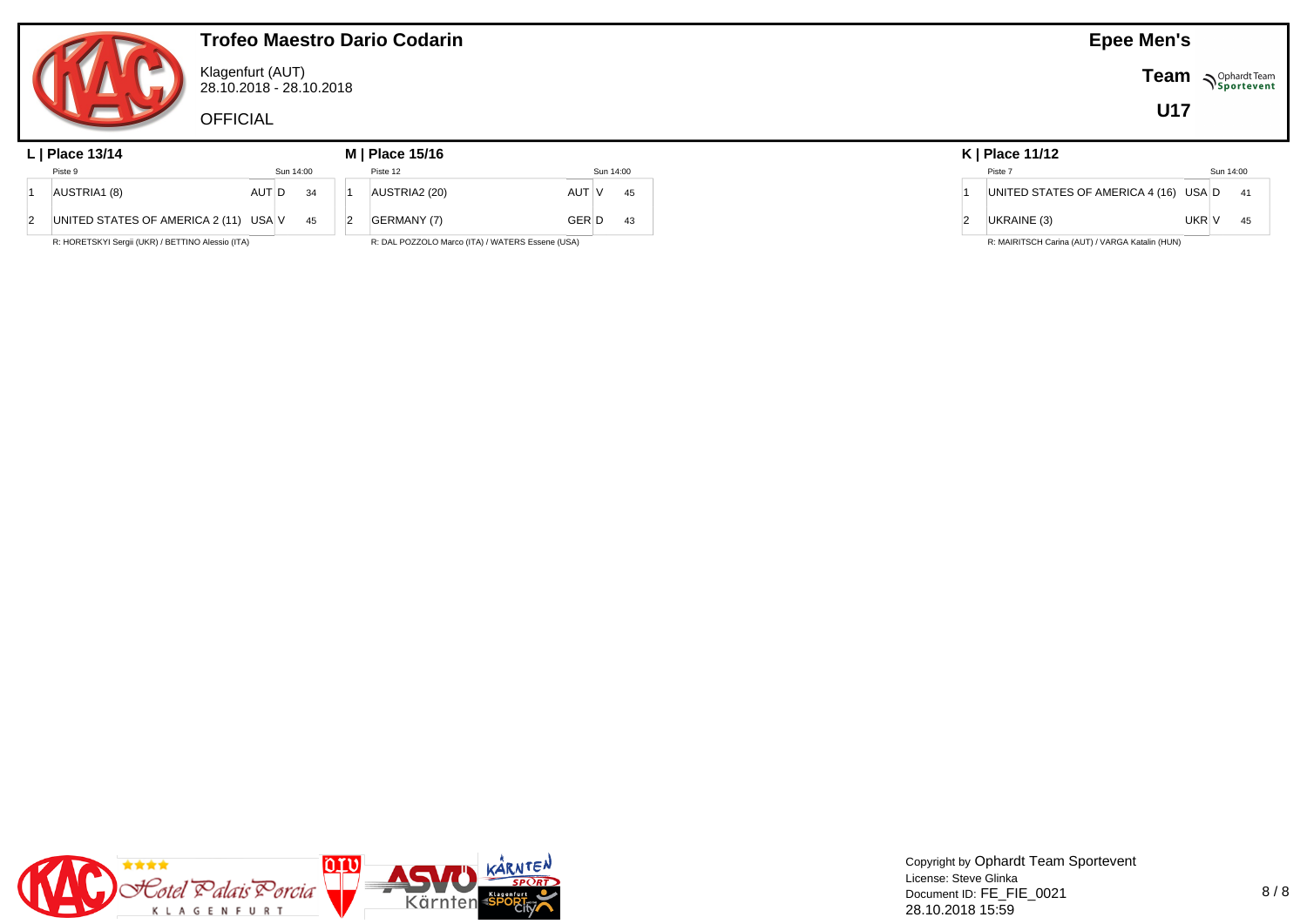# Trofeo Maestro Dario Codarin

Klagenfurt (AUT)
28.10.2018 - 28.10.2018

OFFICIAL

**Epee Men's**

**Team**

**U17**

## L | Place 13/14

Piste 9 — Sun 14:00

| | Team | Nation | V/D | Score |
|---|---|---|---|---|
| 1 | AUSTRIA1 (8) | AUT | D | 34 |
| 2 | UNITED STATES OF AMERICA 2 (11) | USA | V | 45 |

R: HORETSKYI Sergii (UKR) / BETTINO Alessio (ITA)

## M | Place 15/16

Piste 12 — Sun 14:00

| | Team | Nation | V/D | Score |
|---|---|---|---|---|
| 1 | AUSTRIA2 (20) | AUT | V | 45 |
| 2 | GERMANY (7) | GER | D | 43 |

R: DAL POZZOLO Marco (ITA) / WATERS Essene (USA)

## K | Place 11/12

Piste 7 — Sun 14:00

| | Team | Nation | V/D | Score |
|---|---|---|---|---|
| 1 | UNITED STATES OF AMERICA 4 (16) | USA | D | 41 |
| 2 | UKRAINE (3) | UKR | V | 45 |

R: MAIRITSCH Carina (AUT) / VARGA Katalin (HUN)

Copyright by Ophardt Team Sportevent
License: Steve Glinka
Document ID: FE_FIE_0021
28.10.2018 15:59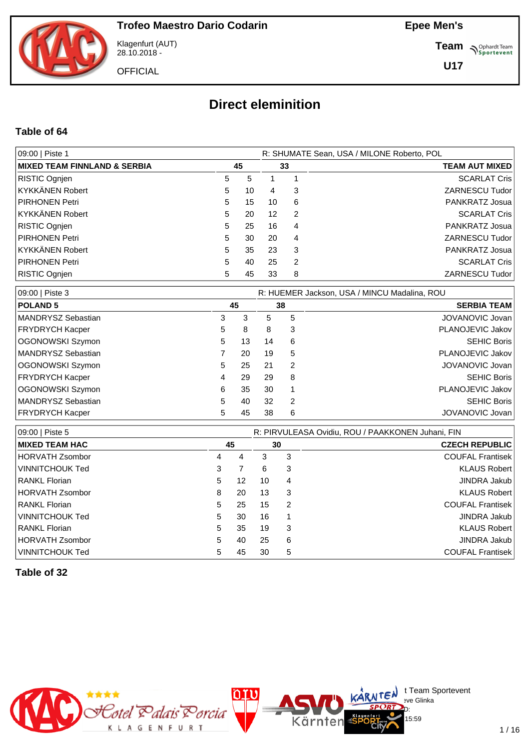**Trofeo Maestro Dario Codarin**

Klagenfurt (AUT)
28.10.2018 -

OFFICIAL

**Epee Men's**

**Team**

**U17**

# Direct eleminition

## Table of 64

| 09:00 \| Piste 1 | | | | | R: SHUMATE Sean, USA / MILONE Roberto, POL |
|---|---|---|---|---|---|
| **MIXED TEAM FINNLAND & SERBIA** | **45** | | **33** | | **TEAM AUT MIXED** |
| RISTIC Ognjen | 5 | 5 | 1 | 1 | SCARLAT Cris |
| KYKKÄNEN Robert | 5 | 10 | 4 | 3 | ZARNESCU Tudor |
| PIRHONEN Petri | 5 | 15 | 10 | 6 | PANKRATZ Josua |
| KYKKÄNEN Robert | 5 | 20 | 12 | 2 | SCARLAT Cris |
| RISTIC Ognjen | 5 | 25 | 16 | 4 | PANKRATZ Josua |
| PIRHONEN Petri | 5 | 30 | 20 | 4 | ZARNESCU Tudor |
| KYKKÄNEN Robert | 5 | 35 | 23 | 3 | PANKRATZ Josua |
| PIRHONEN Petri | 5 | 40 | 25 | 2 | SCARLAT Cris |
| RISTIC Ognjen | 5 | 45 | 33 | 8 | ZARNESCU Tudor |

| 09:00 \| Piste 3 | | | | | R: HUEMER Jackson, USA / MINCU Madalina, ROU |
|---|---|---|---|---|---|
| **POLAND 5** | **45** | | **38** | | **SERBIA TEAM** |
| MANDRYSZ Sebastian | 3 | 3 | 5 | 5 | JOVANOVIC Jovan |
| FRYDRYCH Kacper | 5 | 8 | 8 | 3 | PLANOJEVIC Jakov |
| OGONOWSKI Szymon | 5 | 13 | 14 | 6 | SEHIC Boris |
| MANDRYSZ Sebastian | 7 | 20 | 19 | 5 | PLANOJEVIC Jakov |
| OGONOWSKI Szymon | 5 | 25 | 21 | 2 | JOVANOVIC Jovan |
| FRYDRYCH Kacper | 4 | 29 | 29 | 8 | SEHIC Boris |
| OGONOWSKI Szymon | 6 | 35 | 30 | 1 | PLANOJEVIC Jakov |
| MANDRYSZ Sebastian | 5 | 40 | 32 | 2 | SEHIC Boris |
| FRYDRYCH Kacper | 5 | 45 | 38 | 6 | JOVANOVIC Jovan |

| 09:00 \| Piste 5 | | | | | R: PIRVULEASA Ovidiu, ROU / PAAKKONEN Juhani, FIN |
|---|---|---|---|---|---|
| **MIXED TEAM HAC** | **45** | | **30** | | **CZECH REPUBLIC** |
| HORVATH Zsombor | 4 | 4 | 3 | 3 | COUFAL Frantisek |
| VINNITCHOUK Ted | 3 | 7 | 6 | 3 | KLAUS Robert |
| RANKL Florian | 5 | 12 | 10 | 4 | JINDRA Jakub |
| HORVATH Zsombor | 8 | 20 | 13 | 3 | KLAUS Robert |
| RANKL Florian | 5 | 25 | 15 | 2 | COUFAL Frantisek |
| VINNITCHOUK Ted | 5 | 30 | 16 | 1 | JINDRA Jakub |
| RANKL Florian | 5 | 35 | 19 | 3 | KLAUS Robert |
| HORVATH Zsombor | 5 | 40 | 25 | 6 | JINDRA Jakub |
| VINNITCHOUK Ted | 5 | 45 | 30 | 5 | COUFAL Frantisek |

## Table of 32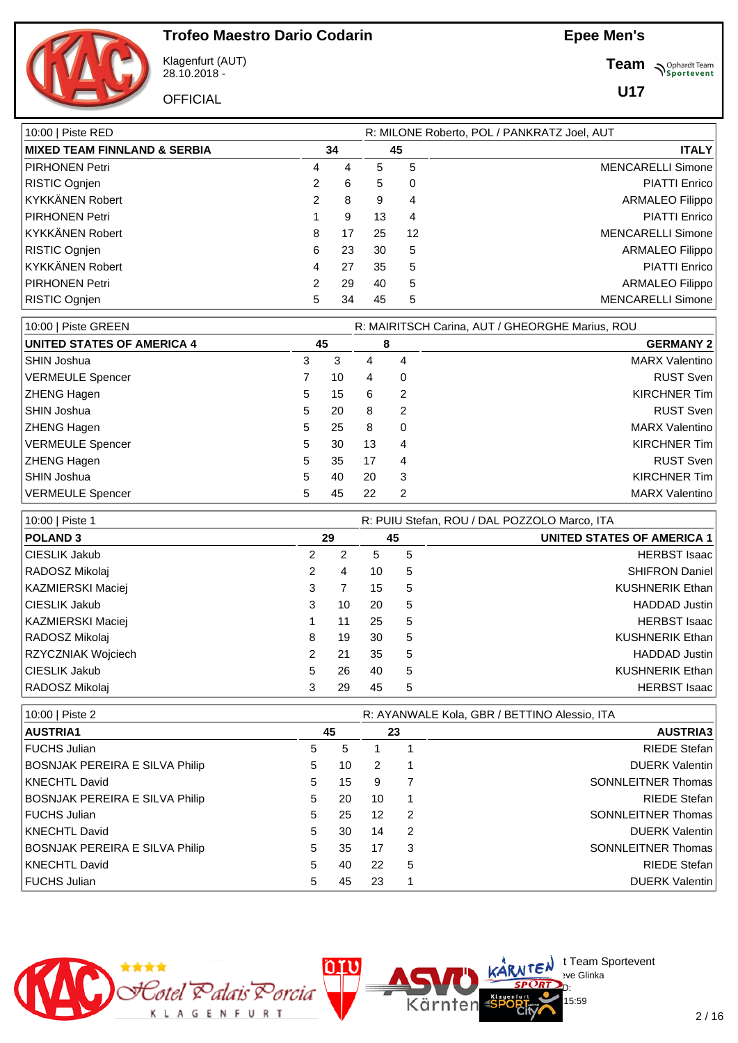# Trofeo Maestro Dario Codarin

Klagenfurt (AUT)
28.10.2018 -

OFFICIAL

**Epee Men's**

**Team**

**U17**

| 10:00 \| Piste RED | | | | | R: MILONE Roberto, POL / PANKRATZ Joel, AUT |
|---|---|---|---|---|---|
| **MIXED TEAM FINNLAND & SERBIA** | | **34** | **45** | | **ITALY** |
| PIRHONEN Petri | 4 | 4 | 5 | 5 | MENCARELLI Simone |
| RISTIC Ognjen | 2 | 6 | 5 | 0 | PIATTI Enrico |
| KYKKÄNEN Robert | 2 | 8 | 9 | 4 | ARMALEO Filippo |
| PIRHONEN Petri | 1 | 9 | 13 | 4 | PIATTI Enrico |
| KYKKÄNEN Robert | 8 | 17 | 25 | 12 | MENCARELLI Simone |
| RISTIC Ognjen | 6 | 23 | 30 | 5 | ARMALEO Filippo |
| KYKKÄNEN Robert | 4 | 27 | 35 | 5 | PIATTI Enrico |
| PIRHONEN Petri | 2 | 29 | 40 | 5 | ARMALEO Filippo |
| RISTIC Ognjen | 5 | 34 | 45 | 5 | MENCARELLI Simone |

| 10:00 \| Piste GREEN | | | | | R: MAIRITSCH Carina, AUT / GHEORGHE Marius, ROU |
|---|---|---|---|---|---|
| **UNITED STATES OF AMERICA 4** | | **45** | **8** | | **GERMANY 2** |
| SHIN Joshua | 3 | 3 | 4 | 4 | MARX Valentino |
| VERMEULE Spencer | 7 | 10 | 4 | 0 | RUST Sven |
| ZHENG Hagen | 5 | 15 | 6 | 2 | KIRCHNER Tim |
| SHIN Joshua | 5 | 20 | 8 | 2 | RUST Sven |
| ZHENG Hagen | 5 | 25 | 8 | 0 | MARX Valentino |
| VERMEULE Spencer | 5 | 30 | 13 | 4 | KIRCHNER Tim |
| ZHENG Hagen | 5 | 35 | 17 | 4 | RUST Sven |
| SHIN Joshua | 5 | 40 | 20 | 3 | KIRCHNER Tim |
| VERMEULE Spencer | 5 | 45 | 22 | 2 | MARX Valentino |

| 10:00 \| Piste 1 | | | | | R: PUIU Stefan, ROU / DAL POZZOLO Marco, ITA |
|---|---|---|---|---|---|
| **POLAND 3** | | **29** | **45** | | **UNITED STATES OF AMERICA 1** |
| CIESLIK Jakub | 2 | 2 | 5 | 5 | HERBST Isaac |
| RADOSZ Mikolaj | 2 | 4 | 10 | 5 | SHIFRON Daniel |
| KAZMIERSKI Maciej | 3 | 7 | 15 | 5 | KUSHNERIK Ethan |
| CIESLIK Jakub | 3 | 10 | 20 | 5 | HADDAD Justin |
| KAZMIERSKI Maciej | 1 | 11 | 25 | 5 | HERBST Isaac |
| RADOSZ Mikolaj | 8 | 19 | 30 | 5 | KUSHNERIK Ethan |
| RZYCZNIAK Wojciech | 2 | 21 | 35 | 5 | HADDAD Justin |
| CIESLIK Jakub | 5 | 26 | 40 | 5 | KUSHNERIK Ethan |
| RADOSZ Mikolaj | 3 | 29 | 45 | 5 | HERBST Isaac |

| 10:00 \| Piste 2 | | | | | R: AYANWALE Kola, GBR / BETTINO Alessio, ITA |
|---|---|---|---|---|---|
| **AUSTRIA1** | | **45** | **23** | | **AUSTRIA3** |
| FUCHS Julian | 5 | 5 | 1 | 1 | RIEDE Stefan |
| BOSNJAK PEREIRA E SILVA Philip | 5 | 10 | 2 | 1 | DUERK Valentin |
| KNECHTL David | 5 | 15 | 9 | 7 | SONNLEITNER Thomas |
| BOSNJAK PEREIRA E SILVA Philip | 5 | 20 | 10 | 1 | RIEDE Stefan |
| FUCHS Julian | 5 | 25 | 12 | 2 | SONNLEITNER Thomas |
| KNECHTL David | 5 | 30 | 14 | 2 | DUERK Valentin |
| BOSNJAK PEREIRA E SILVA Philip | 5 | 35 | 17 | 3 | SONNLEITNER Thomas |
| KNECHTL David | 5 | 40 | 22 | 5 | RIEDE Stefan |
| FUCHS Julian | 5 | 45 | 23 | 1 | DUERK Valentin |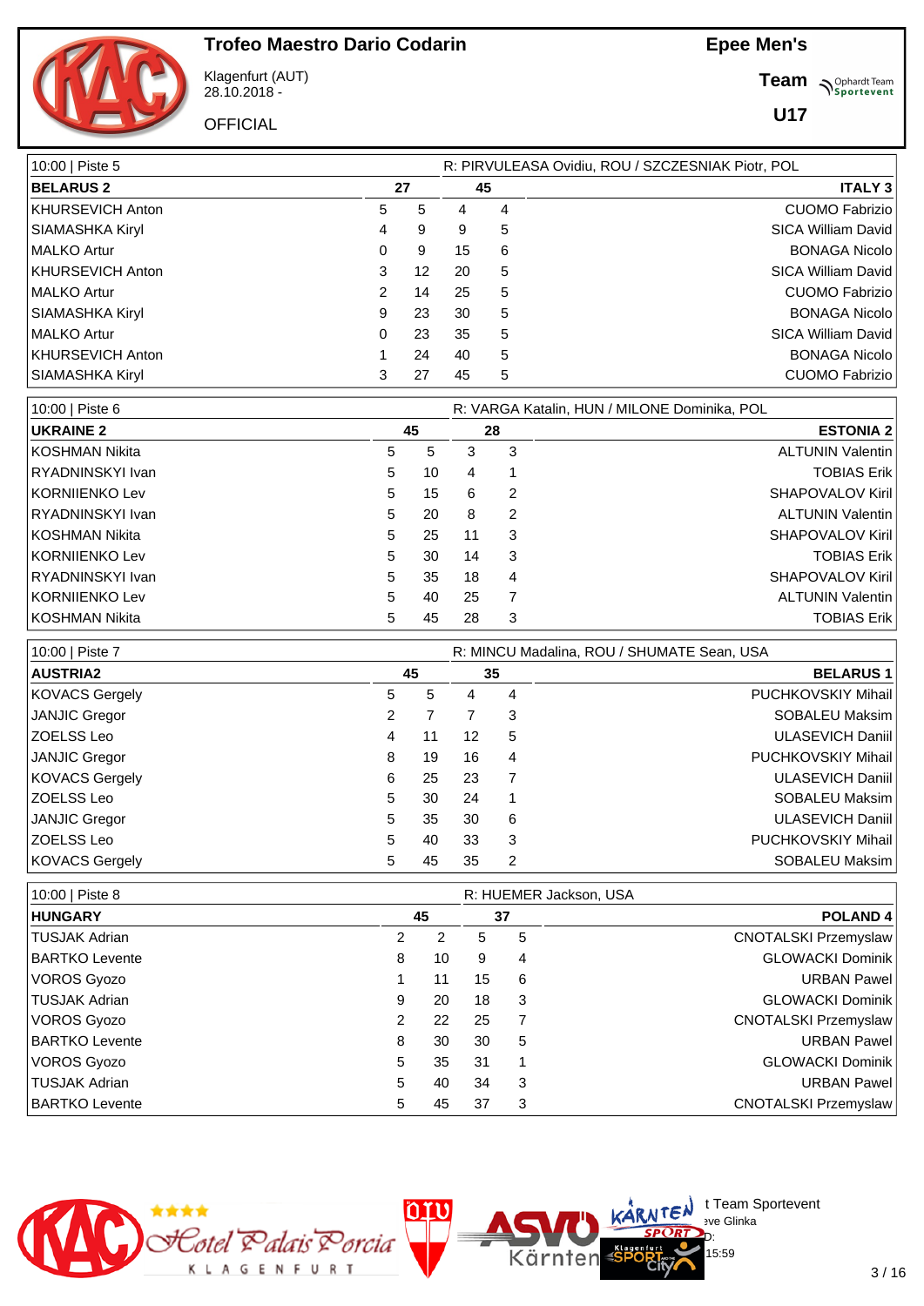# Trofeo Maestro Dario Codarin

Klagenfurt (AUT)
28.10.2018 -

OFFICIAL

**Epee Men's**

**Team**

**U17**

| 10:00 \| Piste 5 | | | | | R: PIRVULEASA Ovidiu, ROU / SZCZESNIAK Piotr, POL |
|---|---|---|---|---|---|
| **BELARUS 2** | **27** | | **45** | | **ITALY 3** |
| KHURSEVICH Anton | 5 | 5 | 4 | 4 | CUOMO Fabrizio |
| SIAMASHKA Kiryl | 4 | 9 | 9 | 5 | SICA William David |
| MALKO Artur | 0 | 9 | 15 | 6 | BONAGA Nicolo |
| KHURSEVICH Anton | 3 | 12 | 20 | 5 | SICA William David |
| MALKO Artur | 2 | 14 | 25 | 5 | CUOMO Fabrizio |
| SIAMASHKA Kiryl | 9 | 23 | 30 | 5 | BONAGA Nicolo |
| MALKO Artur | 0 | 23 | 35 | 5 | SICA William David |
| KHURSEVICH Anton | 1 | 24 | 40 | 5 | BONAGA Nicolo |
| SIAMASHKA Kiryl | 3 | 27 | 45 | 5 | CUOMO Fabrizio |

| 10:00 \| Piste 6 | | | | | R: VARGA Katalin, HUN / MILONE Dominika, POL |
|---|---|---|---|---|---|
| **UKRAINE 2** | **45** | | **28** | | **ESTONIA 2** |
| KOSHMAN Nikita | 5 | 5 | 3 | 3 | ALTUNIN Valentin |
| RYADNINSKYI Ivan | 5 | 10 | 4 | 1 | TOBIAS Erik |
| KORNIIENKO Lev | 5 | 15 | 6 | 2 | SHAPOVALOV Kiril |
| RYADNINSKYI Ivan | 5 | 20 | 8 | 2 | ALTUNIN Valentin |
| KOSHMAN Nikita | 5 | 25 | 11 | 3 | SHAPOVALOV Kiril |
| KORNIIENKO Lev | 5 | 30 | 14 | 3 | TOBIAS Erik |
| RYADNINSKYI Ivan | 5 | 35 | 18 | 4 | SHAPOVALOV Kiril |
| KORNIIENKO Lev | 5 | 40 | 25 | 7 | ALTUNIN Valentin |
| KOSHMAN Nikita | 5 | 45 | 28 | 3 | TOBIAS Erik |

| 10:00 \| Piste 7 | | | | | R: MINCU Madalina, ROU / SHUMATE Sean, USA |
|---|---|---|---|---|---|
| **AUSTRIA2** | **45** | | **35** | | **BELARUS 1** |
| KOVACS Gergely | 5 | 5 | 4 | 4 | PUCHKOVSKIY Mihail |
| JANJIC Gregor | 2 | 7 | 7 | 3 | SOBALEU Maksim |
| ZOELSS Leo | 4 | 11 | 12 | 5 | ULASEVICH Daniil |
| JANJIC Gregor | 8 | 19 | 16 | 4 | PUCHKOVSKIY Mihail |
| KOVACS Gergely | 6 | 25 | 23 | 7 | ULASEVICH Daniil |
| ZOELSS Leo | 5 | 30 | 24 | 1 | SOBALEU Maksim |
| JANJIC Gregor | 5 | 35 | 30 | 6 | ULASEVICH Daniil |
| ZOELSS Leo | 5 | 40 | 33 | 3 | PUCHKOVSKIY Mihail |
| KOVACS Gergely | 5 | 45 | 35 | 2 | SOBALEU Maksim |

| 10:00 \| Piste 8 | | | | | R: HUEMER Jackson, USA |
|---|---|---|---|---|---|
| **HUNGARY** | **45** | | **37** | | **POLAND 4** |
| TUSJAK Adrian | 2 | 2 | 5 | 5 | CNOTALSKI Przemyslaw |
| BARTKO Levente | 8 | 10 | 9 | 4 | GLOWACKI Dominik |
| VOROS Gyozo | 1 | 11 | 15 | 6 | URBAN Pawel |
| TUSJAK Adrian | 9 | 20 | 18 | 3 | GLOWACKI Dominik |
| VOROS Gyozo | 2 | 22 | 25 | 7 | CNOTALSKI Przemyslaw |
| BARTKO Levente | 8 | 30 | 30 | 5 | URBAN Pawel |
| VOROS Gyozo | 5 | 35 | 31 | 1 | GLOWACKI Dominik |
| TUSJAK Adrian | 5 | 40 | 34 | 3 | URBAN Pawel |
| BARTKO Levente | 5 | 45 | 37 | 3 | CNOTALSKI Przemyslaw |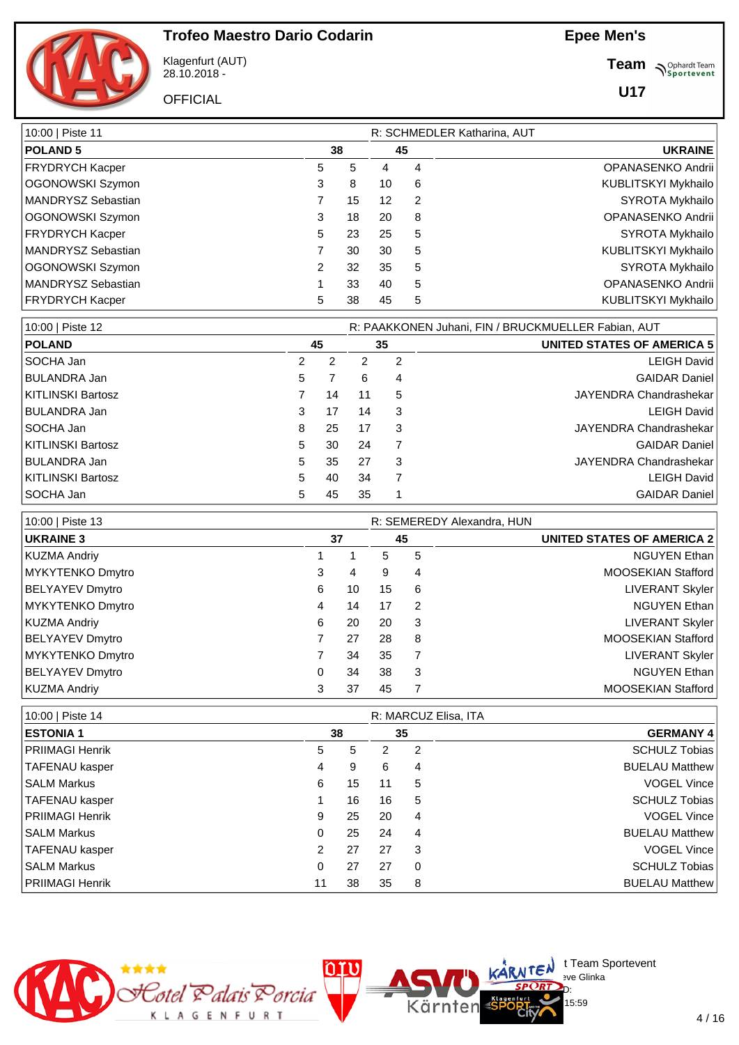# Trofeo Maestro Dario Codarin

Klagenfurt (AUT)
28.10.2018 -

OFFICIAL

**Epee Men's**

**Team**

**U17**

| 10:00 \| Piste 11 | | | | | R: SCHMEDLER Katharina, AUT |
|---|---|---|---|---|---|
| **POLAND 5** | | **38** | **45** | | **UKRAINE** |
| FRYDRYCH Kacper | 5 | 5 | 4 | 4 | OPANASENKO Andrii |
| OGONOWSKI Szymon | 3 | 8 | 10 | 6 | KUBLITSKYI Mykhailo |
| MANDRYSZ Sebastian | 7 | 15 | 12 | 2 | SYROTA Mykhailo |
| OGONOWSKI Szymon | 3 | 18 | 20 | 8 | OPANASENKO Andrii |
| FRYDRYCH Kacper | 5 | 23 | 25 | 5 | SYROTA Mykhailo |
| MANDRYSZ Sebastian | 7 | 30 | 30 | 5 | KUBLITSKYI Mykhailo |
| OGONOWSKI Szymon | 2 | 32 | 35 | 5 | SYROTA Mykhailo |
| MANDRYSZ Sebastian | 1 | 33 | 40 | 5 | OPANASENKO Andrii |
| FRYDRYCH Kacper | 5 | 38 | 45 | 5 | KUBLITSKYI Mykhailo |

| 10:00 \| Piste 12 | | | | | R: PAAKKONEN Juhani, FIN / BRUCKMUELLER Fabian, AUT |
|---|---|---|---|---|---|
| **POLAND** | | **45** | **35** | | **UNITED STATES OF AMERICA 5** |
| SOCHA Jan | 2 | 2 | 2 | 2 | LEIGH David |
| BULANDRA Jan | 5 | 7 | 6 | 4 | GAIDAR Daniel |
| KITLINSKI Bartosz | 7 | 14 | 11 | 5 | JAYENDRA Chandrashekar |
| BULANDRA Jan | 3 | 17 | 14 | 3 | LEIGH David |
| SOCHA Jan | 8 | 25 | 17 | 3 | JAYENDRA Chandrashekar |
| KITLINSKI Bartosz | 5 | 30 | 24 | 7 | GAIDAR Daniel |
| BULANDRA Jan | 5 | 35 | 27 | 3 | JAYENDRA Chandrashekar |
| KITLINSKI Bartosz | 5 | 40 | 34 | 7 | LEIGH David |
| SOCHA Jan | 5 | 45 | 35 | 1 | GAIDAR Daniel |

| 10:00 \| Piste 13 | | | | | R: SEMEREDY Alexandra, HUN |
|---|---|---|---|---|---|
| **UKRAINE 3** | | **37** | **45** | | **UNITED STATES OF AMERICA 2** |
| KUZMA Andriy | 1 | 1 | 5 | 5 | NGUYEN Ethan |
| MYKYTENKO Dmytro | 3 | 4 | 9 | 4 | MOOSEKIAN Stafford |
| BELYAYEV Dmytro | 6 | 10 | 15 | 6 | LIVERANT Skyler |
| MYKYTENKO Dmytro | 4 | 14 | 17 | 2 | NGUYEN Ethan |
| KUZMA Andriy | 6 | 20 | 20 | 3 | LIVERANT Skyler |
| BELYAYEV Dmytro | 7 | 27 | 28 | 8 | MOOSEKIAN Stafford |
| MYKYTENKO Dmytro | 7 | 34 | 35 | 7 | LIVERANT Skyler |
| BELYAYEV Dmytro | 0 | 34 | 38 | 3 | NGUYEN Ethan |
| KUZMA Andriy | 3 | 37 | 45 | 7 | MOOSEKIAN Stafford |

| 10:00 \| Piste 14 | | | | | R: MARCUZ Elisa, ITA |
|---|---|---|---|---|---|
| **ESTONIA 1** | | **38** | **35** | | **GERMANY 4** |
| PRIIMAGI Henrik | 5 | 5 | 2 | 2 | SCHULZ Tobias |
| TAFENAU kasper | 4 | 9 | 6 | 4 | BUELAU Matthew |
| SALM Markus | 6 | 15 | 11 | 5 | VOGEL Vince |
| TAFENAU kasper | 1 | 16 | 16 | 5 | SCHULZ Tobias |
| PRIIMAGI Henrik | 9 | 25 | 20 | 4 | VOGEL Vince |
| SALM Markus | 0 | 25 | 24 | 4 | BUELAU Matthew |
| TAFENAU kasper | 2 | 27 | 27 | 3 | VOGEL Vince |
| SALM Markus | 0 | 27 | 27 | 0 | SCHULZ Tobias |
| PRIIMAGI Henrik | 11 | 38 | 35 | 8 | BUELAU Matthew |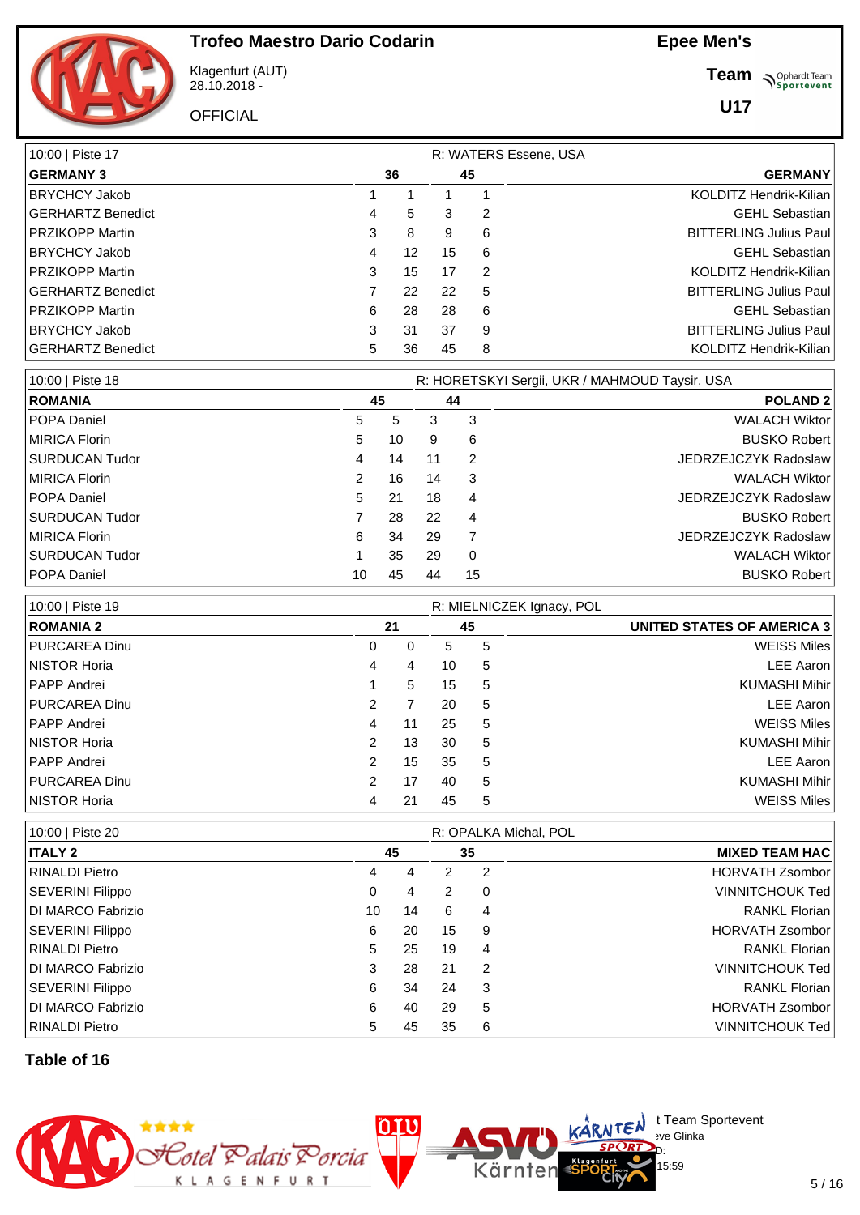# Trofeo Maestro Dario Codarin

Klagenfurt (AUT)
28.10.2018 -

OFFICIAL

**Epee Men's**

**Team**

**U17**

| 10:00 \| Piste 17 | | | | | R: WATERS Essene, USA |
|---|---|---|---|---|---|
| **GERMANY 3** | | **36** | **45** | | **GERMANY** |
| BRYCHCY Jakob | 1 | 1 | 1 | 1 | KOLDITZ Hendrik-Kilian |
| GERHARTZ Benedict | 4 | 5 | 3 | 2 | GEHL Sebastian |
| PRZIKOPP Martin | 3 | 8 | 9 | 6 | BITTERLING Julius Paul |
| BRYCHCY Jakob | 4 | 12 | 15 | 6 | GEHL Sebastian |
| PRZIKOPP Martin | 3 | 15 | 17 | 2 | KOLDITZ Hendrik-Kilian |
| GERHARTZ Benedict | 7 | 22 | 22 | 5 | BITTERLING Julius Paul |
| PRZIKOPP Martin | 6 | 28 | 28 | 6 | GEHL Sebastian |
| BRYCHCY Jakob | 3 | 31 | 37 | 9 | BITTERLING Julius Paul |
| GERHARTZ Benedict | 5 | 36 | 45 | 8 | KOLDITZ Hendrik-Kilian |

| 10:00 \| Piste 18 | | | | | R: HORETSKYI Sergii, UKR / MAHMOUD Taysir, USA |
|---|---|---|---|---|---|
| **ROMANIA** | | **45** | **44** | | **POLAND 2** |
| POPA Daniel | 5 | 5 | 3 | 3 | WALACH Wiktor |
| MIRICA Florin | 5 | 10 | 9 | 6 | BUSKO Robert |
| SURDUCAN Tudor | 4 | 14 | 11 | 2 | JEDRZEJCZYK Radoslaw |
| MIRICA Florin | 2 | 16 | 14 | 3 | WALACH Wiktor |
| POPA Daniel | 5 | 21 | 18 | 4 | JEDRZEJCZYK Radoslaw |
| SURDUCAN Tudor | 7 | 28 | 22 | 4 | BUSKO Robert |
| MIRICA Florin | 6 | 34 | 29 | 7 | JEDRZEJCZYK Radoslaw |
| SURDUCAN Tudor | 1 | 35 | 29 | 0 | WALACH Wiktor |
| POPA Daniel | 10 | 45 | 44 | 15 | BUSKO Robert |

| 10:00 \| Piste 19 | | | | | R: MIELNICZEK Ignacy, POL |
|---|---|---|---|---|---|
| **ROMANIA 2** | | **21** | **45** | | **UNITED STATES OF AMERICA 3** |
| PURCAREA Dinu | 0 | 0 | 5 | 5 | WEISS Miles |
| NISTOR Horia | 4 | 4 | 10 | 5 | LEE Aaron |
| PAPP Andrei | 1 | 5 | 15 | 5 | KUMASHI Mihir |
| PURCAREA Dinu | 2 | 7 | 20 | 5 | LEE Aaron |
| PAPP Andrei | 4 | 11 | 25 | 5 | WEISS Miles |
| NISTOR Horia | 2 | 13 | 30 | 5 | KUMASHI Mihir |
| PAPP Andrei | 2 | 15 | 35 | 5 | LEE Aaron |
| PURCAREA Dinu | 2 | 17 | 40 | 5 | KUMASHI Mihir |
| NISTOR Horia | 4 | 21 | 45 | 5 | WEISS Miles |

| 10:00 \| Piste 20 | | | | | R: OPALKA Michal, POL |
|---|---|---|---|---|---|
| **ITALY 2** | | **45** | **35** | | **MIXED TEAM HAC** |
| RINALDI Pietro | 4 | 4 | 2 | 2 | HORVATH Zsombor |
| SEVERINI Filippo | 0 | 4 | 2 | 0 | VINNITCHOUK Ted |
| DI MARCO Fabrizio | 10 | 14 | 6 | 4 | RANKL Florian |
| SEVERINI Filippo | 6 | 20 | 15 | 9 | HORVATH Zsombor |
| RINALDI Pietro | 5 | 25 | 19 | 4 | RANKL Florian |
| DI MARCO Fabrizio | 3 | 28 | 21 | 2 | VINNITCHOUK Ted |
| SEVERINI Filippo | 6 | 34 | 24 | 3 | RANKL Florian |
| DI MARCO Fabrizio | 6 | 40 | 29 | 5 | HORVATH Zsombor |
| RINALDI Pietro | 5 | 45 | 35 | 6 | VINNITCHOUK Ted |

**Table of 16**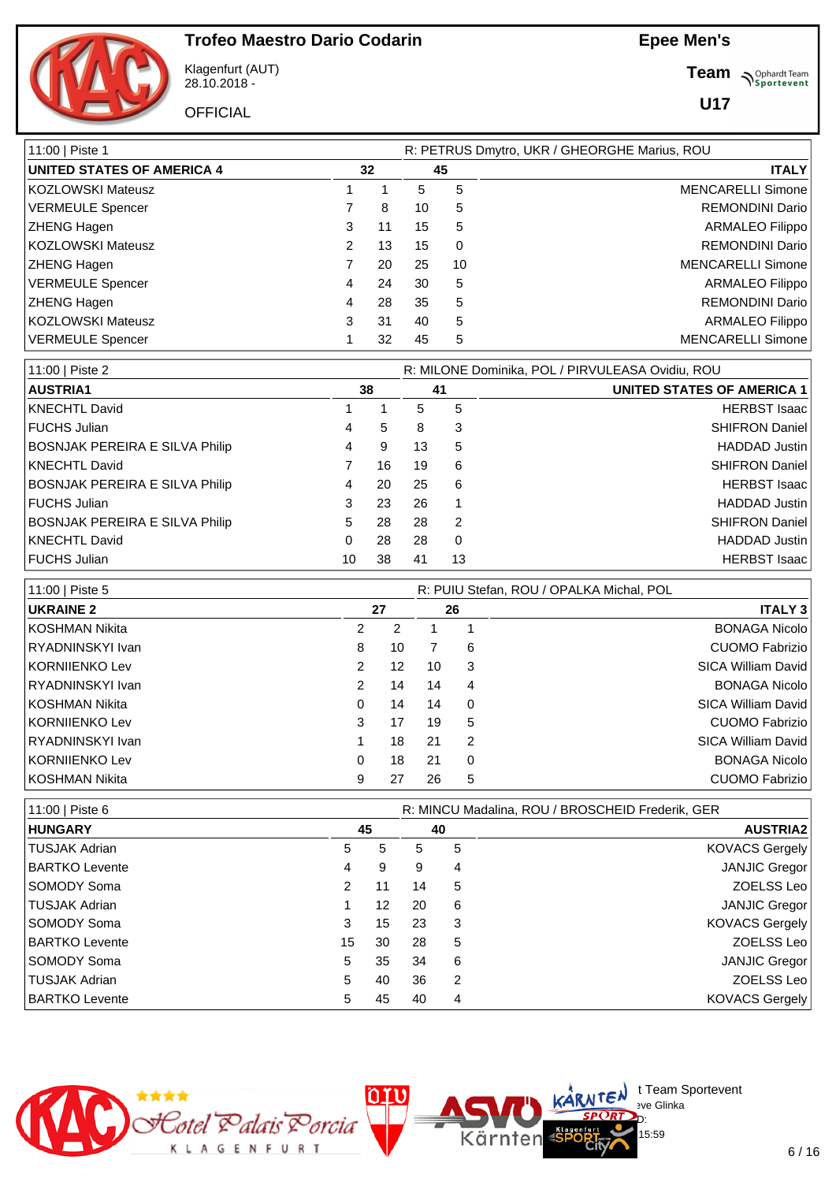# Trofeo Maestro Dario Codarin

Klagenfurt (AUT)
28.10.2018 -

OFFICIAL

**Epee Men's**

**Team**

**U17**

| 11:00 \| Piste 1 | | | | | R: PETRUS Dmytro, UKR / GHEORGHE Marius, ROU |
|---|---|---|---|---|---|
| **UNITED STATES OF AMERICA 4** | | **32** | **45** | | **ITALY** |
| KOZLOWSKI Mateusz | 1 | 1 | 5 | 5 | MENCARELLI Simone |
| VERMEULE Spencer | 7 | 8 | 10 | 5 | REMONDINI Dario |
| ZHENG Hagen | 3 | 11 | 15 | 5 | ARMALEO Filippo |
| KOZLOWSKI Mateusz | 2 | 13 | 15 | 0 | REMONDINI Dario |
| ZHENG Hagen | 7 | 20 | 25 | 10 | MENCARELLI Simone |
| VERMEULE Spencer | 4 | 24 | 30 | 5 | ARMALEO Filippo |
| ZHENG Hagen | 4 | 28 | 35 | 5 | REMONDINI Dario |
| KOZLOWSKI Mateusz | 3 | 31 | 40 | 5 | ARMALEO Filippo |
| VERMEULE Spencer | 1 | 32 | 45 | 5 | MENCARELLI Simone |

| 11:00 \| Piste 2 | | | | | R: MILONE Dominika, POL / PIRVULEASA Ovidiu, ROU |
|---|---|---|---|---|---|
| **AUSTRIA1** | | **38** | **41** | | **UNITED STATES OF AMERICA 1** |
| KNECHTL David | 1 | 1 | 5 | 5 | HERBST Isaac |
| FUCHS Julian | 4 | 5 | 8 | 3 | SHIFRON Daniel |
| BOSNJAK PEREIRA E SILVA Philip | 4 | 9 | 13 | 5 | HADDAD Justin |
| KNECHTL David | 7 | 16 | 19 | 6 | SHIFRON Daniel |
| BOSNJAK PEREIRA E SILVA Philip | 4 | 20 | 25 | 6 | HERBST Isaac |
| FUCHS Julian | 3 | 23 | 26 | 1 | HADDAD Justin |
| BOSNJAK PEREIRA E SILVA Philip | 5 | 28 | 28 | 2 | SHIFRON Daniel |
| KNECHTL David | 0 | 28 | 28 | 0 | HADDAD Justin |
| FUCHS Julian | 10 | 38 | 41 | 13 | HERBST Isaac |

| 11:00 \| Piste 5 | | | | | R: PUIU Stefan, ROU / OPALKA Michal, POL |
|---|---|---|---|---|---|
| **UKRAINE 2** | | **27** | **26** | | **ITALY 3** |
| KOSHMAN Nikita | 2 | 2 | 1 | 1 | BONAGA Nicolo |
| RYADNINSKYI Ivan | 8 | 10 | 7 | 6 | CUOMO Fabrizio |
| KORNIIENKO Lev | 2 | 12 | 10 | 3 | SICA William David |
| RYADNINSKYI Ivan | 2 | 14 | 14 | 4 | BONAGA Nicolo |
| KOSHMAN Nikita | 0 | 14 | 14 | 0 | SICA William David |
| KORNIIENKO Lev | 3 | 17 | 19 | 5 | CUOMO Fabrizio |
| RYADNINSKYI Ivan | 1 | 18 | 21 | 2 | SICA William David |
| KORNIIENKO Lev | 0 | 18 | 21 | 0 | BONAGA Nicolo |
| KOSHMAN Nikita | 9 | 27 | 26 | 5 | CUOMO Fabrizio |

| 11:00 \| Piste 6 | | | | | R: MINCU Madalina, ROU / BROSCHEID Frederik, GER |
|---|---|---|---|---|---|
| **HUNGARY** | | **45** | **40** | | **AUSTRIA2** |
| TUSJAK Adrian | 5 | 5 | 5 | 5 | KOVACS Gergely |
| BARTKO Levente | 4 | 9 | 9 | 4 | JANJIC Gregor |
| SOMODY Soma | 2 | 11 | 14 | 5 | ZOELSS Leo |
| TUSJAK Adrian | 1 | 12 | 20 | 6 | JANJIC Gregor |
| SOMODY Soma | 3 | 15 | 23 | 3 | KOVACS Gergely |
| BARTKO Levente | 15 | 30 | 28 | 5 | ZOELSS Leo |
| SOMODY Soma | 5 | 35 | 34 | 6 | JANJIC Gregor |
| TUSJAK Adrian | 5 | 40 | 36 | 2 | ZOELSS Leo |
| BARTKO Levente | 5 | 45 | 40 | 4 | KOVACS Gergely |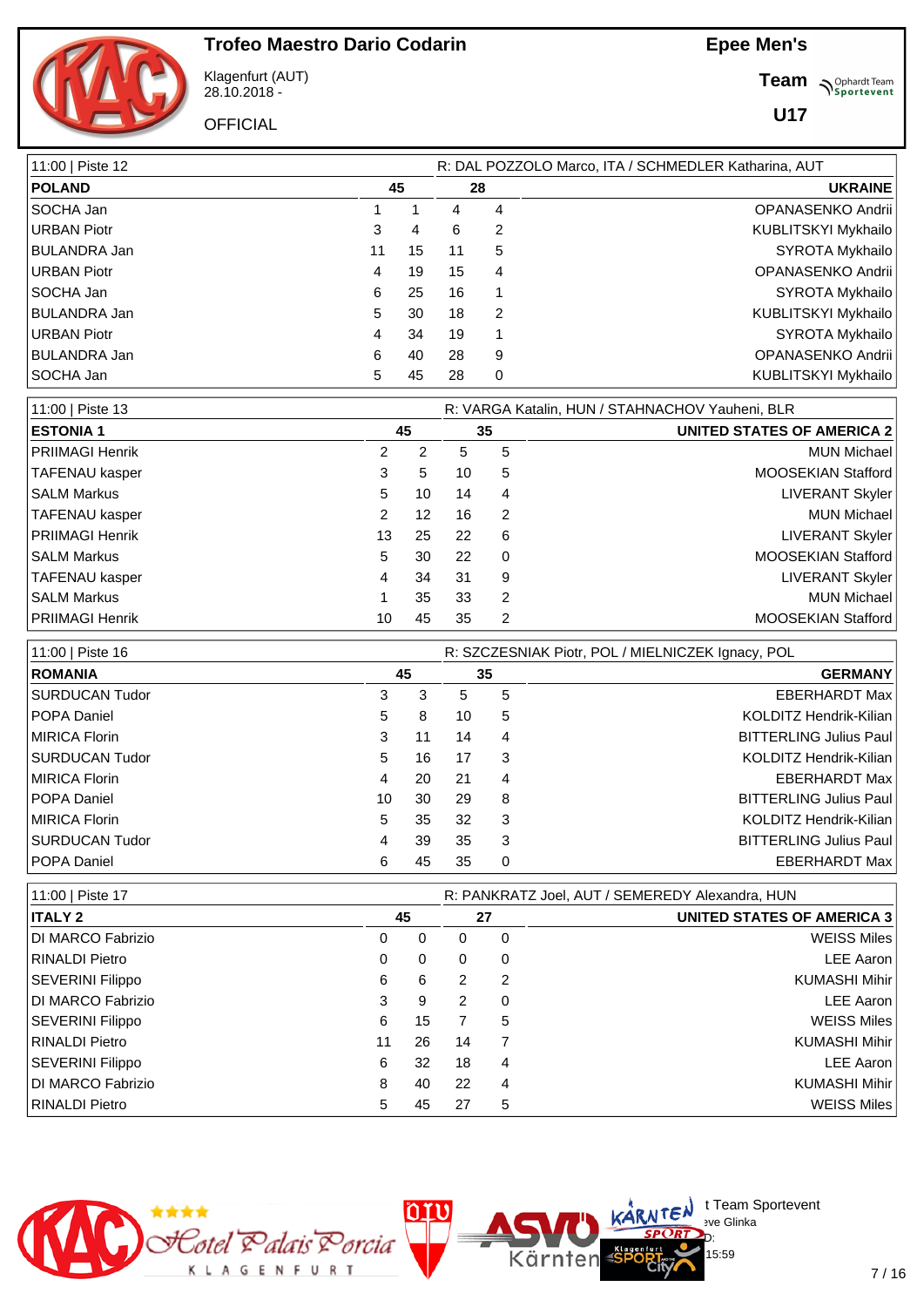# Trofeo Maestro Dario Codarin

Klagenfurt (AUT)
28.10.2018 -

OFFICIAL

**Epee Men's**

**Team**

**U17**

| 11:00 \| Piste 12 | | | | | R: DAL POZZOLO Marco, ITA / SCHMEDLER Katharina, AUT |
|---|---|---|---|---|---|
| **POLAND** | | **45** | **28** | | **UKRAINE** |
| SOCHA Jan | 1 | 1 | 4 | 4 | OPANASENKO Andrii |
| URBAN Piotr | 3 | 4 | 6 | 2 | KUBLITSKYI Mykhailo |
| BULANDRA Jan | 11 | 15 | 11 | 5 | SYROTA Mykhailo |
| URBAN Piotr | 4 | 19 | 15 | 4 | OPANASENKO Andrii |
| SOCHA Jan | 6 | 25 | 16 | 1 | SYROTA Mykhailo |
| BULANDRA Jan | 5 | 30 | 18 | 2 | KUBLITSKYI Mykhailo |
| URBAN Piotr | 4 | 34 | 19 | 1 | SYROTA Mykhailo |
| BULANDRA Jan | 6 | 40 | 28 | 9 | OPANASENKO Andrii |
| SOCHA Jan | 5 | 45 | 28 | 0 | KUBLITSKYI Mykhailo |

| 11:00 \| Piste 13 | | | | | R: VARGA Katalin, HUN / STAHNACHOV Yauheni, BLR |
|---|---|---|---|---|---|
| **ESTONIA 1** | | **45** | **35** | | **UNITED STATES OF AMERICA 2** |
| PRIIMAGI Henrik | 2 | 2 | 5 | 5 | MUN Michael |
| TAFENAU kasper | 3 | 5 | 10 | 5 | MOOSEKIAN Stafford |
| SALM Markus | 5 | 10 | 14 | 4 | LIVERANT Skyler |
| TAFENAU kasper | 2 | 12 | 16 | 2 | MUN Michael |
| PRIIMAGI Henrik | 13 | 25 | 22 | 6 | LIVERANT Skyler |
| SALM Markus | 5 | 30 | 22 | 0 | MOOSEKIAN Stafford |
| TAFENAU kasper | 4 | 34 | 31 | 9 | LIVERANT Skyler |
| SALM Markus | 1 | 35 | 33 | 2 | MUN Michael |
| PRIIMAGI Henrik | 10 | 45 | 35 | 2 | MOOSEKIAN Stafford |

| 11:00 \| Piste 16 | | | | | R: SZCZESNIAK Piotr, POL / MIELNICZEK Ignacy, POL |
|---|---|---|---|---|---|
| **ROMANIA** | | **45** | **35** | | **GERMANY** |
| SURDUCAN Tudor | 3 | 3 | 5 | 5 | EBERHARDT Max |
| POPA Daniel | 5 | 8 | 10 | 5 | KOLDITZ Hendrik-Kilian |
| MIRICA Florin | 3 | 11 | 14 | 4 | BITTERLING Julius Paul |
| SURDUCAN Tudor | 5 | 16 | 17 | 3 | KOLDITZ Hendrik-Kilian |
| MIRICA Florin | 4 | 20 | 21 | 4 | EBERHARDT Max |
| POPA Daniel | 10 | 30 | 29 | 8 | BITTERLING Julius Paul |
| MIRICA Florin | 5 | 35 | 32 | 3 | KOLDITZ Hendrik-Kilian |
| SURDUCAN Tudor | 4 | 39 | 35 | 3 | BITTERLING Julius Paul |
| POPA Daniel | 6 | 45 | 35 | 0 | EBERHARDT Max |

| 11:00 \| Piste 17 | | | | | R: PANKRATZ Joel, AUT / SEMEREDY Alexandra, HUN |
|---|---|---|---|---|---|
| **ITALY 2** | | **45** | **27** | | **UNITED STATES OF AMERICA 3** |
| DI MARCO Fabrizio | 0 | 0 | 0 | 0 | WEISS Miles |
| RINALDI Pietro | 0 | 0 | 0 | 0 | LEE Aaron |
| SEVERINI Filippo | 6 | 6 | 2 | 2 | KUMASHI Mihir |
| DI MARCO Fabrizio | 3 | 9 | 2 | 0 | LEE Aaron |
| SEVERINI Filippo | 6 | 15 | 7 | 5 | WEISS Miles |
| RINALDI Pietro | 11 | 26 | 14 | 7 | KUMASHI Mihir |
| SEVERINI Filippo | 6 | 32 | 18 | 4 | LEE Aaron |
| DI MARCO Fabrizio | 8 | 40 | 22 | 4 | KUMASHI Mihir |
| RINALDI Pietro | 5 | 45 | 27 | 5 | WEISS Miles |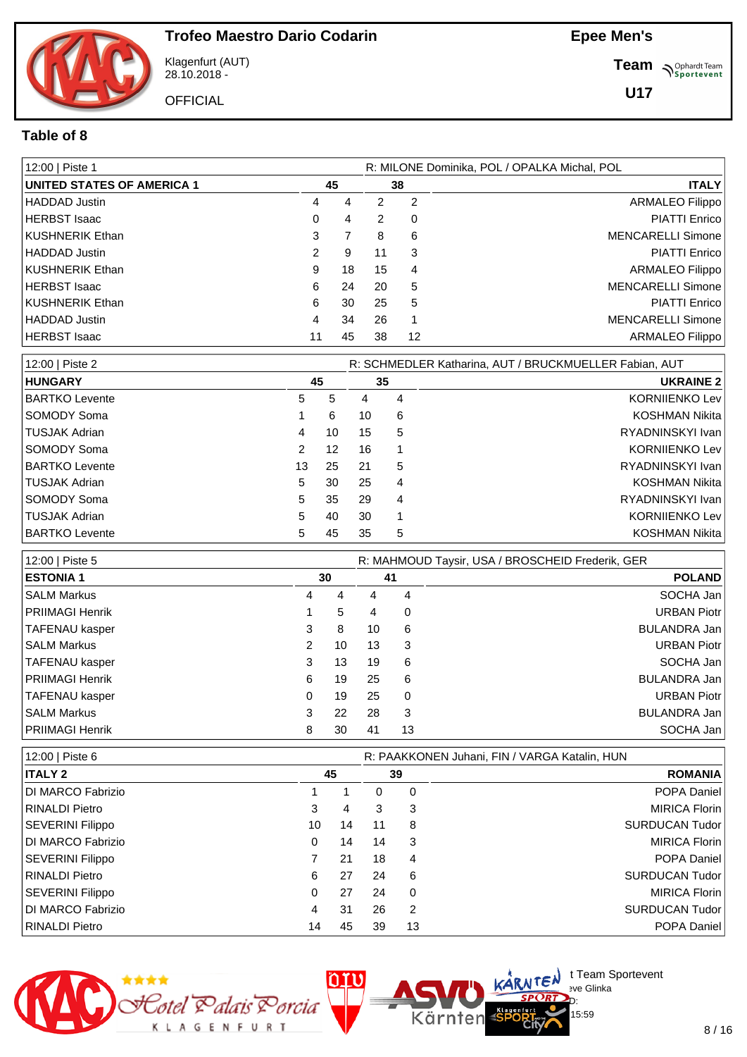# Trofeo Maestro Dario Codarin

Klagenfurt (AUT)
28.10.2018 -

OFFICIAL

**Epee Men's**

**Team**

**U17**

## Table of 8

| 12:00 \| Piste 1 | | | | | R: MILONE Dominika, POL / OPALKA Michal, POL |
|---|---|---|---|---|---|
| **UNITED STATES OF AMERICA 1** | | **45** | **38** | | **ITALY** |
| HADDAD Justin | 4 | 4 | 2 | 2 | ARMALEO Filippo |
| HERBST Isaac | 0 | 4 | 2 | 0 | PIATTI Enrico |
| KUSHNERIK Ethan | 3 | 7 | 8 | 6 | MENCARELLI Simone |
| HADDAD Justin | 2 | 9 | 11 | 3 | PIATTI Enrico |
| KUSHNERIK Ethan | 9 | 18 | 15 | 4 | ARMALEO Filippo |
| HERBST Isaac | 6 | 24 | 20 | 5 | MENCARELLI Simone |
| KUSHNERIK Ethan | 6 | 30 | 25 | 5 | PIATTI Enrico |
| HADDAD Justin | 4 | 34 | 26 | 1 | MENCARELLI Simone |
| HERBST Isaac | 11 | 45 | 38 | 12 | ARMALEO Filippo |

| 12:00 \| Piste 2 | | | | | R: SCHMEDLER Katharina, AUT / BRUCKMUELLER Fabian, AUT |
|---|---|---|---|---|---|
| **HUNGARY** | | **45** | **35** | | **UKRAINE 2** |
| BARTKO Levente | 5 | 5 | 4 | 4 | KORNIIENKO Lev |
| SOMODY Soma | 1 | 6 | 10 | 6 | KOSHMAN Nikita |
| TUSJAK Adrian | 4 | 10 | 15 | 5 | RYADNINSKYI Ivan |
| SOMODY Soma | 2 | 12 | 16 | 1 | KORNIIENKO Lev |
| BARTKO Levente | 13 | 25 | 21 | 5 | RYADNINSKYI Ivan |
| TUSJAK Adrian | 5 | 30 | 25 | 4 | KOSHMAN Nikita |
| SOMODY Soma | 5 | 35 | 29 | 4 | RYADNINSKYI Ivan |
| TUSJAK Adrian | 5 | 40 | 30 | 1 | KORNIIENKO Lev |
| BARTKO Levente | 5 | 45 | 35 | 5 | KOSHMAN Nikita |

| 12:00 \| Piste 5 | | | | | R: MAHMOUD Taysir, USA / BROSCHEID Frederik, GER |
|---|---|---|---|---|---|
| **ESTONIA 1** | | **30** | **41** | | **POLAND** |
| SALM Markus | 4 | 4 | 4 | 4 | SOCHA Jan |
| PRIIMAGI Henrik | 1 | 5 | 4 | 0 | URBAN Piotr |
| TAFENAU kasper | 3 | 8 | 10 | 6 | BULANDRA Jan |
| SALM Markus | 2 | 10 | 13 | 3 | URBAN Piotr |
| TAFENAU kasper | 3 | 13 | 19 | 6 | SOCHA Jan |
| PRIIMAGI Henrik | 6 | 19 | 25 | 6 | BULANDRA Jan |
| TAFENAU kasper | 0 | 19 | 25 | 0 | URBAN Piotr |
| SALM Markus | 3 | 22 | 28 | 3 | BULANDRA Jan |
| PRIIMAGI Henrik | 8 | 30 | 41 | 13 | SOCHA Jan |

| 12:00 \| Piste 6 | | | | | R: PAAKKONEN Juhani, FIN / VARGA Katalin, HUN |
|---|---|---|---|---|---|
| **ITALY 2** | | **45** | **39** | | **ROMANIA** |
| DI MARCO Fabrizio | 1 | 1 | 0 | 0 | POPA Daniel |
| RINALDI Pietro | 3 | 4 | 3 | 3 | MIRICA Florin |
| SEVERINI Filippo | 10 | 14 | 11 | 8 | SURDUCAN Tudor |
| DI MARCO Fabrizio | 0 | 14 | 14 | 3 | MIRICA Florin |
| SEVERINI Filippo | 7 | 21 | 18 | 4 | POPA Daniel |
| RINALDI Pietro | 6 | 27 | 24 | 6 | SURDUCAN Tudor |
| SEVERINI Filippo | 0 | 27 | 24 | 0 | MIRICA Florin |
| DI MARCO Fabrizio | 4 | 31 | 26 | 2 | SURDUCAN Tudor |
| RINALDI Pietro | 14 | 45 | 39 | 13 | POPA Daniel |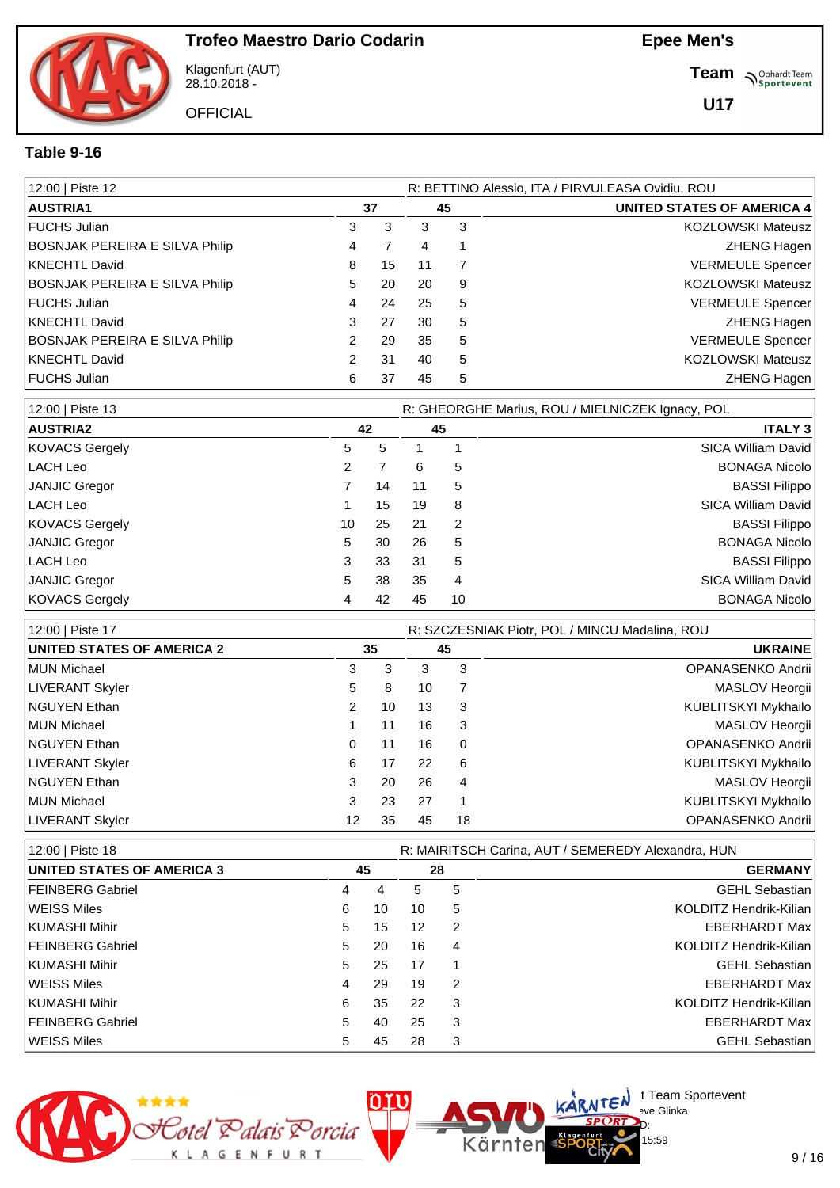# Trofeo Maestro Dario Codarin

Klagenfurt (AUT)
28.10.2018 -

OFFICIAL

**Epee Men's**

**Team**

**U17**

## Table 9-16

| 12:00 \| Piste 12 | | | | | R: BETTINO Alessio, ITA / PIRVULEASA Ovidiu, ROU |
|---|---|---|---|---|---|
| **AUSTRIA1** | | **37** | **45** | | **UNITED STATES OF AMERICA 4** |
| FUCHS Julian | 3 | 3 | 3 | 3 | KOZLOWSKI Mateusz |
| BOSNJAK PEREIRA E SILVA Philip | 4 | 7 | 4 | 1 | ZHENG Hagen |
| KNECHTL David | 8 | 15 | 11 | 7 | VERMEULE Spencer |
| BOSNJAK PEREIRA E SILVA Philip | 5 | 20 | 20 | 9 | KOZLOWSKI Mateusz |
| FUCHS Julian | 4 | 24 | 25 | 5 | VERMEULE Spencer |
| KNECHTL David | 3 | 27 | 30 | 5 | ZHENG Hagen |
| BOSNJAK PEREIRA E SILVA Philip | 2 | 29 | 35 | 5 | VERMEULE Spencer |
| KNECHTL David | 2 | 31 | 40 | 5 | KOZLOWSKI Mateusz |
| FUCHS Julian | 6 | 37 | 45 | 5 | ZHENG Hagen |

| 12:00 \| Piste 13 | | | | | R: GHEORGHE Marius, ROU / MIELNICZEK Ignacy, POL |
|---|---|---|---|---|---|
| **AUSTRIA2** | | **42** | **45** | | **ITALY 3** |
| KOVACS Gergely | 5 | 5 | 1 | 1 | SICA William David |
| LACH Leo | 2 | 7 | 6 | 5 | BONAGA Nicolo |
| JANJIC Gregor | 7 | 14 | 11 | 5 | BASSI Filippo |
| LACH Leo | 1 | 15 | 19 | 8 | SICA William David |
| KOVACS Gergely | 10 | 25 | 21 | 2 | BASSI Filippo |
| JANJIC Gregor | 5 | 30 | 26 | 5 | BONAGA Nicolo |
| LACH Leo | 3 | 33 | 31 | 5 | BASSI Filippo |
| JANJIC Gregor | 5 | 38 | 35 | 4 | SICA William David |
| KOVACS Gergely | 4 | 42 | 45 | 10 | BONAGA Nicolo |

| 12:00 \| Piste 17 | | | | | R: SZCZESNIAK Piotr, POL / MINCU Madalina, ROU |
|---|---|---|---|---|---|
| **UNITED STATES OF AMERICA 2** | | **35** | **45** | | **UKRAINE** |
| MUN Michael | 3 | 3 | 3 | 3 | OPANASENKO Andrii |
| LIVERANT Skyler | 5 | 8 | 10 | 7 | MASLOV Heorgii |
| NGUYEN Ethan | 2 | 10 | 13 | 3 | KUBLITSKYI Mykhailo |
| MUN Michael | 1 | 11 | 16 | 3 | MASLOV Heorgii |
| NGUYEN Ethan | 0 | 11 | 16 | 0 | OPANASENKO Andrii |
| LIVERANT Skyler | 6 | 17 | 22 | 6 | KUBLITSKYI Mykhailo |
| NGUYEN Ethan | 3 | 20 | 26 | 4 | MASLOV Heorgii |
| MUN Michael | 3 | 23 | 27 | 1 | KUBLITSKYI Mykhailo |
| LIVERANT Skyler | 12 | 35 | 45 | 18 | OPANASENKO Andrii |

| 12:00 \| Piste 18 | | | | | R: MAIRITSCH Carina, AUT / SEMEREDY Alexandra, HUN |
|---|---|---|---|---|---|
| **UNITED STATES OF AMERICA 3** | | **45** | **28** | | **GERMANY** |
| FEINBERG Gabriel | 4 | 4 | 5 | 5 | GEHL Sebastian |
| WEISS Miles | 6 | 10 | 10 | 5 | KOLDITZ Hendrik-Kilian |
| KUMASHI Mihir | 5 | 15 | 12 | 2 | EBERHARDT Max |
| FEINBERG Gabriel | 5 | 20 | 16 | 4 | KOLDITZ Hendrik-Kilian |
| KUMASHI Mihir | 5 | 25 | 17 | 1 | GEHL Sebastian |
| WEISS Miles | 4 | 29 | 19 | 2 | EBERHARDT Max |
| KUMASHI Mihir | 6 | 35 | 22 | 3 | KOLDITZ Hendrik-Kilian |
| FEINBERG Gabriel | 5 | 40 | 25 | 3 | EBERHARDT Max |
| WEISS Miles | 5 | 45 | 28 | 3 | GEHL Sebastian |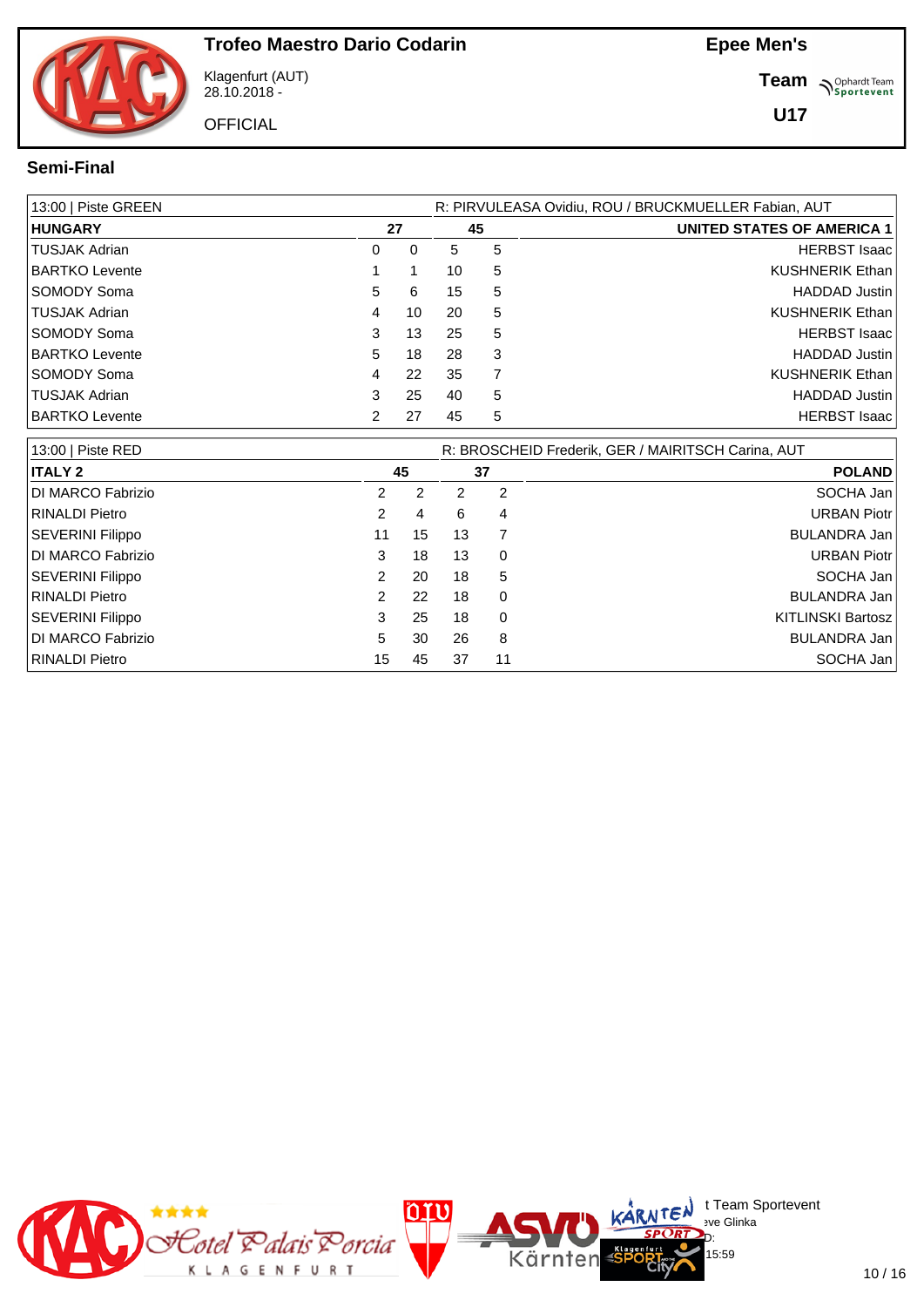# Trofeo Maestro Dario Codarin

Klagenfurt (AUT)
28.10.2018 -

OFFICIAL

**Epee Men's**

**Team**

**U17**

## Semi-Final

| 13:00 \| Piste GREEN | | | | | R: PIRVULEASA Ovidiu, ROU / BRUCKMUELLER Fabian, AUT |
|---|---|---|---|---|---|
| **HUNGARY** | | **27** | **45** | | **UNITED STATES OF AMERICA 1** |
| TUSJAK Adrian | 0 | 0 | 5 | 5 | HERBST Isaac |
| BARTKO Levente | 1 | 1 | 10 | 5 | KUSHNERIK Ethan |
| SOMODY Soma | 5 | 6 | 15 | 5 | HADDAD Justin |
| TUSJAK Adrian | 4 | 10 | 20 | 5 | KUSHNERIK Ethan |
| SOMODY Soma | 3 | 13 | 25 | 5 | HERBST Isaac |
| BARTKO Levente | 5 | 18 | 28 | 3 | HADDAD Justin |
| SOMODY Soma | 4 | 22 | 35 | 7 | KUSHNERIK Ethan |
| TUSJAK Adrian | 3 | 25 | 40 | 5 | HADDAD Justin |
| BARTKO Levente | 2 | 27 | 45 | 5 | HERBST Isaac |

| 13:00 \| Piste RED | | | | | R: BROSCHEID Frederik, GER / MAIRITSCH Carina, AUT |
|---|---|---|---|---|---|
| **ITALY 2** | | **45** | **37** | | **POLAND** |
| DI MARCO Fabrizio | 2 | 2 | 2 | 2 | SOCHA Jan |
| RINALDI Pietro | 2 | 4 | 6 | 4 | URBAN Piotr |
| SEVERINI Filippo | 11 | 15 | 13 | 7 | BULANDRA Jan |
| DI MARCO Fabrizio | 3 | 18 | 13 | 0 | URBAN Piotr |
| SEVERINI Filippo | 2 | 20 | 18 | 5 | SOCHA Jan |
| RINALDI Pietro | 2 | 22 | 18 | 0 | BULANDRA Jan |
| SEVERINI Filippo | 3 | 25 | 18 | 0 | KITLINSKI Bartosz |
| DI MARCO Fabrizio | 5 | 30 | 26 | 8 | BULANDRA Jan |
| RINALDI Pietro | 15 | 45 | 37 | 11 | SOCHA Jan |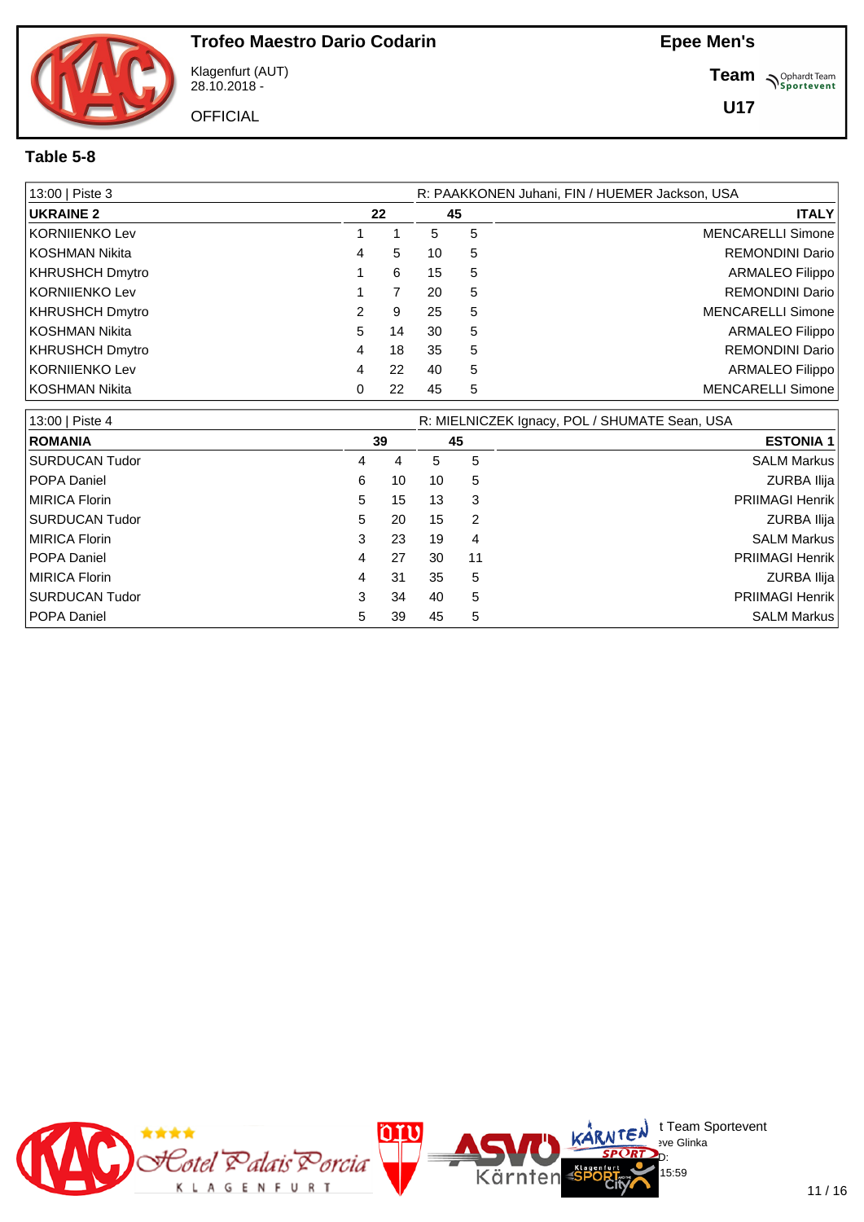# Trofeo Maestro Dario Codarin

Klagenfurt (AUT)
28.10.2018 -

OFFICIAL

**Epee Men's**

**Team**

**U17**

## Table 5-8

| 13:00 \| Piste 3 | | | | | R: PAAKKONEN Juhani, FIN / HUEMER Jackson, USA |
|---|---|---|---|---|---|
| **UKRAINE 2** | | **22** | **45** | | **ITALY** |
| KORNIIENKO Lev | 1 | 1 | 5 | 5 | MENCARELLI Simone |
| KOSHMAN Nikita | 4 | 5 | 10 | 5 | REMONDINI Dario |
| KHRUSHCH Dmytro | 1 | 6 | 15 | 5 | ARMALEO Filippo |
| KORNIIENKO Lev | 1 | 7 | 20 | 5 | REMONDINI Dario |
| KHRUSHCH Dmytro | 2 | 9 | 25 | 5 | MENCARELLI Simone |
| KOSHMAN Nikita | 5 | 14 | 30 | 5 | ARMALEO Filippo |
| KHRUSHCH Dmytro | 4 | 18 | 35 | 5 | REMONDINI Dario |
| KORNIIENKO Lev | 4 | 22 | 40 | 5 | ARMALEO Filippo |
| KOSHMAN Nikita | 0 | 22 | 45 | 5 | MENCARELLI Simone |

| 13:00 \| Piste 4 | | | | | R: MIELNICZEK Ignacy, POL / SHUMATE Sean, USA |
|---|---|---|---|---|---|
| **ROMANIA** | | **39** | **45** | | **ESTONIA 1** |
| SURDUCAN Tudor | 4 | 4 | 5 | 5 | SALM Markus |
| POPA Daniel | 6 | 10 | 10 | 5 | ZURBA Ilija |
| MIRICA Florin | 5 | 15 | 13 | 3 | PRIIMAGI Henrik |
| SURDUCAN Tudor | 5 | 20 | 15 | 2 | ZURBA Ilija |
| MIRICA Florin | 3 | 23 | 19 | 4 | SALM Markus |
| POPA Daniel | 4 | 27 | 30 | 11 | PRIIMAGI Henrik |
| MIRICA Florin | 4 | 31 | 35 | 5 | ZURBA Ilija |
| SURDUCAN Tudor | 3 | 34 | 40 | 5 | PRIIMAGI Henrik |
| POPA Daniel | 5 | 39 | 45 | 5 | SALM Markus |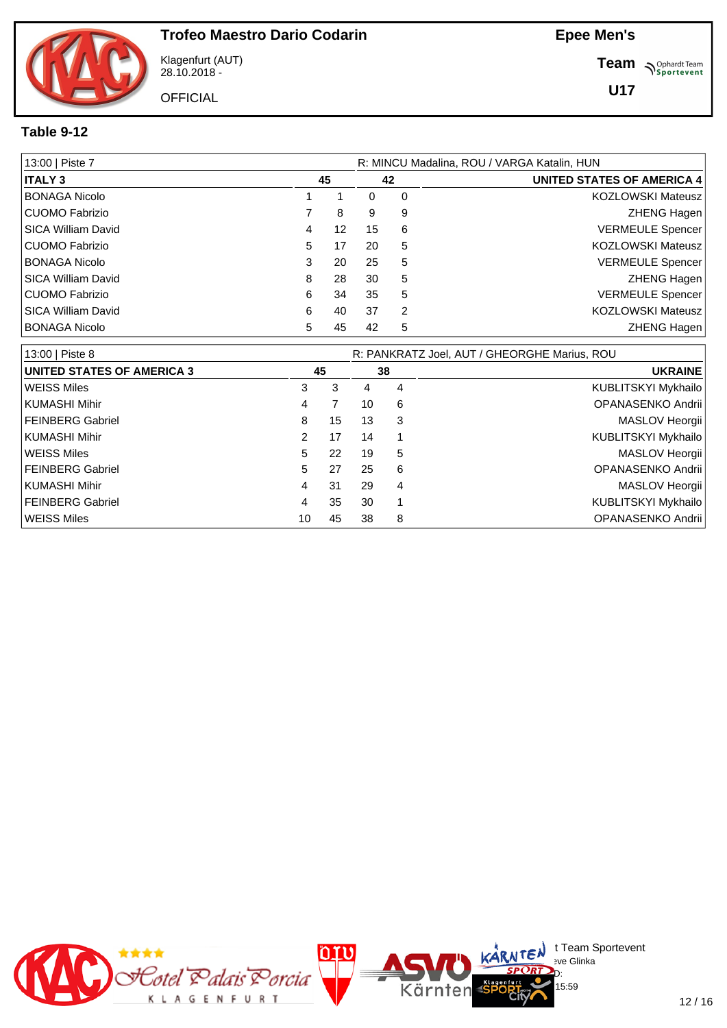# Trofeo Maestro Dario Codarin

Klagenfurt (AUT)
28.10.2018 -

OFFICIAL

**Epee Men's**

**Team**

**U17**

## Table 9-12

| 13:00 \| Piste 7 | | | | | R: MINCU Madalina, ROU / VARGA Katalin, HUN |
|---|---|---|---|---|---|
| **ITALY 3** | | **45** | **42** | | **UNITED STATES OF AMERICA 4** |
| BONAGA Nicolo | 1 | 1 | 0 | 0 | KOZLOWSKI Mateusz |
| CUOMO Fabrizio | 7 | 8 | 9 | 9 | ZHENG Hagen |
| SICA William David | 4 | 12 | 15 | 6 | VERMEULE Spencer |
| CUOMO Fabrizio | 5 | 17 | 20 | 5 | KOZLOWSKI Mateusz |
| BONAGA Nicolo | 3 | 20 | 25 | 5 | VERMEULE Spencer |
| SICA William David | 8 | 28 | 30 | 5 | ZHENG Hagen |
| CUOMO Fabrizio | 6 | 34 | 35 | 5 | VERMEULE Spencer |
| SICA William David | 6 | 40 | 37 | 2 | KOZLOWSKI Mateusz |
| BONAGA Nicolo | 5 | 45 | 42 | 5 | ZHENG Hagen |

| 13:00 \| Piste 8 | | | | | R: PANKRATZ Joel, AUT / GHEORGHE Marius, ROU |
|---|---|---|---|---|---|
| **UNITED STATES OF AMERICA 3** | | **45** | **38** | | **UKRAINE** |
| WEISS Miles | 3 | 3 | 4 | 4 | KUBLITSKYI Mykhailo |
| KUMASHI Mihir | 4 | 7 | 10 | 6 | OPANASENKO Andrii |
| FEINBERG Gabriel | 8 | 15 | 13 | 3 | MASLOV Heorgii |
| KUMASHI Mihir | 2 | 17 | 14 | 1 | KUBLITSKYI Mykhailo |
| WEISS Miles | 5 | 22 | 19 | 5 | MASLOV Heorgii |
| FEINBERG Gabriel | 5 | 27 | 25 | 6 | OPANASENKO Andrii |
| KUMASHI Mihir | 4 | 31 | 29 | 4 | MASLOV Heorgii |
| FEINBERG Gabriel | 4 | 35 | 30 | 1 | KUBLITSKYI Mykhailo |
| WEISS Miles | 10 | 45 | 38 | 8 | OPANASENKO Andrii |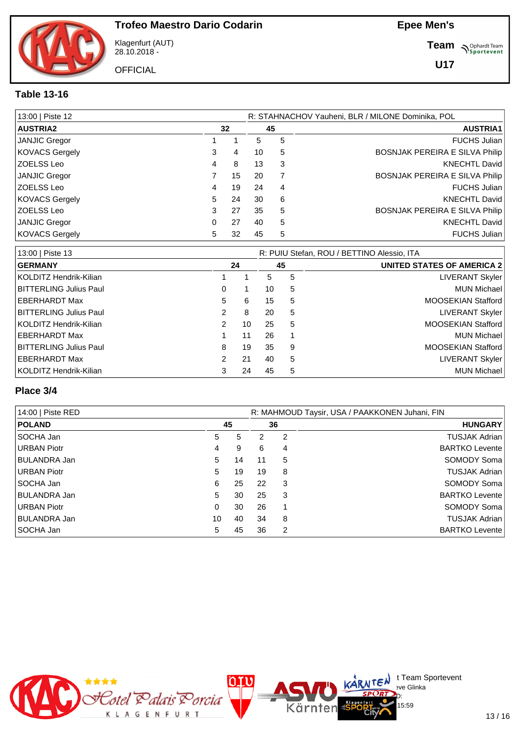# Trofeo Maestro Dario Codarin

Klagenfurt (AUT)
28.10.2018 -

OFFICIAL

**Epee Men's**

**Team**

**U17**

## Table 13-16

| 13:00 \| Piste 12 | | | | | R: STAHNACHOV Yauheni, BLR / MILONE Dominika, POL |
|---|---|---|---|---|---|
| **AUSTRIA2** | | **32** | **45** | | **AUSTRIA1** |
| JANJIC Gregor | 1 | 1 | 5 | 5 | FUCHS Julian |
| KOVACS Gergely | 3 | 4 | 10 | 5 | BOSNJAK PEREIRA E SILVA Philip |
| ZOELSS Leo | 4 | 8 | 13 | 3 | KNECHTL David |
| JANJIC Gregor | 7 | 15 | 20 | 7 | BOSNJAK PEREIRA E SILVA Philip |
| ZOELSS Leo | 4 | 19 | 24 | 4 | FUCHS Julian |
| KOVACS Gergely | 5 | 24 | 30 | 6 | KNECHTL David |
| ZOELSS Leo | 3 | 27 | 35 | 5 | BOSNJAK PEREIRA E SILVA Philip |
| JANJIC Gregor | 0 | 27 | 40 | 5 | KNECHTL David |
| KOVACS Gergely | 5 | 32 | 45 | 5 | FUCHS Julian |

| 13:00 \| Piste 13 | | | | | R: PUIU Stefan, ROU / BETTINO Alessio, ITA |
|---|---|---|---|---|---|
| **GERMANY** | | **24** | **45** | | **UNITED STATES OF AMERICA 2** |
| KOLDITZ Hendrik-Kilian | 1 | 1 | 5 | 5 | LIVERANT Skyler |
| BITTERLING Julius Paul | 0 | 1 | 10 | 5 | MUN Michael |
| EBERHARDT Max | 5 | 6 | 15 | 5 | MOOSEKIAN Stafford |
| BITTERLING Julius Paul | 2 | 8 | 20 | 5 | LIVERANT Skyler |
| KOLDITZ Hendrik-Kilian | 2 | 10 | 25 | 5 | MOOSEKIAN Stafford |
| EBERHARDT Max | 1 | 11 | 26 | 1 | MUN Michael |
| BITTERLING Julius Paul | 8 | 19 | 35 | 9 | MOOSEKIAN Stafford |
| EBERHARDT Max | 2 | 21 | 40 | 5 | LIVERANT Skyler |
| KOLDITZ Hendrik-Kilian | 3 | 24 | 45 | 5 | MUN Michael |

## Place 3/4

| 14:00 \| Piste RED | | | | | R: MAHMOUD Taysir, USA / PAAKKONEN Juhani, FIN |
|---|---|---|---|---|---|
| **POLAND** | | **45** | **36** | | **HUNGARY** |
| SOCHA Jan | 5 | 5 | 2 | 2 | TUSJAK Adrian |
| URBAN Piotr | 4 | 9 | 6 | 4 | BARTKO Levente |
| BULANDRA Jan | 5 | 14 | 11 | 5 | SOMODY Soma |
| URBAN Piotr | 5 | 19 | 19 | 8 | TUSJAK Adrian |
| SOCHA Jan | 6 | 25 | 22 | 3 | SOMODY Soma |
| BULANDRA Jan | 5 | 30 | 25 | 3 | BARTKO Levente |
| URBAN Piotr | 0 | 30 | 26 | 1 | SOMODY Soma |
| BULANDRA Jan | 10 | 40 | 34 | 8 | TUSJAK Adrian |
| SOCHA Jan | 5 | 45 | 36 | 2 | BARTKO Levente |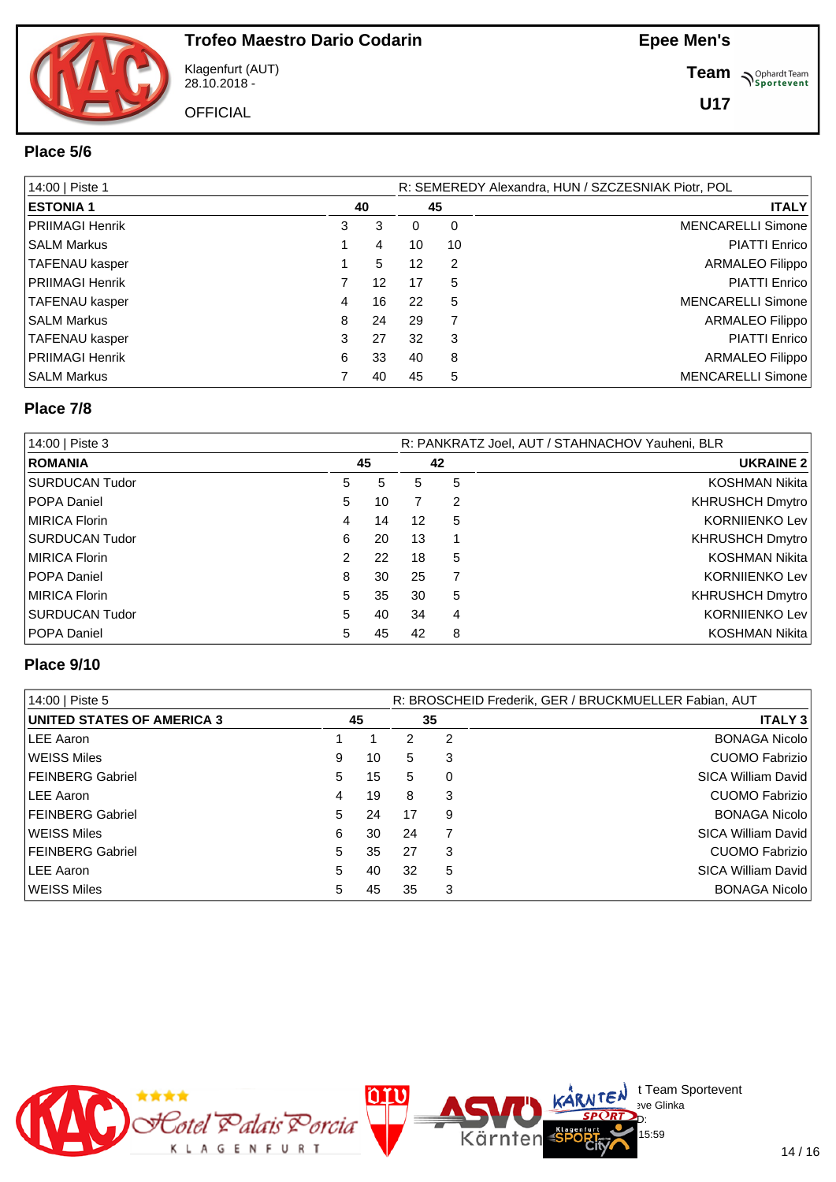# Trofeo Maestro Dario Codarin

Klagenfurt (AUT)
28.10.2018 -

OFFICIAL

**Epee Men's**

**Team**

**U17**

## Place 5/6

| 14:00 \| Piste 1 | | | | | R: SEMEREDY Alexandra, HUN / SZCZESNIAK Piotr, POL |
|---|---|---|---|---|---|
| **ESTONIA 1** | **40** | | **45** | | **ITALY** |
| PRIIMAGI Henrik | 3 | 3 | 0 | 0 | MENCARELLI Simone |
| SALM Markus | 1 | 4 | 10 | 10 | PIATTI Enrico |
| TAFENAU kasper | 1 | 5 | 12 | 2 | ARMALEO Filippo |
| PRIIMAGI Henrik | 7 | 12 | 17 | 5 | PIATTI Enrico |
| TAFENAU kasper | 4 | 16 | 22 | 5 | MENCARELLI Simone |
| SALM Markus | 8 | 24 | 29 | 7 | ARMALEO Filippo |
| TAFENAU kasper | 3 | 27 | 32 | 3 | PIATTI Enrico |
| PRIIMAGI Henrik | 6 | 33 | 40 | 8 | ARMALEO Filippo |
| SALM Markus | 7 | 40 | 45 | 5 | MENCARELLI Simone |

## Place 7/8

| 14:00 \| Piste 3 | | | | | R: PANKRATZ Joel, AUT / STAHNACHOV Yauheni, BLR |
|---|---|---|---|---|---|
| **ROMANIA** | **45** | | **42** | | **UKRAINE 2** |
| SURDUCAN Tudor | 5 | 5 | 5 | 5 | KOSHMAN Nikita |
| POPA Daniel | 5 | 10 | 7 | 2 | KHRUSHCH Dmytro |
| MIRICA Florin | 4 | 14 | 12 | 5 | KORNIIENKO Lev |
| SURDUCAN Tudor | 6 | 20 | 13 | 1 | KHRUSHCH Dmytro |
| MIRICA Florin | 2 | 22 | 18 | 5 | KOSHMAN Nikita |
| POPA Daniel | 8 | 30 | 25 | 7 | KORNIIENKO Lev |
| MIRICA Florin | 5 | 35 | 30 | 5 | KHRUSHCH Dmytro |
| SURDUCAN Tudor | 5 | 40 | 34 | 4 | KORNIIENKO Lev |
| POPA Daniel | 5 | 45 | 42 | 8 | KOSHMAN Nikita |

## Place 9/10

| 14:00 \| Piste 5 | | | | | R: BROSCHEID Frederik, GER / BRUCKMUELLER Fabian, AUT |
|---|---|---|---|---|---|
| **UNITED STATES OF AMERICA 3** | **45** | | **35** | | **ITALY 3** |
| LEE Aaron | 1 | 1 | 2 | 2 | BONAGA Nicolo |
| WEISS Miles | 9 | 10 | 5 | 3 | CUOMO Fabrizio |
| FEINBERG Gabriel | 5 | 15 | 5 | 0 | SICA William David |
| LEE Aaron | 4 | 19 | 8 | 3 | CUOMO Fabrizio |
| FEINBERG Gabriel | 5 | 24 | 17 | 9 | BONAGA Nicolo |
| WEISS Miles | 6 | 30 | 24 | 7 | SICA William David |
| FEINBERG Gabriel | 5 | 35 | 27 | 3 | CUOMO Fabrizio |
| LEE Aaron | 5 | 40 | 32 | 5 | SICA William David |
| WEISS Miles | 5 | 45 | 35 | 3 | BONAGA Nicolo |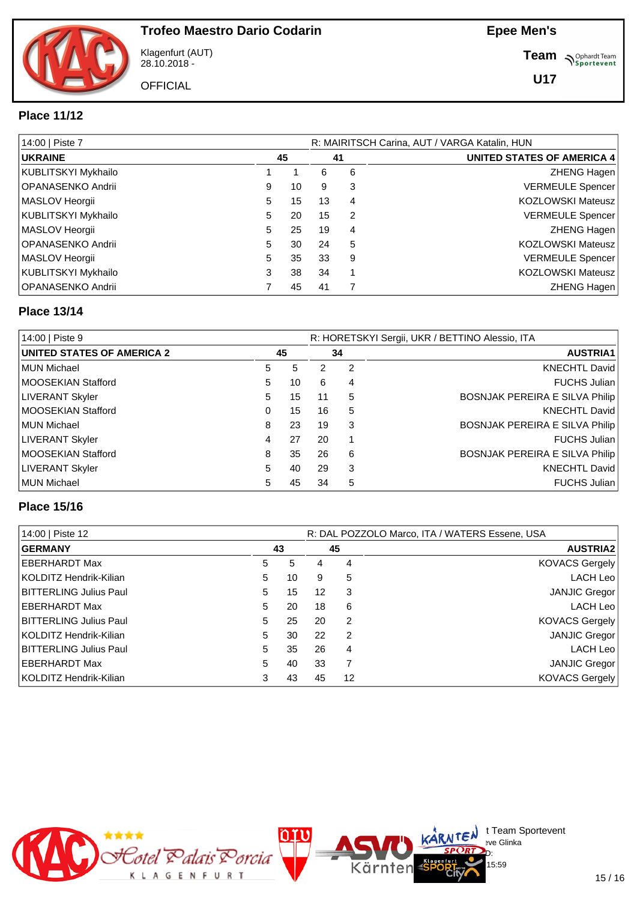# Trofeo Maestro Dario Codarin

Klagenfurt (AUT)
28.10.2018 -

OFFICIAL

**Epee Men's**

**Team**

**U17**

## Place 11/12

| 14:00 \| Piste 7 | | | | | R: MAIRITSCH Carina, AUT / VARGA Katalin, HUN |
|---|---|---|---|---|---|
| **UKRAINE** | **45** | | **41** | | **UNITED STATES OF AMERICA 4** |
| KUBLITSKYI Mykhailo | 1 | 1 | 6 | 6 | ZHENG Hagen |
| OPANASENKO Andrii | 9 | 10 | 9 | 3 | VERMEULE Spencer |
| MASLOV Heorgii | 5 | 15 | 13 | 4 | KOZLOWSKI Mateusz |
| KUBLITSKYI Mykhailo | 5 | 20 | 15 | 2 | VERMEULE Spencer |
| MASLOV Heorgii | 5 | 25 | 19 | 4 | ZHENG Hagen |
| OPANASENKO Andrii | 5 | 30 | 24 | 5 | KOZLOWSKI Mateusz |
| MASLOV Heorgii | 5 | 35 | 33 | 9 | VERMEULE Spencer |
| KUBLITSKYI Mykhailo | 3 | 38 | 34 | 1 | KOZLOWSKI Mateusz |
| OPANASENKO Andrii | 7 | 45 | 41 | 7 | ZHENG Hagen |

## Place 13/14

| 14:00 \| Piste 9 | | | | | R: HORETSKYI Sergii, UKR / BETTINO Alessio, ITA |
|---|---|---|---|---|---|
| **UNITED STATES OF AMERICA 2** | **45** | | **34** | | **AUSTRIA1** |
| MUN Michael | 5 | 5 | 2 | 2 | KNECHTL David |
| MOOSEKIAN Stafford | 5 | 10 | 6 | 4 | FUCHS Julian |
| LIVERANT Skyler | 5 | 15 | 11 | 5 | BOSNJAK PEREIRA E SILVA Philip |
| MOOSEKIAN Stafford | 0 | 15 | 16 | 5 | KNECHTL David |
| MUN Michael | 8 | 23 | 19 | 3 | BOSNJAK PEREIRA E SILVA Philip |
| LIVERANT Skyler | 4 | 27 | 20 | 1 | FUCHS Julian |
| MOOSEKIAN Stafford | 8 | 35 | 26 | 6 | BOSNJAK PEREIRA E SILVA Philip |
| LIVERANT Skyler | 5 | 40 | 29 | 3 | KNECHTL David |
| MUN Michael | 5 | 45 | 34 | 5 | FUCHS Julian |

## Place 15/16

| 14:00 \| Piste 12 | | | | | R: DAL POZZOLO Marco, ITA / WATERS Essene, USA |
|---|---|---|---|---|---|
| **GERMANY** | **43** | | **45** | | **AUSTRIA2** |
| EBERHARDT Max | 5 | 5 | 4 | 4 | KOVACS Gergely |
| KOLDITZ Hendrik-Kilian | 5 | 10 | 9 | 5 | LACH Leo |
| BITTERLING Julius Paul | 5 | 15 | 12 | 3 | JANJIC Gregor |
| EBERHARDT Max | 5 | 20 | 18 | 6 | LACH Leo |
| BITTERLING Julius Paul | 5 | 25 | 20 | 2 | KOVACS Gergely |
| KOLDITZ Hendrik-Kilian | 5 | 30 | 22 | 2 | JANJIC Gregor |
| BITTERLING Julius Paul | 5 | 35 | 26 | 4 | LACH Leo |
| EBERHARDT Max | 5 | 40 | 33 | 7 | JANJIC Gregor |
| KOLDITZ Hendrik-Kilian | 3 | 43 | 45 | 12 | KOVACS Gergely |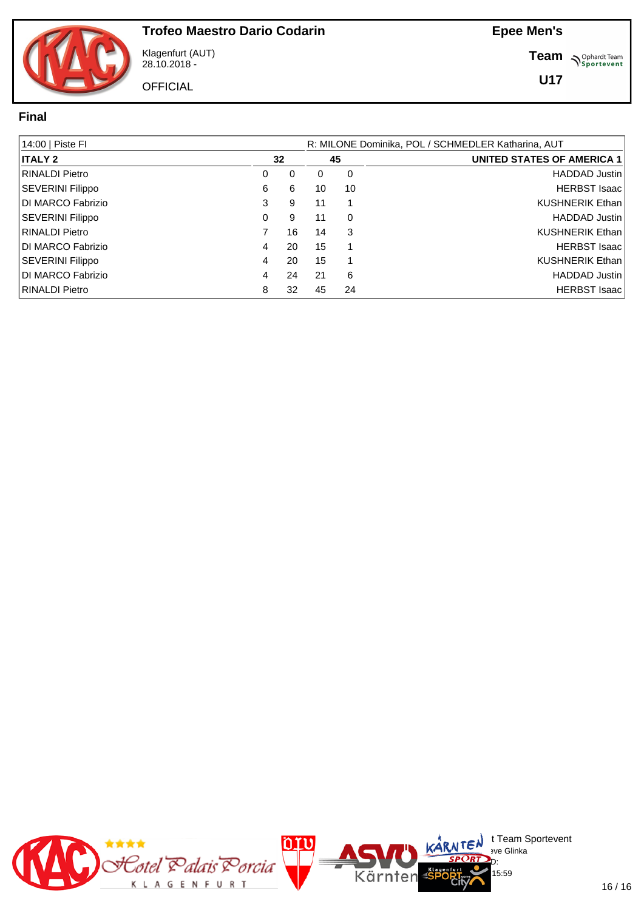# Trofeo Maestro Dario Codarin

Klagenfurt (AUT)
28.10.2018 -

OFFICIAL

**Epee Men's**

**Team**

**U17**

## Final

| 14:00 \| Piste FI | | | R: MILONE Dominika, POL / SCHMEDLER Katharina, AUT | | |
|---|---|---|---|---|---|
| **ITALY 2** | **32** | | **45** | | **UNITED STATES OF AMERICA 1** |
| RINALDI Pietro | 0 | 0 | 0 | 0 | HADDAD Justin |
| SEVERINI Filippo | 6 | 6 | 10 | 10 | HERBST Isaac |
| DI MARCO Fabrizio | 3 | 9 | 11 | 1 | KUSHNERIK Ethan |
| SEVERINI Filippo | 0 | 9 | 11 | 0 | HADDAD Justin |
| RINALDI Pietro | 7 | 16 | 14 | 3 | KUSHNERIK Ethan |
| DI MARCO Fabrizio | 4 | 20 | 15 | 1 | HERBST Isaac |
| SEVERINI Filippo | 4 | 20 | 15 | 1 | KUSHNERIK Ethan |
| DI MARCO Fabrizio | 4 | 24 | 21 | 6 | HADDAD Justin |
| RINALDI Pietro | 8 | 32 | 45 | 24 | HERBST Isaac |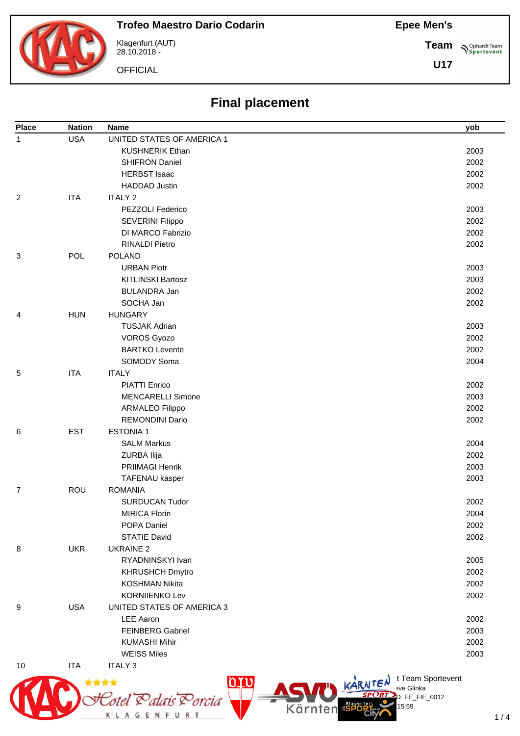# Trofeo Maestro Dario Codarin

Klagenfurt (AUT)
28.10.2018 -

OFFICIAL

**Epee Men's**
**Team**
**U17**

## Final placement

| Place | Nation | Name | yob |
|---|---|---|---|
| 1 | USA | UNITED STATES OF AMERICA 1 | |
| | | KUSHNERIK Ethan | 2003 |
| | | SHIFRON Daniel | 2002 |
| | | HERBST Isaac | 2002 |
| | | HADDAD Justin | 2002 |
| 2 | ITA | ITALY 2 | |
| | | PEZZOLI Federico | 2003 |
| | | SEVERINI Filippo | 2002 |
| | | DI MARCO Fabrizio | 2002 |
| | | RINALDI Pietro | 2002 |
| 3 | POL | POLAND | |
| | | URBAN Piotr | 2003 |
| | | KITLINSKI Bartosz | 2003 |
| | | BULANDRA Jan | 2002 |
| | | SOCHA Jan | 2002 |
| 4 | HUN | HUNGARY | |
| | | TUSJAK Adrian | 2003 |
| | | VOROS Gyozo | 2002 |
| | | BARTKO Levente | 2002 |
| | | SOMODY Soma | 2004 |
| 5 | ITA | ITALY | |
| | | PIATTI Enrico | 2002 |
| | | MENCARELLI Simone | 2003 |
| | | ARMALEO Filippo | 2002 |
| | | REMONDINI Dario | 2002 |
| 6 | EST | ESTONIA 1 | |
| | | SALM Markus | 2004 |
| | | ZURBA Ilija | 2002 |
| | | PRIIMAGI Henrik | 2003 |
| | | TAFENAU kasper | 2003 |
| 7 | ROU | ROMANIA | |
| | | SURDUCAN Tudor | 2002 |
| | | MIRICA Florin | 2004 |
| | | POPA Daniel | 2002 |
| | | STATIE David | 2002 |
| 8 | UKR | UKRAINE 2 | |
| | | RYADNINSKYI Ivan | 2005 |
| | | KHRUSHCH Dmytro | 2002 |
| | | KOSHMAN Nikita | 2002 |
| | | KORNIIENKO Lev | 2002 |
| 9 | USA | UNITED STATES OF AMERICA 3 | |
| | | LEE Aaron | 2002 |
| | | FEINBERG Gabriel | 2003 |
| | | KUMASHI Mihir | 2002 |
| | | WEISS Miles | 2003 |
| 10 | ITA | ITALY 3 | |

t Team Sportevent
eve Glinka
D: FE_FIE_0012
15:59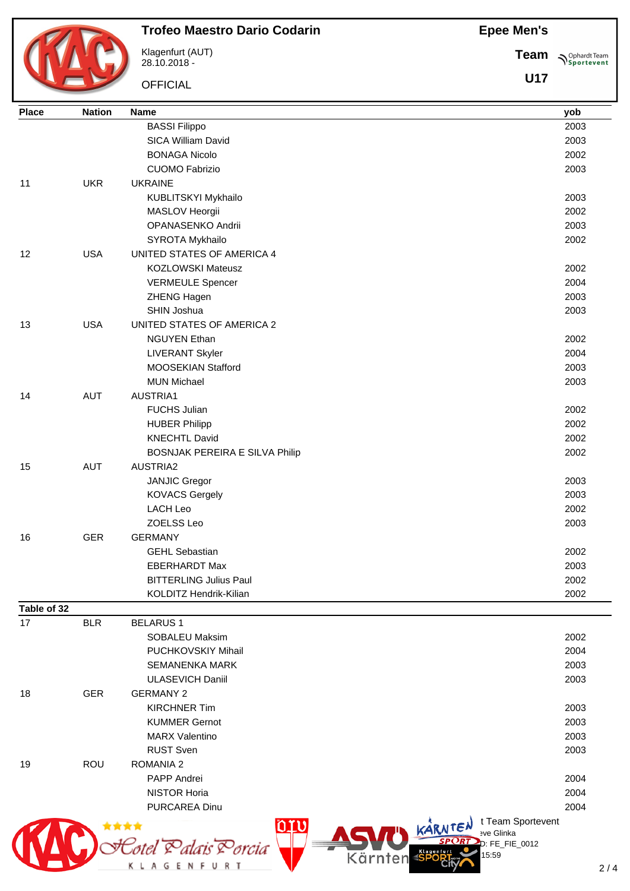| Place | Nation | Name | yob |
|---|---|---|---|
| | | BASSI Filippo | 2003 |
| | | SICA William David | 2003 |
| | | BONAGA Nicolo | 2002 |
| | | CUOMO Fabrizio | 2003 |
| 11 | UKR | UKRAINE | |
| | | KUBLITSKYI Mykhailo | 2003 |
| | | MASLOV Heorgii | 2002 |
| | | OPANASENKO Andrii | 2003 |
| | | SYROTA Mykhailo | 2002 |
| 12 | USA | UNITED STATES OF AMERICA 4 | |
| | | KOZLOWSKI Mateusz | 2002 |
| | | VERMEULE Spencer | 2004 |
| | | ZHENG Hagen | 2003 |
| | | SHIN Joshua | 2003 |
| 13 | USA | UNITED STATES OF AMERICA 2 | |
| | | NGUYEN Ethan | 2002 |
| | | LIVERANT Skyler | 2004 |
| | | MOOSEKIAN Stafford | 2003 |
| | | MUN Michael | 2003 |
| 14 | AUT | AUSTRIA1 | |
| | | FUCHS Julian | 2002 |
| | | HUBER Philipp | 2002 |
| | | KNECHTL David | 2002 |
| | | BOSNJAK PEREIRA E SILVA Philip | 2002 |
| 15 | AUT | AUSTRIA2 | |
| | | JANJIC Gregor | 2003 |
| | | KOVACS Gergely | 2003 |
| | | LACH Leo | 2002 |
| | | ZOELSS Leo | 2003 |
| 16 | GER | GERMANY | |
| | | GEHL Sebastian | 2002 |
| | | EBERHARDT Max | 2003 |
| | | BITTERLING Julius Paul | 2002 |
| | | KOLDITZ Hendrik-Kilian | 2002 |
| **Table of 32** | | | |
| 17 | BLR | BELARUS 1 | |
| | | SOBALEU Maksim | 2002 |
| | | PUCHKOVSKIY Mihail | 2004 |
| | | SEMANENKA MARK | 2003 |
| | | ULASEVICH Daniil | 2003 |
| 18 | GER | GERMANY 2 | |
| | | KIRCHNER Tim | 2003 |
| | | KUMMER Gernot | 2003 |
| | | MARX Valentino | 2003 |
| | | RUST Sven | 2003 |
| 19 | ROU | ROMANIA 2 | |
| | | PAPP Andrei | 2004 |
| | | NISTOR Horia | 2004 |
| | | PURCAREA Dinu | 2004 |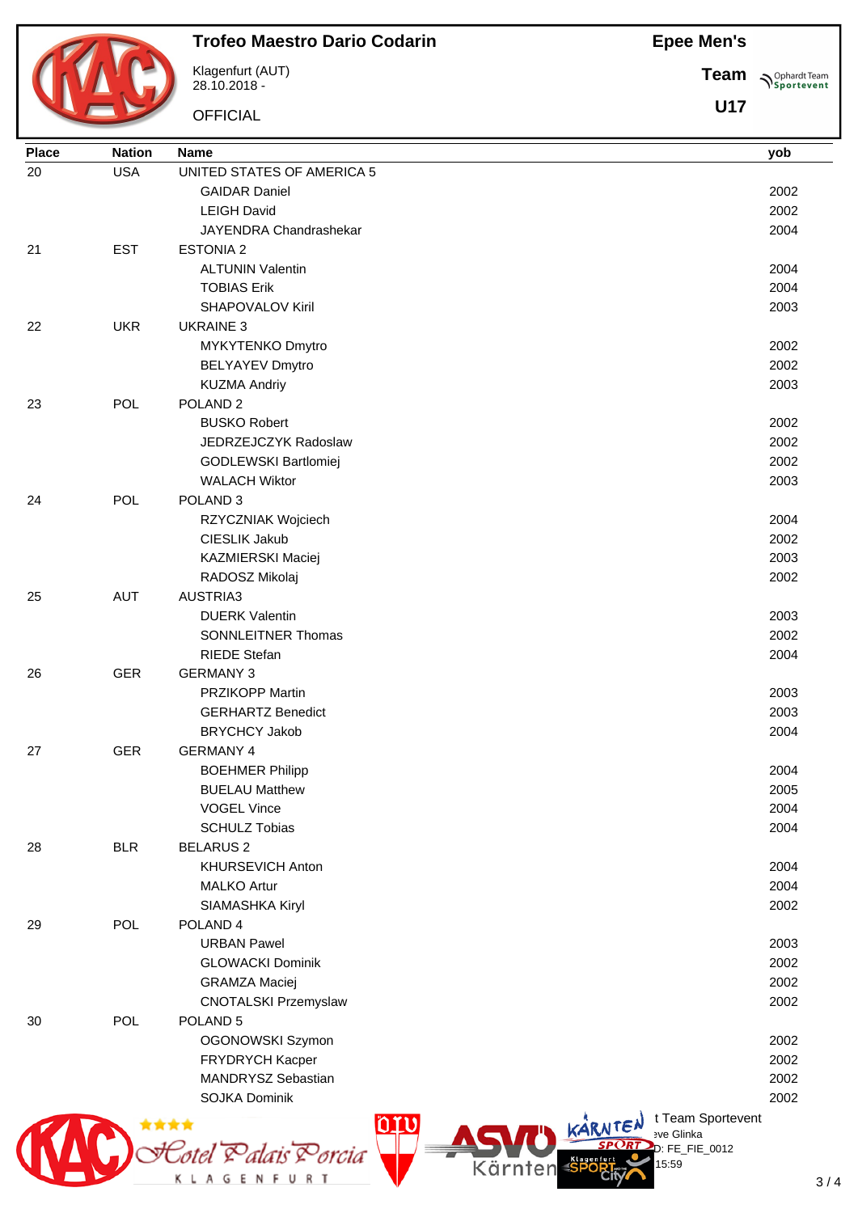# Trofeo Maestro Dario Codarin

Klagenfurt (AUT)
28.10.2018 -

OFFICIAL

**Epee Men's**

**Team**

**U17**

| Place | Nation | Name | yob |
|---|---|---|---|
| 20 | USA | UNITED STATES OF AMERICA 5 | |
| | | GAIDAR Daniel | 2002 |
| | | LEIGH David | 2002 |
| | | JAYENDRA Chandrashekar | 2004 |
| 21 | EST | ESTONIA 2 | |
| | | ALTUNIN Valentin | 2004 |
| | | TOBIAS Erik | 2004 |
| | | SHAPOVALOV Kiril | 2003 |
| 22 | UKR | UKRAINE 3 | |
| | | MYKYTENKO Dmytro | 2002 |
| | | BELYAYEV Dmytro | 2002 |
| | | KUZMA Andriy | 2003 |
| 23 | POL | POLAND 2 | |
| | | BUSKO Robert | 2002 |
| | | JEDRZEJCZYK Radoslaw | 2002 |
| | | GODLEWSKI Bartlomiej | 2002 |
| | | WALACH Wiktor | 2003 |
| 24 | POL | POLAND 3 | |
| | | RZYCZNIAK Wojciech | 2004 |
| | | CIESLIK Jakub | 2002 |
| | | KAZMIERSKI Maciej | 2003 |
| | | RADOSZ Mikolaj | 2002 |
| 25 | AUT | AUSTRIA3 | |
| | | DUERK Valentin | 2003 |
| | | SONNLEITNER Thomas | 2002 |
| | | RIEDE Stefan | 2004 |
| 26 | GER | GERMANY 3 | |
| | | PRZIKOPP Martin | 2003 |
| | | GERHARTZ Benedict | 2003 |
| | | BRYCHCY Jakob | 2004 |
| 27 | GER | GERMANY 4 | |
| | | BOEHMER Philipp | 2004 |
| | | BUELAU Matthew | 2005 |
| | | VOGEL Vince | 2004 |
| | | SCHULZ Tobias | 2004 |
| 28 | BLR | BELARUS 2 | |
| | | KHURSEVICH Anton | 2004 |
| | | MALKO Artur | 2004 |
| | | SIAMASHKA Kiryl | 2002 |
| 29 | POL | POLAND 4 | |
| | | URBAN Pawel | 2003 |
| | | GLOWACKI Dominik | 2002 |
| | | GRAMZA Maciej | 2002 |
| | | CNOTALSKI Przemyslaw | 2002 |
| 30 | POL | POLAND 5 | |
| | | OGONOWSKI Szymon | 2002 |
| | | FRYDRYCH Kacper | 2002 |
| | | MANDRYSZ Sebastian | 2002 |
| | | SOJKA Dominik | 2002 |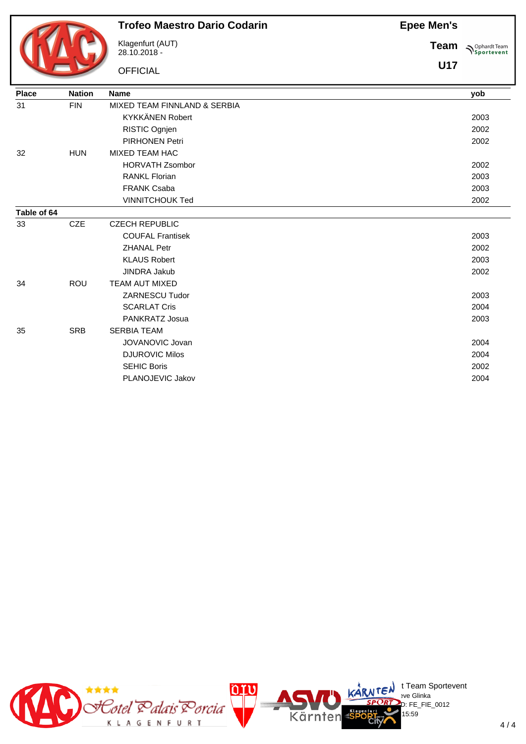# Trofeo Maestro Dario Codarin

Klagenfurt (AUT)
28.10.2018 -

OFFICIAL

**Epee Men's**

**Team**

**U17**

| Place | Nation | Name | yob |
|---|---|---|---|
| 31 | FIN | MIXED TEAM FINNLAND & SERBIA | |
| | | KYKKÄNEN Robert | 2003 |
| | | RISTIC Ognjen | 2002 |
| | | PIRHONEN Petri | 2002 |
| 32 | HUN | MIXED TEAM HAC | |
| | | HORVATH Zsombor | 2002 |
| | | RANKL Florian | 2003 |
| | | FRANK Csaba | 2003 |
| | | VINNITCHOUK Ted | 2002 |
| **Table of 64** | | | |
| 33 | CZE | CZECH REPUBLIC | |
| | | COUFAL Frantisek | 2003 |
| | | ZHANAL Petr | 2002 |
| | | KLAUS Robert | 2003 |
| | | JINDRA Jakub | 2002 |
| 34 | ROU | TEAM AUT MIXED | |
| | | ZARNESCU Tudor | 2003 |
| | | SCARLAT Cris | 2004 |
| | | PANKRATZ Josua | 2003 |
| 35 | SRB | SERBIA TEAM | |
| | | JOVANOVIC Jovan | 2004 |
| | | DJUROVIC Milos | 2004 |
| | | SEHIC Boris | 2002 |
| | | PLANOJEVIC Jakov | 2004 |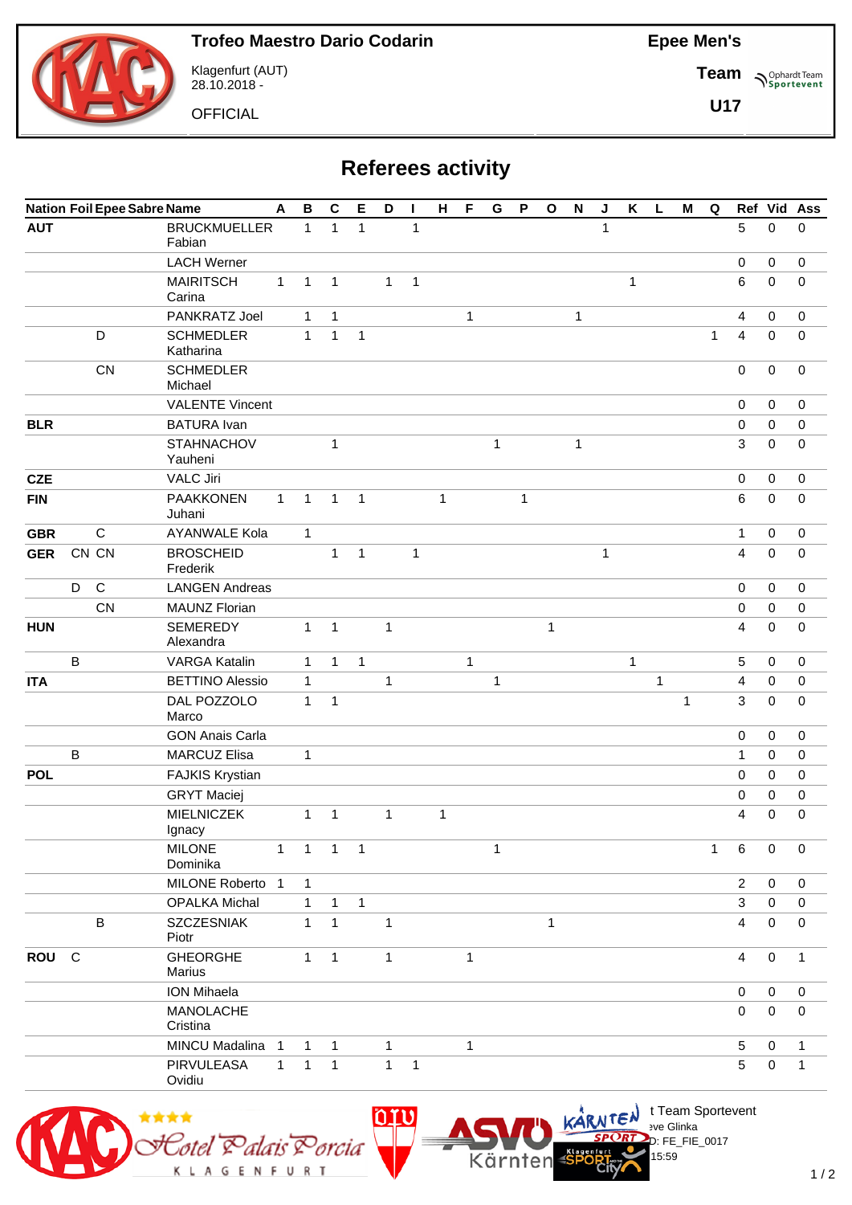**Trofeo Maestro Dario Codarin**

Klagenfurt (AUT)
28.10.2018 -

OFFICIAL

**Epee Men's**

**Team**

**U17**

# Referees activity

| Nation | Foil | Epee | Sabre | Name | A | B | C | E | D | I | H | F | G | P | O | N | J | K | L | M | Q | Ref | Vid | Ass |
|---|---|---|---|---|---|---|---|---|---|---|---|---|---|---|---|---|---|---|---|---|---|---|---|---|
| **AUT** | | | | BRUCKMUELLER Fabian | | 1 | 1 | 1 | | 1 | | | | | | | 1 | | | | | 5 | 0 | 0 |
| | | | | LACH Werner | | | | | | | | | | | | | | | | | | 0 | 0 | 0 |
| | | | | MAIRITSCH Carina | 1 | 1 | 1 | | 1 | 1 | | | | | | | | 1 | | | | 6 | 0 | 0 |
| | | | | PANKRATZ Joel | | 1 | 1 | | | | | 1 | | | | 1 | | | | | | 4 | 0 | 0 |
| | | D | | SCHMEDLER Katharina | | 1 | 1 | 1 | | | | | | | | | | | | | 1 | 4 | 0 | 0 |
| | | CN | | SCHMEDLER Michael | | | | | | | | | | | | | | | | | | 0 | 0 | 0 |
| | | | | VALENTE Vincent | | | | | | | | | | | | | | | | | | 0 | 0 | 0 |
| **BLR** | | | | BATURA Ivan | | | | | | | | | | | | | | | | | | 0 | 0 | 0 |
| | | | | STAHNACHOV Yauheni | | | 1 | | | | | | 1 | | | 1 | | | | | | 3 | 0 | 0 |
| **CZE** | | | | VALC Jiri | | | | | | | | | | | | | | | | | | 0 | 0 | 0 |
| **FIN** | | | | PAAKKONEN Juhani | 1 | 1 | 1 | 1 | | | 1 | | | 1 | | | | | | | | 6 | 0 | 0 |
| **GBR** | | C | | AYANWALE Kola | | 1 | | | | | | | | | | | | | | | | 1 | 0 | 0 |
| **GER** | CN | CN | | BROSCHEID Frederik | | | 1 | 1 | | 1 | | | | | | | 1 | | | | | 4 | 0 | 0 |
| | D | C | | LANGEN Andreas | | | | | | | | | | | | | | | | | | 0 | 0 | 0 |
| | | CN | | MAUNZ Florian | | | | | | | | | | | | | | | | | | 0 | 0 | 0 |
| **HUN** | | | | SEMEREDY Alexandra | | 1 | 1 | | 1 | | | | | | 1 | | | | | | | 4 | 0 | 0 |
| | B | | | VARGA Katalin | | 1 | 1 | 1 | | | | 1 | | | | | | 1 | | | | 5 | 0 | 0 |
| **ITA** | | | | BETTINO Alessio | | 1 | | | 1 | | | | 1 | | | | | | 1 | | | 4 | 0 | 0 |
| | | | | DAL POZZOLO Marco | | 1 | 1 | | | | | | | | | | | | | 1 | | 3 | 0 | 0 |
| | | | | GON Anais Carla | | | | | | | | | | | | | | | | | | 0 | 0 | 0 |
| | B | | | MARCUZ Elisa | | 1 | | | | | | | | | | | | | | | | 1 | 0 | 0 |
| **POL** | | | | FAJKIS Krystian | | | | | | | | | | | | | | | | | | 0 | 0 | 0 |
| | | | | GRYT Maciej | | | | | | | | | | | | | | | | | | 0 | 0 | 0 |
| | | | | MIELNICZEK Ignacy | | 1 | 1 | | 1 | | 1 | | | | | | | | | | | 4 | 0 | 0 |
| | | | | MILONE Dominika | 1 | 1 | 1 | 1 | | | | | 1 | | | | | | | | 1 | 6 | 0 | 0 |
| | | | | MILONE Roberto | 1 | 1 | | | | | | | | | | | | | | | | 2 | 0 | 0 |
| | | | | OPALKA Michal | | 1 | 1 | 1 | | | | | | | | | | | | | | 3 | 0 | 0 |
| | | B | | SZCZESNIAK Piotr | | 1 | 1 | | 1 | | | | | | 1 | | | | | | | 4 | 0 | 0 |
| **ROU** | C | | | GHEORGHE Marius | | 1 | 1 | | 1 | | | 1 | | | | | | | | | | 4 | 0 | 1 |
| | | | | ION Mihaela | | | | | | | | | | | | | | | | | | 0 | 0 | 0 |
| | | | | MANOLACHE Cristina | | | | | | | | | | | | | | | | | | 0 | 0 | 0 |
| | | | | MINCU Madalina | 1 | 1 | 1 | | 1 | | | 1 | | | | | | | | | | 5 | 0 | 1 |
| | | | | PIRVULEASA Ovidiu | 1 | 1 | 1 | | 1 | 1 | | | | | | | | | | | | 5 | 0 | 1 |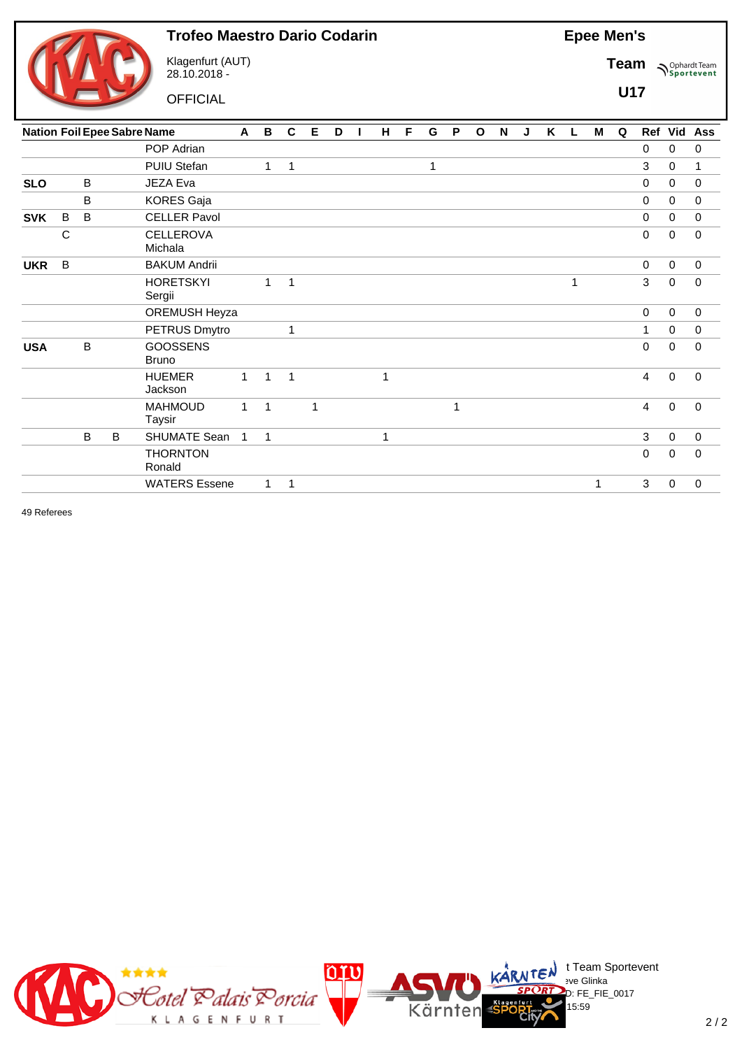**Trofeo Maestro Dario Codarin**

Klagenfurt (AUT)
28.10.2018 -

OFFICIAL

**Epee Men's**

**Team**

**U17**

| Nation | Foil | Epee | Sabre | Name | A | B | C | E | D | I | H | F | G | P | O | N | J | K | L | M | Q | Ref | Vid | Ass |
|---|---|---|---|---|---|---|---|---|---|---|---|---|---|---|---|---|---|---|---|---|---|---|---|---|
| | | | | POP Adrian | | | | | | | | | | | | | | | | | | 0 | 0 | 0 |
| | | | | PUIU Stefan | | 1 | 1 | | | | | | 1 | | | | | | | | | 3 | 0 | 1 |
| **SLO** | | B | | JEZA Eva | | | | | | | | | | | | | | | | | | 0 | 0 | 0 |
| | | B | | KORES Gaja | | | | | | | | | | | | | | | | | | 0 | 0 | 0 |
| **SVK** | B | B | | CELLER Pavol | | | | | | | | | | | | | | | | | | 0 | 0 | 0 |
| | C | | | CELLEROVA Michala | | | | | | | | | | | | | | | | | | 0 | 0 | 0 |
| **UKR** | B | | | BAKUM Andrii | | | | | | | | | | | | | | | | | | 0 | 0 | 0 |
| | | | | HORETSKYI Sergii | | 1 | 1 | | | | | | | | | | | | 1 | | | 3 | 0 | 0 |
| | | | | OREMUSH Heyza | | | | | | | | | | | | | | | | | | 0 | 0 | 0 |
| | | | | PETRUS Dmytro | | | 1 | | | | | | | | | | | | | | | 1 | 0 | 0 |
| **USA** | | B | | GOOSSENS Bruno | | | | | | | | | | | | | | | | | | 0 | 0 | 0 |
| | | | | HUEMER Jackson | 1 | 1 | 1 | | | | 1 | | | | | | | | | | | 4 | 0 | 0 |
| | | | | MAHMOUD Taysir | 1 | 1 | | 1 | | | | | | 1 | | | | | | | | 4 | 0 | 0 |
| | | B | B | SHUMATE Sean | 1 | 1 | | | | | 1 | | | | | | | | | | | 3 | 0 | 0 |
| | | | | THORNTON Ronald | | | | | | | | | | | | | | | | | | 0 | 0 | 0 |
| | | | | WATERS Essene | | 1 | 1 | | | | | | | | | | | | | 1 | | 3 | 0 | 0 |

49 Referees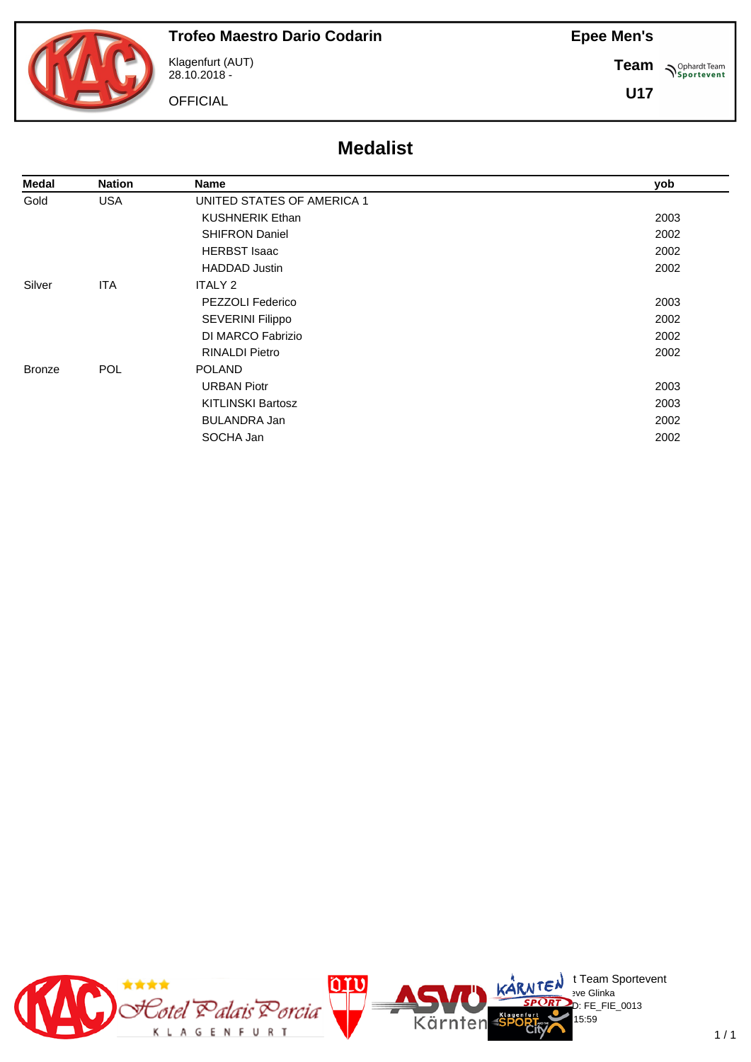**Trofeo Maestro Dario Codarin**

Klagenfurt (AUT)
28.10.2018 -

OFFICIAL

**Epee Men's**

**Team**

**U17**

## Medalist

| Medal | Nation | Name | yob |
|---|---|---|---|
| Gold | USA | UNITED STATES OF AMERICA 1 | |
| | | KUSHNERIK Ethan | 2003 |
| | | SHIFRON Daniel | 2002 |
| | | HERBST Isaac | 2002 |
| | | HADDAD Justin | 2002 |
| Silver | ITA | ITALY 2 | |
| | | PEZZOLI Federico | 2003 |
| | | SEVERINI Filippo | 2002 |
| | | DI MARCO Fabrizio | 2002 |
| | | RINALDI Pietro | 2002 |
| Bronze | POL | POLAND | |
| | | URBAN Piotr | 2003 |
| | | KITLINSKI Bartosz | 2003 |
| | | BULANDRA Jan | 2002 |
| | | SOCHA Jan | 2002 |